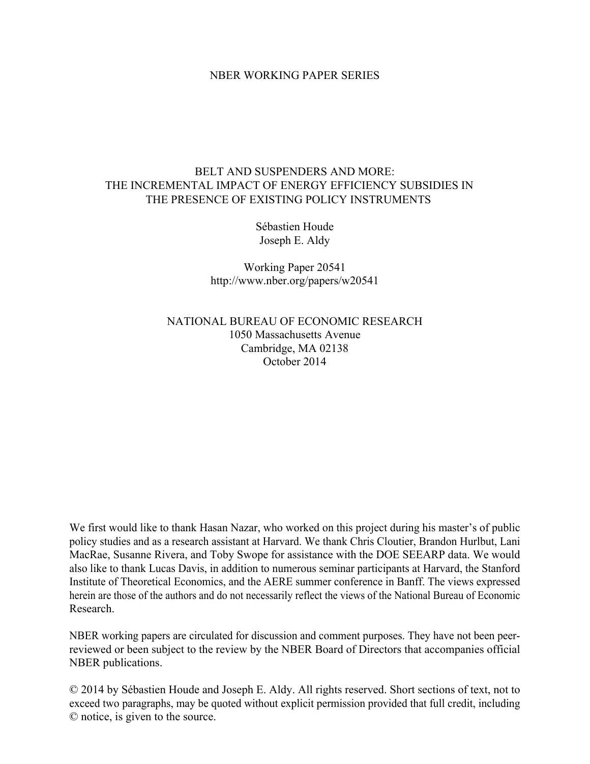NBER WORKING PAPER SERIES

# BELT AND SUSPENDERS AND MORE: THE INCREMENTAL IMPACT OF ENERGY EFFICIENCY SUBSIDIES IN THE PRESENCE OF EXISTING POLICY INSTRUMENTS

Sébastien Houde
Joseph E. Aldy

Working Paper 20541
http://www.nber.org/papers/w20541

NATIONAL BUREAU OF ECONOMIC RESEARCH
1050 Massachusetts Avenue
Cambridge, MA 02138
October 2014

We first would like to thank Hasan Nazar, who worked on this project during his master's of public policy studies and as a research assistant at Harvard. We thank Chris Cloutier, Brandon Hurlbut, Lani MacRae, Susanne Rivera, and Toby Swope for assistance with the DOE SEEARP data. We would also like to thank Lucas Davis, in addition to numerous seminar participants at Harvard, the Stanford Institute of Theoretical Economics, and the AERE summer conference in Banff. The views expressed herein are those of the authors and do not necessarily reflect the views of the National Bureau of Economic Research.

NBER working papers are circulated for discussion and comment purposes. They have not been peer-reviewed or been subject to the review by the NBER Board of Directors that accompanies official NBER publications.

© 2014 by Sébastien Houde and Joseph E. Aldy. All rights reserved. Short sections of text, not to exceed two paragraphs, may be quoted without explicit permission provided that full credit, including © notice, is given to the source.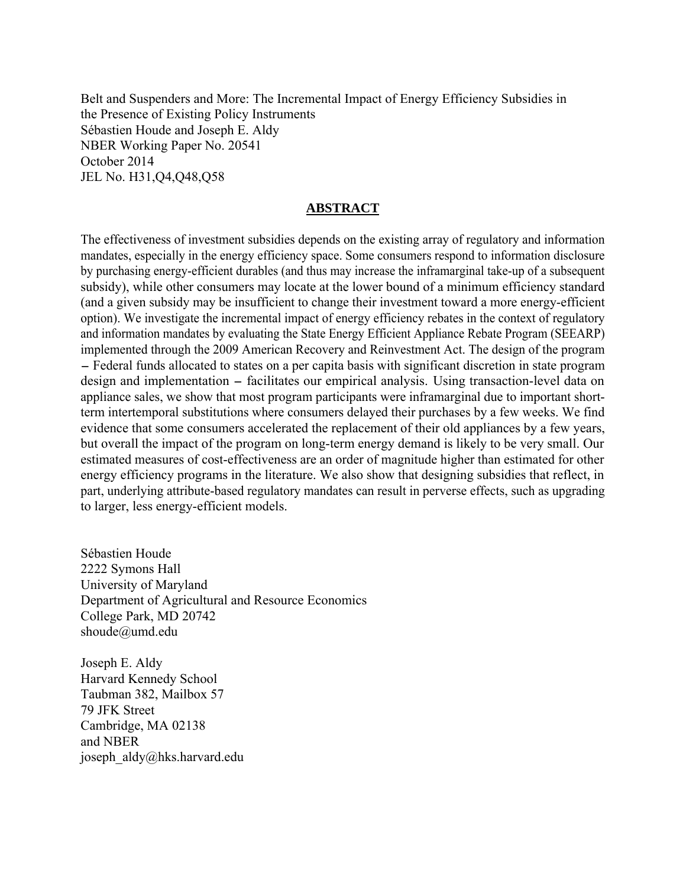Belt and Suspenders and More: The Incremental Impact of Energy Efficiency Subsidies in the Presence of Existing Policy Instruments
Sébastien Houde and Joseph E. Aldy
NBER Working Paper No. 20541
October 2014
JEL No. H31,Q4,Q48,Q58

## ABSTRACT

The effectiveness of investment subsidies depends on the existing array of regulatory and information mandates, especially in the energy efficiency space. Some consumers respond to information disclosure by purchasing energy-efficient durables (and thus may increase the inframarginal take-up of a subsequent subsidy), while other consumers may locate at the lower bound of a minimum efficiency standard (and a given subsidy may be insufficient to change their investment toward a more energy-efficient option). We investigate the incremental impact of energy efficiency rebates in the context of regulatory and information mandates by evaluating the State Energy Efficient Appliance Rebate Program (SEEARP) implemented through the 2009 American Recovery and Reinvestment Act. The design of the program – Federal funds allocated to states on a per capita basis with significant discretion in state program design and implementation – facilitates our empirical analysis. Using transaction-level data on appliance sales, we show that most program participants were inframarginal due to important short-term intertemporal substitutions where consumers delayed their purchases by a few weeks. We find evidence that some consumers accelerated the replacement of their old appliances by a few years, but overall the impact of the program on long-term energy demand is likely to be very small. Our estimated measures of cost-effectiveness are an order of magnitude higher than estimated for other energy efficiency programs in the literature. We also show that designing subsidies that reflect, in part, underlying attribute-based regulatory mandates can result in perverse effects, such as upgrading to larger, less energy-efficient models.

Sébastien Houde
2222 Symons Hall
University of Maryland
Department of Agricultural and Resource Economics
College Park, MD 20742
shoude@umd.edu

Joseph E. Aldy
Harvard Kennedy School
Taubman 382, Mailbox 57
79 JFK Street
Cambridge, MA 02138
and NBER
joseph_aldy@hks.harvard.edu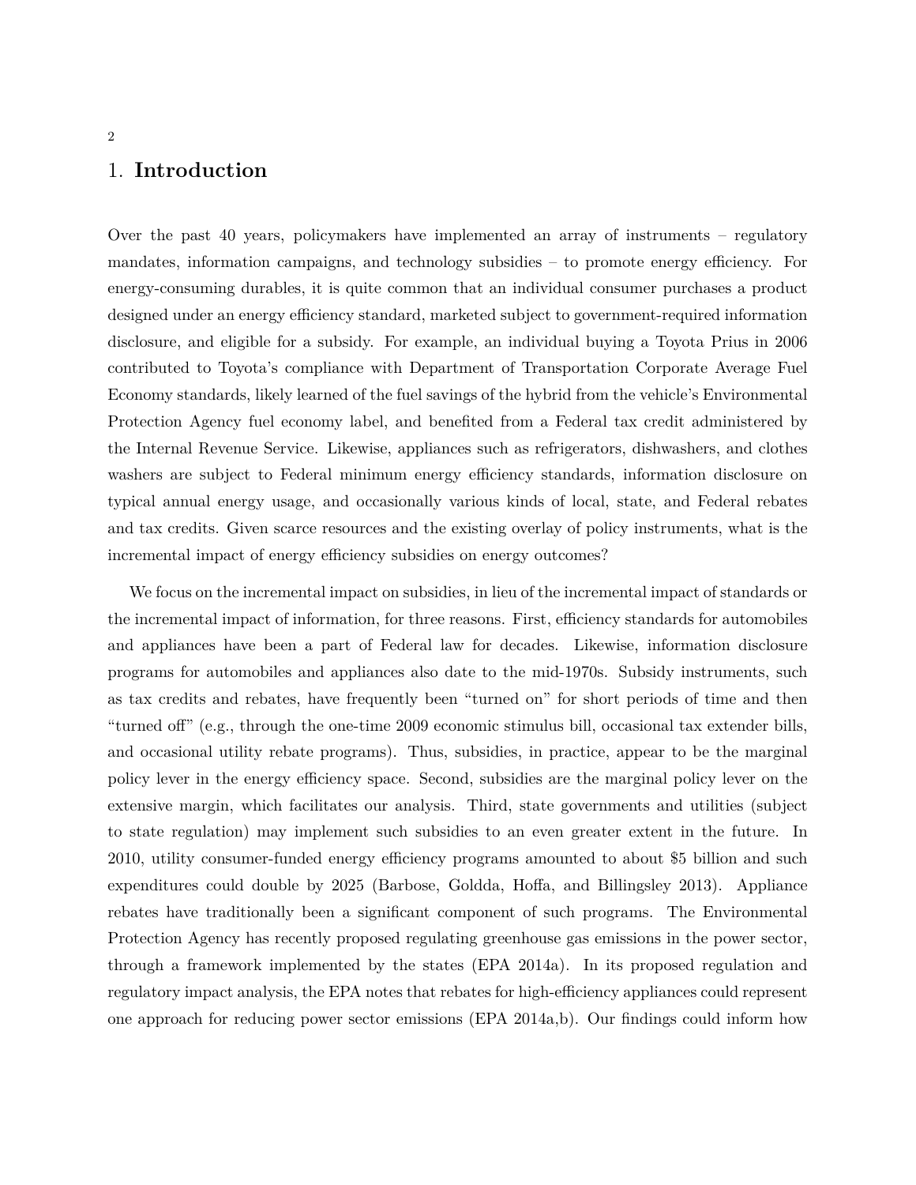# 1. **Introduction**

Over the past 40 years, policymakers have implemented an array of instruments – regulatory mandates, information campaigns, and technology subsidies – to promote energy efficiency. For energy-consuming durables, it is quite common that an individual consumer purchases a product designed under an energy efficiency standard, marketed subject to government-required information disclosure, and eligible for a subsidy. For example, an individual buying a Toyota Prius in 2006 contributed to Toyota's compliance with Department of Transportation Corporate Average Fuel Economy standards, likely learned of the fuel savings of the hybrid from the vehicle's Environmental Protection Agency fuel economy label, and benefited from a Federal tax credit administered by the Internal Revenue Service. Likewise, appliances such as refrigerators, dishwashers, and clothes washers are subject to Federal minimum energy efficiency standards, information disclosure on typical annual energy usage, and occasionally various kinds of local, state, and Federal rebates and tax credits. Given scarce resources and the existing overlay of policy instruments, what is the incremental impact of energy efficiency subsidies on energy outcomes?

We focus on the incremental impact on subsidies, in lieu of the incremental impact of standards or the incremental impact of information, for three reasons. First, efficiency standards for automobiles and appliances have been a part of Federal law for decades. Likewise, information disclosure programs for automobiles and appliances also date to the mid-1970s. Subsidy instruments, such as tax credits and rebates, have frequently been "turned on" for short periods of time and then "turned off" (e.g., through the one-time 2009 economic stimulus bill, occasional tax extender bills, and occasional utility rebate programs). Thus, subsidies, in practice, appear to be the marginal policy lever in the energy efficiency space. Second, subsidies are the marginal policy lever on the extensive margin, which facilitates our analysis. Third, state governments and utilities (subject to state regulation) may implement such subsidies to an even greater extent in the future. In 2010, utility consumer-funded energy efficiency programs amounted to about $5 billion and such expenditures could double by 2025 (Barbose, Goldda, Hoffa, and Billingsley 2013). Appliance rebates have traditionally been a significant component of such programs. The Environmental Protection Agency has recently proposed regulating greenhouse gas emissions in the power sector, through a framework implemented by the states (EPA 2014a). In its proposed regulation and regulatory impact analysis, the EPA notes that rebates for high-efficiency appliances could represent one approach for reducing power sector emissions (EPA 2014a,b). Our findings could inform how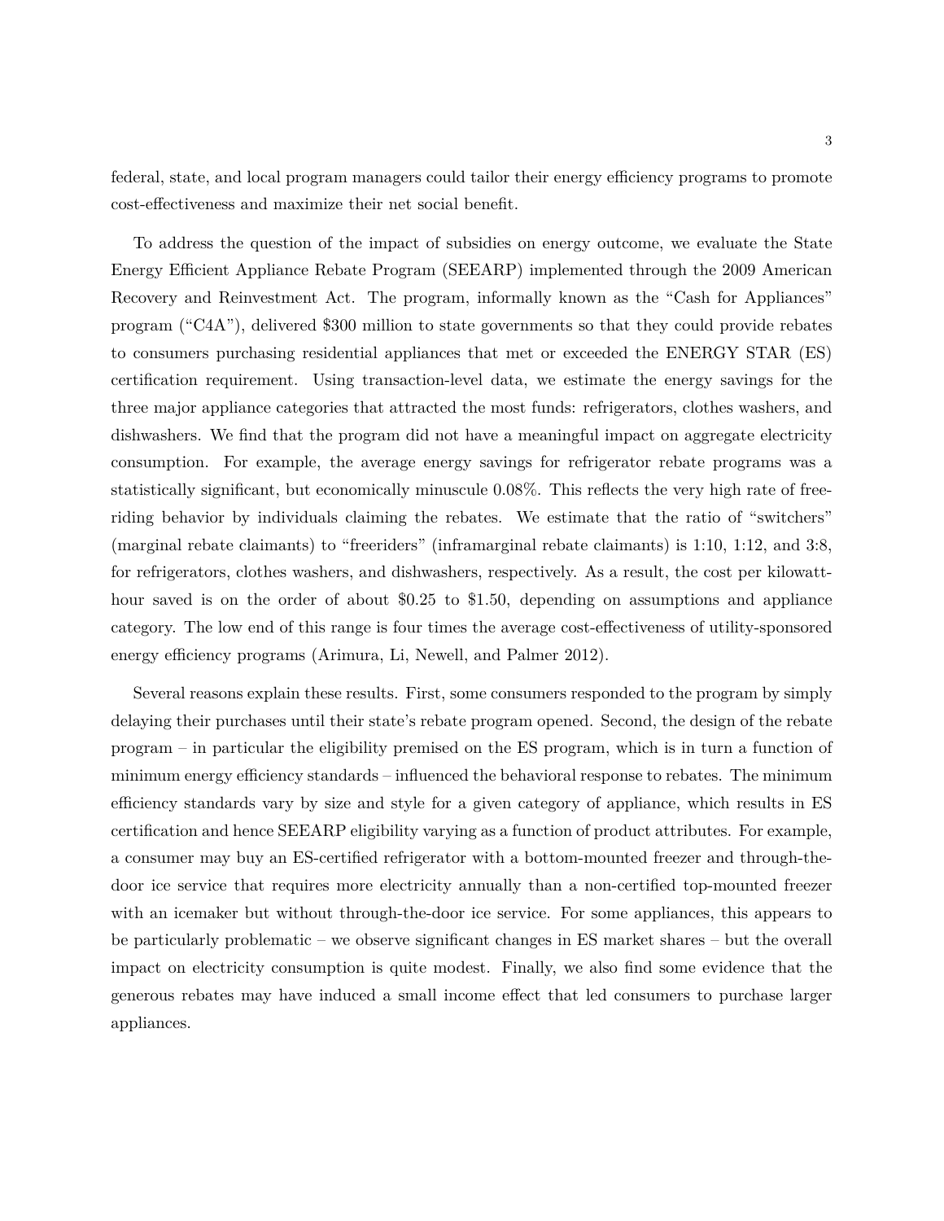federal, state, and local program managers could tailor their energy efficiency programs to promote cost-effectiveness and maximize their net social benefit.

To address the question of the impact of subsidies on energy outcome, we evaluate the State Energy Efficient Appliance Rebate Program (SEEARP) implemented through the 2009 American Recovery and Reinvestment Act. The program, informally known as the "Cash for Appliances" program ("C4A"), delivered \$300 million to state governments so that they could provide rebates to consumers purchasing residential appliances that met or exceeded the ENERGY STAR (ES) certification requirement. Using transaction-level data, we estimate the energy savings for the three major appliance categories that attracted the most funds: refrigerators, clothes washers, and dishwashers. We find that the program did not have a meaningful impact on aggregate electricity consumption. For example, the average energy savings for refrigerator rebate programs was a statistically significant, but economically minuscule 0.08%. This reflects the very high rate of free-riding behavior by individuals claiming the rebates. We estimate that the ratio of "switchers" (marginal rebate claimants) to "freeriders" (inframarginal rebate claimants) is 1:10, 1:12, and 3:8, for refrigerators, clothes washers, and dishwashers, respectively. As a result, the cost per kilowatt-hour saved is on the order of about \$0.25 to \$1.50, depending on assumptions and appliance category. The low end of this range is four times the average cost-effectiveness of utility-sponsored energy efficiency programs (Arimura, Li, Newell, and Palmer 2012).

Several reasons explain these results. First, some consumers responded to the program by simply delaying their purchases until their state's rebate program opened. Second, the design of the rebate program – in particular the eligibility premised on the ES program, which is in turn a function of minimum energy efficiency standards – influenced the behavioral response to rebates. The minimum efficiency standards vary by size and style for a given category of appliance, which results in ES certification and hence SEEARP eligibility varying as a function of product attributes. For example, a consumer may buy an ES-certified refrigerator with a bottom-mounted freezer and through-the-door ice service that requires more electricity annually than a non-certified top-mounted freezer with an icemaker but without through-the-door ice service. For some appliances, this appears to be particularly problematic – we observe significant changes in ES market shares – but the overall impact on electricity consumption is quite modest. Finally, we also find some evidence that the generous rebates may have induced a small income effect that led consumers to purchase larger appliances.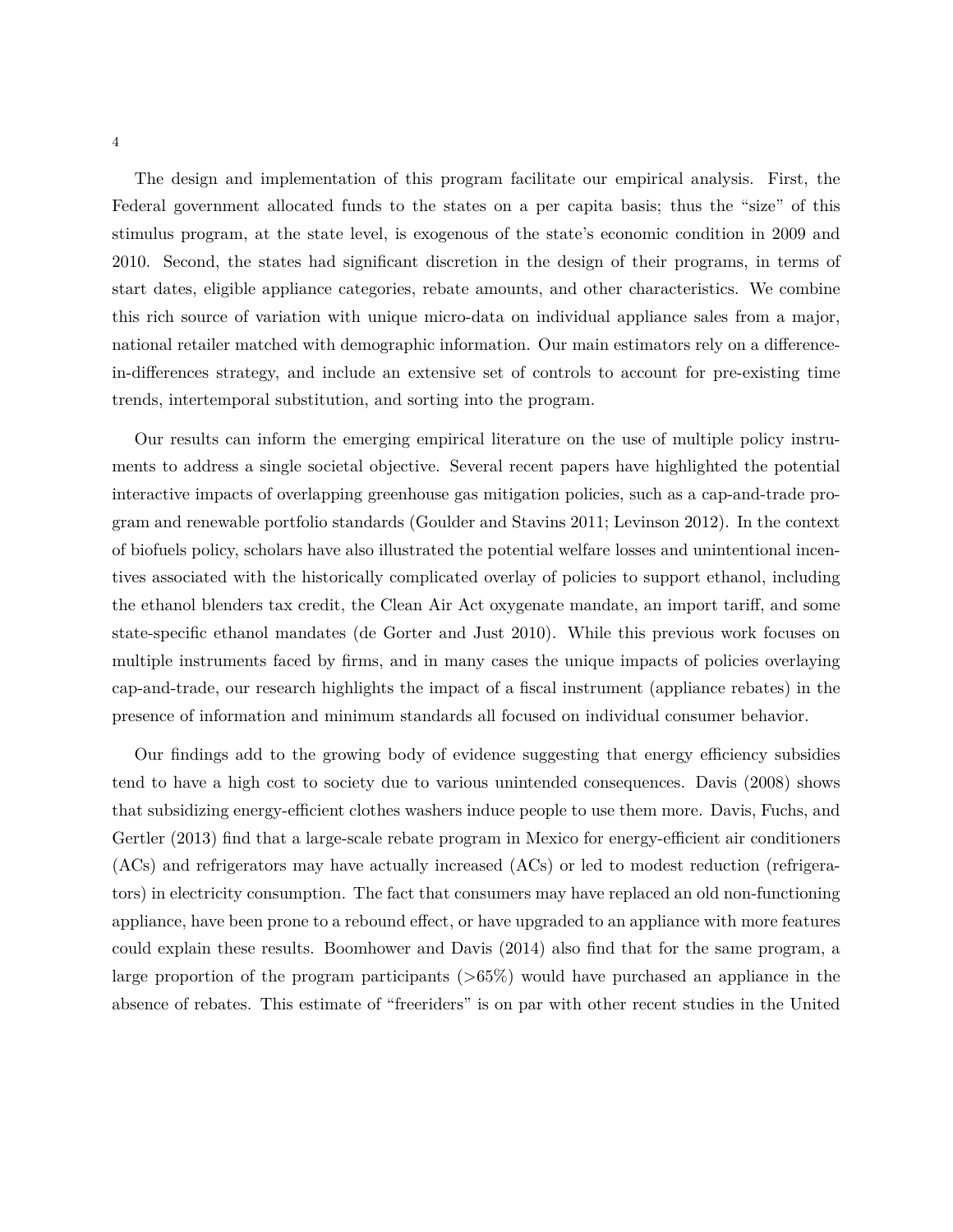The design and implementation of this program facilitate our empirical analysis. First, the Federal government allocated funds to the states on a per capita basis; thus the "size" of this stimulus program, at the state level, is exogenous of the state's economic condition in 2009 and 2010. Second, the states had significant discretion in the design of their programs, in terms of start dates, eligible appliance categories, rebate amounts, and other characteristics. We combine this rich source of variation with unique micro-data on individual appliance sales from a major, national retailer matched with demographic information. Our main estimators rely on a difference-in-differences strategy, and include an extensive set of controls to account for pre-existing time trends, intertemporal substitution, and sorting into the program.

Our results can inform the emerging empirical literature on the use of multiple policy instruments to address a single societal objective. Several recent papers have highlighted the potential interactive impacts of overlapping greenhouse gas mitigation policies, such as a cap-and-trade program and renewable portfolio standards (Goulder and Stavins 2011; Levinson 2012). In the context of biofuels policy, scholars have also illustrated the potential welfare losses and unintentional incentives associated with the historically complicated overlay of policies to support ethanol, including the ethanol blenders tax credit, the Clean Air Act oxygenate mandate, an import tariff, and some state-specific ethanol mandates (de Gorter and Just 2010). While this previous work focuses on multiple instruments faced by firms, and in many cases the unique impacts of policies overlaying cap-and-trade, our research highlights the impact of a fiscal instrument (appliance rebates) in the presence of information and minimum standards all focused on individual consumer behavior.

Our findings add to the growing body of evidence suggesting that energy efficiency subsidies tend to have a high cost to society due to various unintended consequences. Davis (2008) shows that subsidizing energy-efficient clothes washers induce people to use them more. Davis, Fuchs, and Gertler (2013) find that a large-scale rebate program in Mexico for energy-efficient air conditioners (ACs) and refrigerators may have actually increased (ACs) or led to modest reduction (refrigerators) in electricity consumption. The fact that consumers may have replaced an old non-functioning appliance, have been prone to a rebound effect, or have upgraded to an appliance with more features could explain these results. Boomhower and Davis (2014) also find that for the same program, a large proportion of the program participants (>65%) would have purchased an appliance in the absence of rebates. This estimate of "freeriders" is on par with other recent studies in the United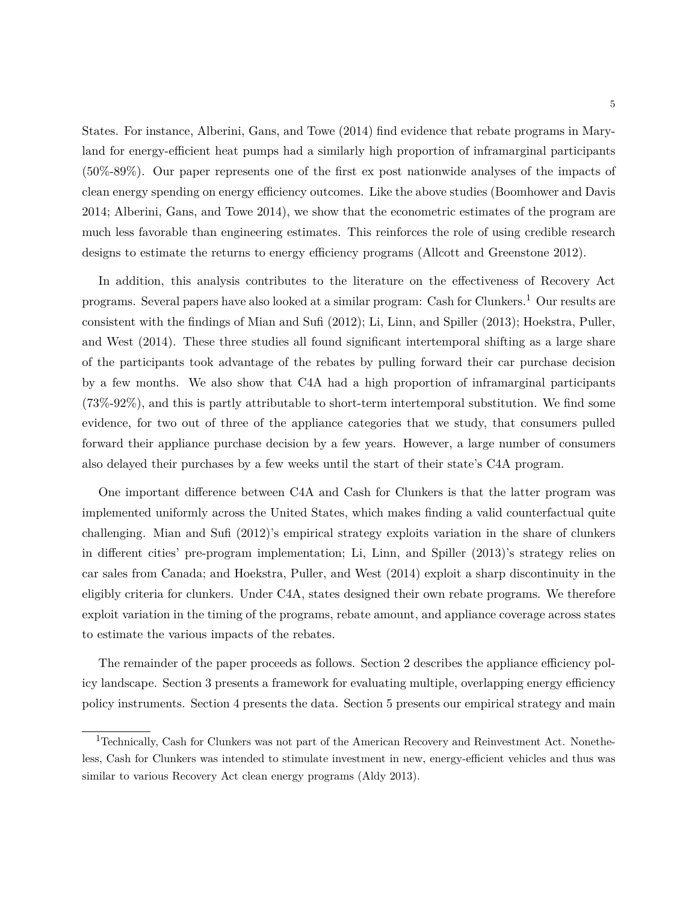States. For instance, Alberini, Gans, and Towe (2014) find evidence that rebate programs in Maryland for energy-efficient heat pumps had a similarly high proportion of inframarginal participants (50%-89%). Our paper represents one of the first ex post nationwide analyses of the impacts of clean energy spending on energy efficiency outcomes. Like the above studies (Boomhower and Davis 2014; Alberini, Gans, and Towe 2014), we show that the econometric estimates of the program are much less favorable than engineering estimates. This reinforces the role of using credible research designs to estimate the returns to energy efficiency programs (Allcott and Greenstone 2012).

In addition, this analysis contributes to the literature on the effectiveness of Recovery Act programs. Several papers have also looked at a similar program: Cash for Clunkers.[1] Our results are consistent with the findings of Mian and Sufi (2012); Li, Linn, and Spiller (2013); Hoekstra, Puller, and West (2014). These three studies all found significant intertemporal shifting as a large share of the participants took advantage of the rebates by pulling forward their car purchase decision by a few months. We also show that C4A had a high proportion of inframarginal participants (73%-92%), and this is partly attributable to short-term intertemporal substitution. We find some evidence, for two out of three of the appliance categories that we study, that consumers pulled forward their appliance purchase decision by a few years. However, a large number of consumers also delayed their purchases by a few weeks until the start of their state's C4A program.

One important difference between C4A and Cash for Clunkers is that the latter program was implemented uniformly across the United States, which makes finding a valid counterfactual quite challenging. Mian and Sufi (2012)'s empirical strategy exploits variation in the share of clunkers in different cities' pre-program implementation; Li, Linn, and Spiller (2013)'s strategy relies on car sales from Canada; and Hoekstra, Puller, and West (2014) exploit a sharp discontinuity in the eligibly criteria for clunkers. Under C4A, states designed their own rebate programs. We therefore exploit variation in the timing of the programs, rebate amount, and appliance coverage across states to estimate the various impacts of the rebates.

The remainder of the paper proceeds as follows. Section 2 describes the appliance efficiency policy landscape. Section 3 presents a framework for evaluating multiple, overlapping energy efficiency policy instruments. Section 4 presents the data. Section 5 presents our empirical strategy and main

[1] Technically, Cash for Clunkers was not part of the American Recovery and Reinvestment Act. Nonetheless, Cash for Clunkers was intended to stimulate investment in new, energy-efficient vehicles and thus was similar to various Recovery Act clean energy programs (Aldy 2013).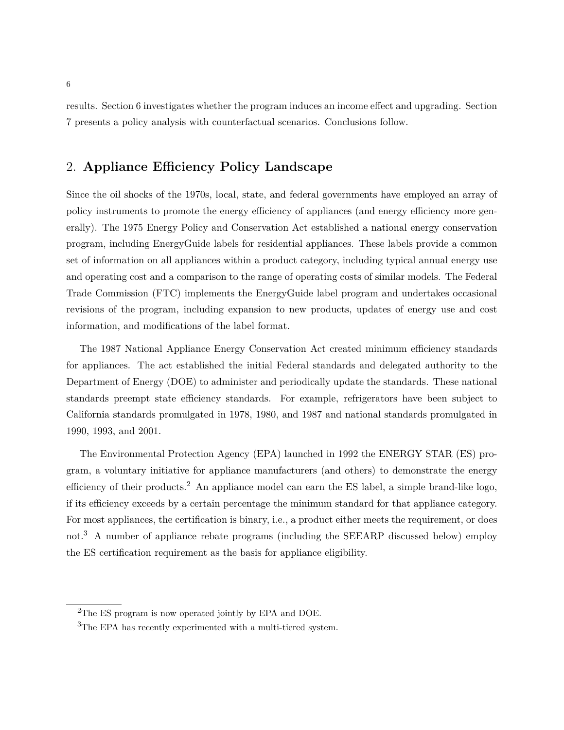results. Section 6 investigates whether the program induces an income effect and upgrading. Section 7 presents a policy analysis with counterfactual scenarios. Conclusions follow.

## 2. **Appliance Efficiency Policy Landscape**

Since the oil shocks of the 1970s, local, state, and federal governments have employed an array of policy instruments to promote the energy efficiency of appliances (and energy efficiency more generally). The 1975 Energy Policy and Conservation Act established a national energy conservation program, including EnergyGuide labels for residential appliances. These labels provide a common set of information on all appliances within a product category, including typical annual energy use and operating cost and a comparison to the range of operating costs of similar models. The Federal Trade Commission (FTC) implements the EnergyGuide label program and undertakes occasional revisions of the program, including expansion to new products, updates of energy use and cost information, and modifications of the label format.

The 1987 National Appliance Energy Conservation Act created minimum efficiency standards for appliances. The act established the initial Federal standards and delegated authority to the Department of Energy (DOE) to administer and periodically update the standards. These national standards preempt state efficiency standards. For example, refrigerators have been subject to California standards promulgated in 1978, 1980, and 1987 and national standards promulgated in 1990, 1993, and 2001.

The Environmental Protection Agency (EPA) launched in 1992 the ENERGY STAR (ES) program, a voluntary initiative for appliance manufacturers (and others) to demonstrate the energy efficiency of their products.[2] An appliance model can earn the ES label, a simple brand-like logo, if its efficiency exceeds by a certain percentage the minimum standard for that appliance category. For most appliances, the certification is binary, i.e., a product either meets the requirement, or does not.[3] A number of appliance rebate programs (including the SEEARP discussed below) employ the ES certification requirement as the basis for appliance eligibility.

[2] The ES program is now operated jointly by EPA and DOE.

[3] The EPA has recently experimented with a multi-tiered system.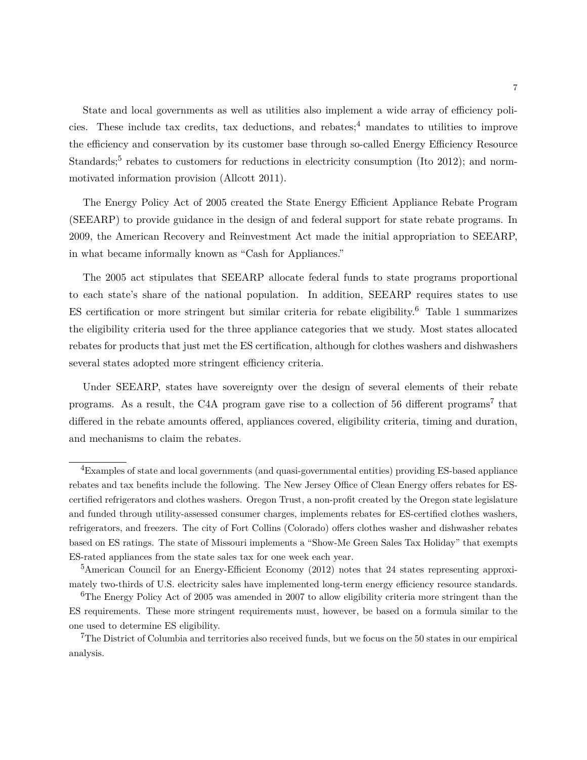State and local governments as well as utilities also implement a wide array of efficiency policies. These include tax credits, tax deductions, and rebates;[4] mandates to utilities to improve the efficiency and conservation by its customer base through so-called Energy Efficiency Resource Standards;[5] rebates to customers for reductions in electricity consumption (Ito 2012); and norm-motivated information provision (Allcott 2011).

The Energy Policy Act of 2005 created the State Energy Efficient Appliance Rebate Program (SEEARP) to provide guidance in the design of and federal support for state rebate programs. In 2009, the American Recovery and Reinvestment Act made the initial appropriation to SEEARP, in what became informally known as "Cash for Appliances."

The 2005 act stipulates that SEEARP allocate federal funds to state programs proportional to each state's share of the national population. In addition, SEEARP requires states to use ES certification or more stringent but similar criteria for rebate eligibility.[6] Table 1 summarizes the eligibility criteria used for the three appliance categories that we study. Most states allocated rebates for products that just met the ES certification, although for clothes washers and dishwashers several states adopted more stringent efficiency criteria.

Under SEEARP, states have sovereignty over the design of several elements of their rebate programs. As a result, the C4A program gave rise to a collection of 56 different programs[7] that differed in the rebate amounts offered, appliances covered, eligibility criteria, timing and duration, and mechanisms to claim the rebates.

---

[4]Examples of state and local governments (and quasi-governmental entities) providing ES-based appliance rebates and tax benefits include the following. The New Jersey Office of Clean Energy offers rebates for ES-certified refrigerators and clothes washers. Oregon Trust, a non-profit created by the Oregon state legislature and funded through utility-assessed consumer charges, implements rebates for ES-certified clothes washers, refrigerators, and freezers. The city of Fort Collins (Colorado) offers clothes washer and dishwasher rebates based on ES ratings. The state of Missouri implements a "Show-Me Green Sales Tax Holiday" that exempts ES-rated appliances from the state sales tax for one week each year.

[5]American Council for an Energy-Efficient Economy (2012) notes that 24 states representing approximately two-thirds of U.S. electricity sales have implemented long-term energy efficiency resource standards.

[6]The Energy Policy Act of 2005 was amended in 2007 to allow eligibility criteria more stringent than the ES requirements. These more stringent requirements must, however, be based on a formula similar to the one used to determine ES eligibility.

[7]The District of Columbia and territories also received funds, but we focus on the 50 states in our empirical analysis.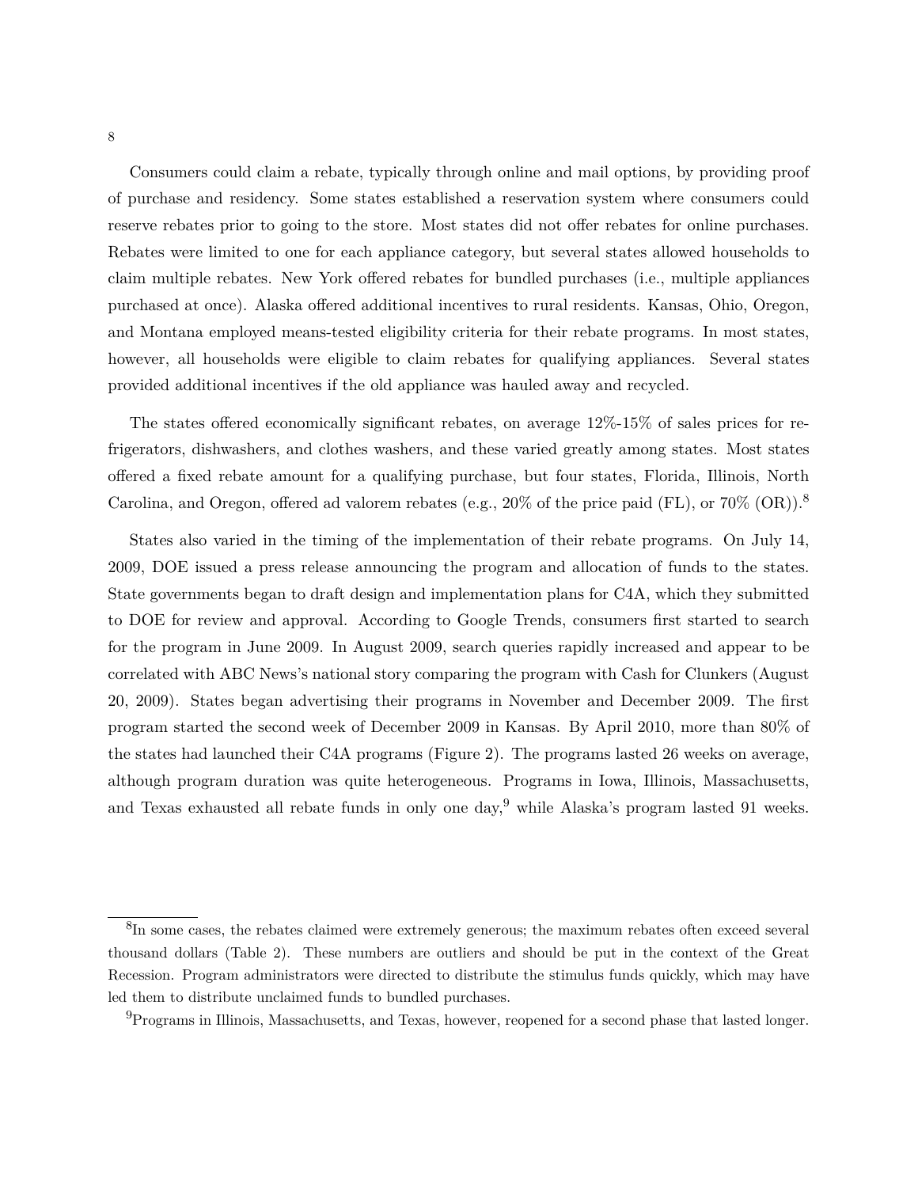Consumers could claim a rebate, typically through online and mail options, by providing proof of purchase and residency. Some states established a reservation system where consumers could reserve rebates prior to going to the store. Most states did not offer rebates for online purchases. Rebates were limited to one for each appliance category, but several states allowed households to claim multiple rebates. New York offered rebates for bundled purchases (i.e., multiple appliances purchased at once). Alaska offered additional incentives to rural residents. Kansas, Ohio, Oregon, and Montana employed means-tested eligibility criteria for their rebate programs. In most states, however, all households were eligible to claim rebates for qualifying appliances. Several states provided additional incentives if the old appliance was hauled away and recycled.

The states offered economically significant rebates, on average 12%-15% of sales prices for refrigerators, dishwashers, and clothes washers, and these varied greatly among states. Most states offered a fixed rebate amount for a qualifying purchase, but four states, Florida, Illinois, North Carolina, and Oregon, offered ad valorem rebates (e.g., 20% of the price paid (FL), or 70% (OR)).[8]

States also varied in the timing of the implementation of their rebate programs. On July 14, 2009, DOE issued a press release announcing the program and allocation of funds to the states. State governments began to draft design and implementation plans for C4A, which they submitted to DOE for review and approval. According to Google Trends, consumers first started to search for the program in June 2009. In August 2009, search queries rapidly increased and appear to be correlated with ABC News's national story comparing the program with Cash for Clunkers (August 20, 2009). States began advertising their programs in November and December 2009. The first program started the second week of December 2009 in Kansas. By April 2010, more than 80% of the states had launched their C4A programs (Figure 2). The programs lasted 26 weeks on average, although program duration was quite heterogeneous. Programs in Iowa, Illinois, Massachusetts, and Texas exhausted all rebate funds in only one day,[9] while Alaska's program lasted 91 weeks.

[8] In some cases, the rebates claimed were extremely generous; the maximum rebates often exceed several thousand dollars (Table 2). These numbers are outliers and should be put in the context of the Great Recession. Program administrators were directed to distribute the stimulus funds quickly, which may have led them to distribute unclaimed funds to bundled purchases.

[9] Programs in Illinois, Massachusetts, and Texas, however, reopened for a second phase that lasted longer.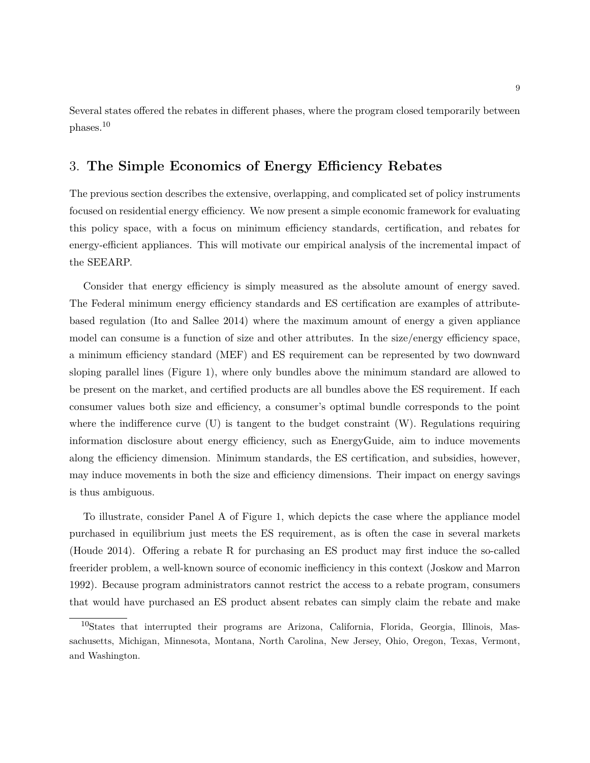Several states offered the rebates in different phases, where the program closed temporarily between phases.[10]

## 3. **The Simple Economics of Energy Efficiency Rebates**

The previous section describes the extensive, overlapping, and complicated set of policy instruments focused on residential energy efficiency. We now present a simple economic framework for evaluating this policy space, with a focus on minimum efficiency standards, certification, and rebates for energy-efficient appliances. This will motivate our empirical analysis of the incremental impact of the SEEARP.

Consider that energy efficiency is simply measured as the absolute amount of energy saved. The Federal minimum energy efficiency standards and ES certification are examples of attribute-based regulation (Ito and Sallee 2014) where the maximum amount of energy a given appliance model can consume is a function of size and other attributes. In the size/energy efficiency space, a minimum efficiency standard (MEF) and ES requirement can be represented by two downward sloping parallel lines (Figure 1), where only bundles above the minimum standard are allowed to be present on the market, and certified products are all bundles above the ES requirement. If each consumer values both size and efficiency, a consumer's optimal bundle corresponds to the point where the indifference curve (U) is tangent to the budget constraint (W). Regulations requiring information disclosure about energy efficiency, such as EnergyGuide, aim to induce movements along the efficiency dimension. Minimum standards, the ES certification, and subsidies, however, may induce movements in both the size and efficiency dimensions. Their impact on energy savings is thus ambiguous.

To illustrate, consider Panel A of Figure 1, which depicts the case where the appliance model purchased in equilibrium just meets the ES requirement, as is often the case in several markets (Houde 2014). Offering a rebate R for purchasing an ES product may first induce the so-called freerider problem, a well-known source of economic inefficiency in this context (Joskow and Marron 1992). Because program administrators cannot restrict the access to a rebate program, consumers that would have purchased an ES product absent rebates can simply claim the rebate and make

[10]States that interrupted their programs are Arizona, California, Florida, Georgia, Illinois, Massachusetts, Michigan, Minnesota, Montana, North Carolina, New Jersey, Ohio, Oregon, Texas, Vermont, and Washington.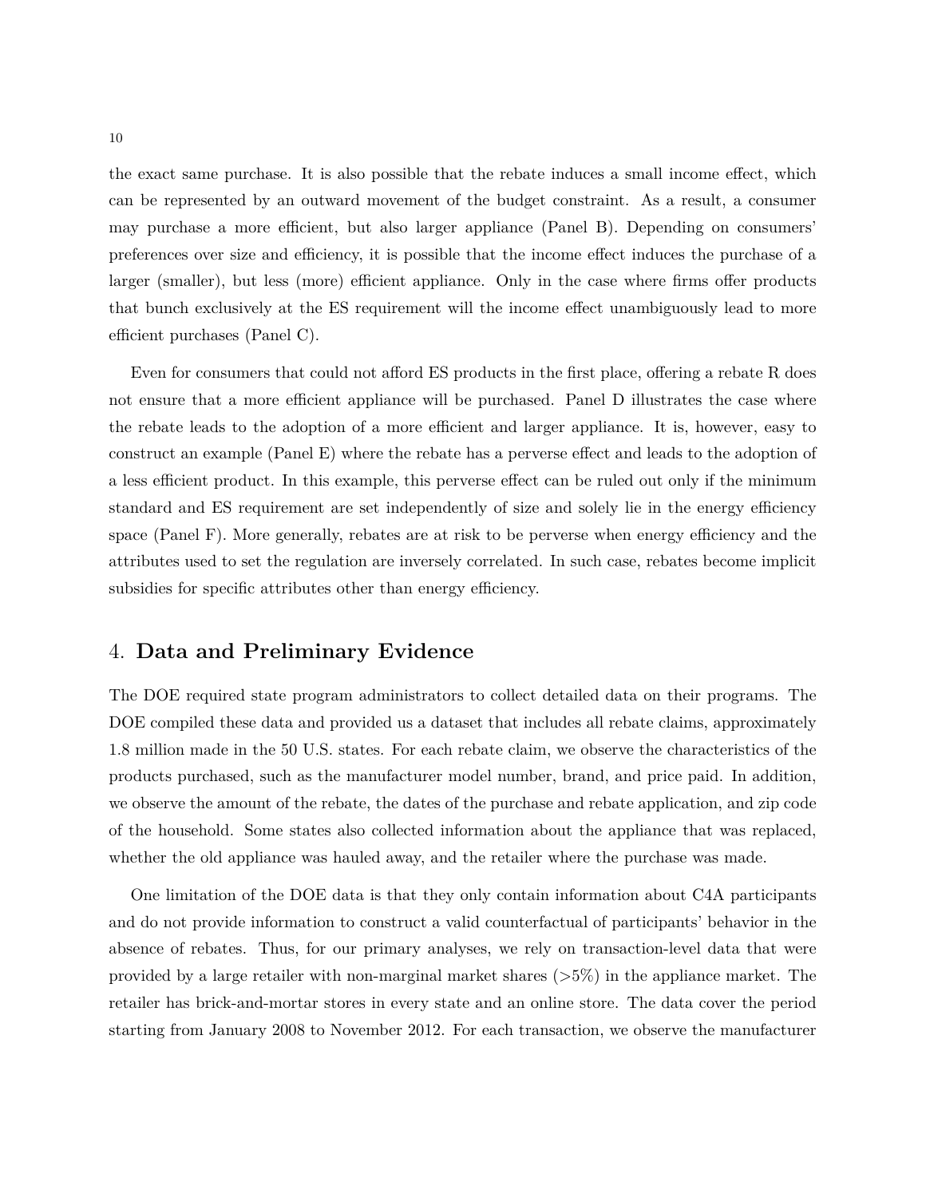the exact same purchase. It is also possible that the rebate induces a small income effect, which can be represented by an outward movement of the budget constraint. As a result, a consumer may purchase a more efficient, but also larger appliance (Panel B). Depending on consumers' preferences over size and efficiency, it is possible that the income effect induces the purchase of a larger (smaller), but less (more) efficient appliance. Only in the case where firms offer products that bunch exclusively at the ES requirement will the income effect unambiguously lead to more efficient purchases (Panel C).

Even for consumers that could not afford ES products in the first place, offering a rebate R does not ensure that a more efficient appliance will be purchased. Panel D illustrates the case where the rebate leads to the adoption of a more efficient and larger appliance. It is, however, easy to construct an example (Panel E) where the rebate has a perverse effect and leads to the adoption of a less efficient product. In this example, this perverse effect can be ruled out only if the minimum standard and ES requirement are set independently of size and solely lie in the energy efficiency space (Panel F). More generally, rebates are at risk to be perverse when energy efficiency and the attributes used to set the regulation are inversely correlated. In such case, rebates become implicit subsidies for specific attributes other than energy efficiency.

## 4. Data and Preliminary Evidence

The DOE required state program administrators to collect detailed data on their programs. The DOE compiled these data and provided us a dataset that includes all rebate claims, approximately 1.8 million made in the 50 U.S. states. For each rebate claim, we observe the characteristics of the products purchased, such as the manufacturer model number, brand, and price paid. In addition, we observe the amount of the rebate, the dates of the purchase and rebate application, and zip code of the household. Some states also collected information about the appliance that was replaced, whether the old appliance was hauled away, and the retailer where the purchase was made.

One limitation of the DOE data is that they only contain information about C4A participants and do not provide information to construct a valid counterfactual of participants' behavior in the absence of rebates. Thus, for our primary analyses, we rely on transaction-level data that were provided by a large retailer with non-marginal market shares (>5%) in the appliance market. The retailer has brick-and-mortar stores in every state and an online store. The data cover the period starting from January 2008 to November 2012. For each transaction, we observe the manufacturer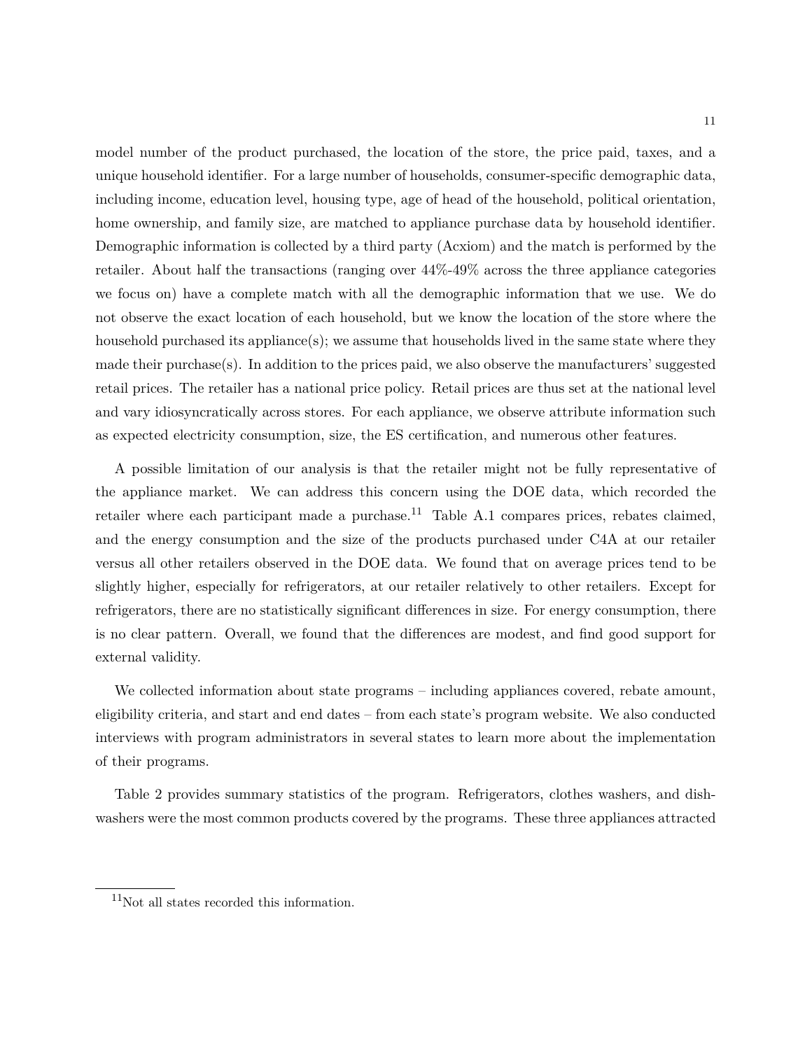model number of the product purchased, the location of the store, the price paid, taxes, and a unique household identifier. For a large number of households, consumer-specific demographic data, including income, education level, housing type, age of head of the household, political orientation, home ownership, and family size, are matched to appliance purchase data by household identifier. Demographic information is collected by a third party (Acxiom) and the match is performed by the retailer. About half the transactions (ranging over 44%-49% across the three appliance categories we focus on) have a complete match with all the demographic information that we use. We do not observe the exact location of each household, but we know the location of the store where the household purchased its appliance(s); we assume that households lived in the same state where they made their purchase(s). In addition to the prices paid, we also observe the manufacturers' suggested retail prices. The retailer has a national price policy. Retail prices are thus set at the national level and vary idiosyncratically across stores. For each appliance, we observe attribute information such as expected electricity consumption, size, the ES certification, and numerous other features.

A possible limitation of our analysis is that the retailer might not be fully representative of the appliance market. We can address this concern using the DOE data, which recorded the retailer where each participant made a purchase.[11] Table A.1 compares prices, rebates claimed, and the energy consumption and the size of the products purchased under C4A at our retailer versus all other retailers observed in the DOE data. We found that on average prices tend to be slightly higher, especially for refrigerators, at our retailer relatively to other retailers. Except for refrigerators, there are no statistically significant differences in size. For energy consumption, there is no clear pattern. Overall, we found that the differences are modest, and find good support for external validity.

We collected information about state programs – including appliances covered, rebate amount, eligibility criteria, and start and end dates – from each state's program website. We also conducted interviews with program administrators in several states to learn more about the implementation of their programs.

Table 2 provides summary statistics of the program. Refrigerators, clothes washers, and dishwashers were the most common products covered by the programs. These three appliances attracted

[11]Not all states recorded this information.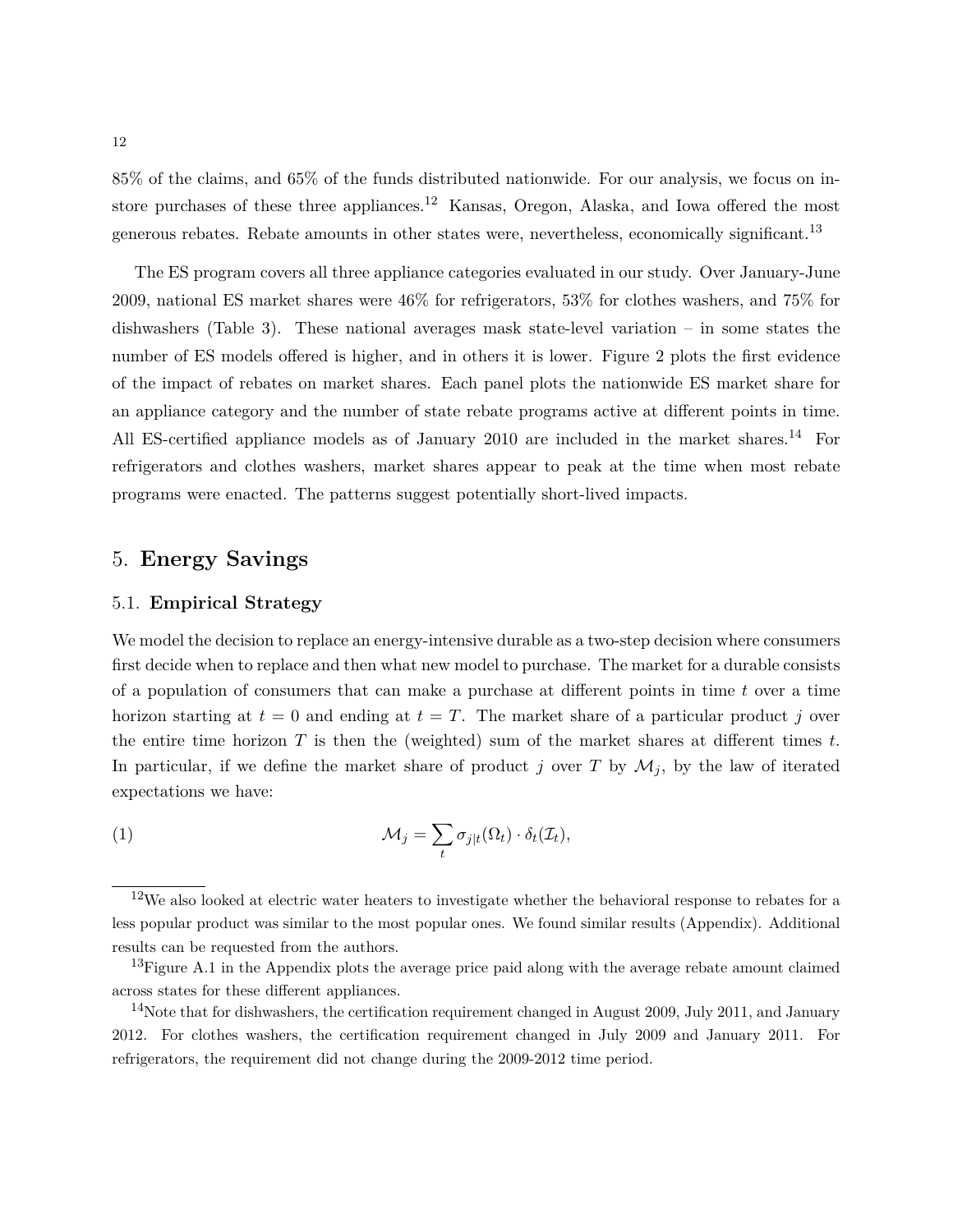85% of the claims, and 65% of the funds distributed nationwide. For our analysis, we focus on in-store purchases of these three appliances.[12] Kansas, Oregon, Alaska, and Iowa offered the most generous rebates. Rebate amounts in other states were, nevertheless, economically significant.[13]

The ES program covers all three appliance categories evaluated in our study. Over January-June 2009, national ES market shares were 46% for refrigerators, 53% for clothes washers, and 75% for dishwashers (Table 3). These national averages mask state-level variation – in some states the number of ES models offered is higher, and in others it is lower. Figure 2 plots the first evidence of the impact of rebates on market shares. Each panel plots the nationwide ES market share for an appliance category and the number of state rebate programs active at different points in time. All ES-certified appliance models as of January 2010 are included in the market shares.[14] For refrigerators and clothes washers, market shares appear to peak at the time when most rebate programs were enacted. The patterns suggest potentially short-lived impacts.

## 5. Energy Savings

### 5.1. Empirical Strategy

We model the decision to replace an energy-intensive durable as a two-step decision where consumers first decide when to replace and then what new model to purchase. The market for a durable consists of a population of consumers that can make a purchase at different points in time $t$ over a time horizon starting at $t = 0$ and ending at $t = T$. The market share of a particular product $j$ over the entire time horizon $T$ is then the (weighted) sum of the market shares at different times $t$. In particular, if we define the market share of product $j$ over $T$ by $\mathcal{M}_j$, by the law of iterated expectations we have:

$$\mathcal{M}_j = \sum_t \sigma_{j|t}(\Omega_t) \cdot \delta_t(\mathcal{I}_t), \tag{1}$$

[12] We also looked at electric water heaters to investigate whether the behavioral response to rebates for a less popular product was similar to the most popular ones. We found similar results (Appendix). Additional results can be requested from the authors.

[13] Figure A.1 in the Appendix plots the average price paid along with the average rebate amount claimed across states for these different appliances.

[14] Note that for dishwashers, the certification requirement changed in August 2009, July 2011, and January 2012. For clothes washers, the certification requirement changed in July 2009 and January 2011. For refrigerators, the requirement did not change during the 2009-2012 time period.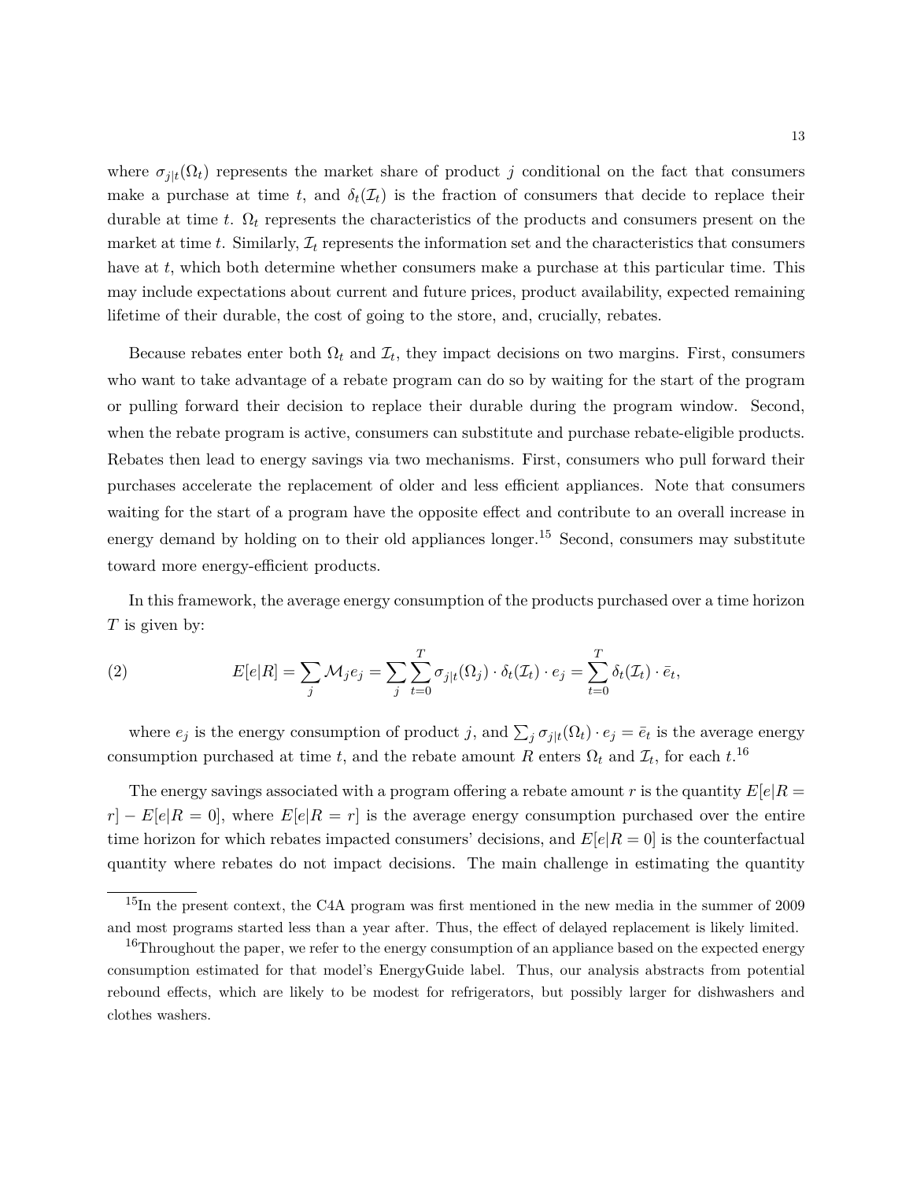where $\sigma_{j|t}(\Omega_t)$ represents the market share of product $j$ conditional on the fact that consumers make a purchase at time $t$, and $\delta_t(\mathcal{I}_t)$ is the fraction of consumers that decide to replace their durable at time $t$. $\Omega_t$ represents the characteristics of the products and consumers present on the market at time $t$. Similarly, $\mathcal{I}_t$ represents the information set and the characteristics that consumers have at $t$, which both determine whether consumers make a purchase at this particular time. This may include expectations about current and future prices, product availability, expected remaining lifetime of their durable, the cost of going to the store, and, crucially, rebates.

Because rebates enter both $\Omega_t$ and $\mathcal{I}_t$, they impact decisions on two margins. First, consumers who want to take advantage of a rebate program can do so by waiting for the start of the program or pulling forward their decision to replace their durable during the program window. Second, when the rebate program is active, consumers can substitute and purchase rebate-eligible products. Rebates then lead to energy savings via two mechanisms. First, consumers who pull forward their purchases accelerate the replacement of older and less efficient appliances. Note that consumers waiting for the start of a program have the opposite effect and contribute to an overall increase in energy demand by holding on to their old appliances longer.[15] Second, consumers may substitute toward more energy-efficient products.

In this framework, the average energy consumption of the products purchased over a time horizon $T$ is given by:

$$E[e|R] = \sum_j \mathcal{M}_j e_j = \sum_j \sum_{t=0}^{T} \sigma_{j|t}(\Omega_j) \cdot \delta_t(\mathcal{I}_t) \cdot e_j = \sum_{t=0}^{T} \delta_t(\mathcal{I}_t) \cdot \bar{e}_t, \tag{2}$$

where $e_j$ is the energy consumption of product $j$, and $\sum_j \sigma_{j|t}(\Omega_t) \cdot e_j = \bar{e}_t$ is the average energy consumption purchased at time $t$, and the rebate amount $R$ enters $\Omega_t$ and $\mathcal{I}_t$, for each $t$.[16]

The energy savings associated with a program offering a rebate amount $r$ is the quantity $E[e|R = r] - E[e|R = 0]$, where $E[e|R = r]$ is the average energy consumption purchased over the entire time horizon for which rebates impacted consumers' decisions, and $E[e|R = 0]$ is the counterfactual quantity where rebates do not impact decisions. The main challenge in estimating the quantity

[15] In the present context, the C4A program was first mentioned in the new media in the summer of 2009 and most programs started less than a year after. Thus, the effect of delayed replacement is likely limited.

[16] Throughout the paper, we refer to the energy consumption of an appliance based on the expected energy consumption estimated for that model's EnergyGuide label. Thus, our analysis abstracts from potential rebound effects, which are likely to be modest for refrigerators, but possibly larger for dishwashers and clothes washers.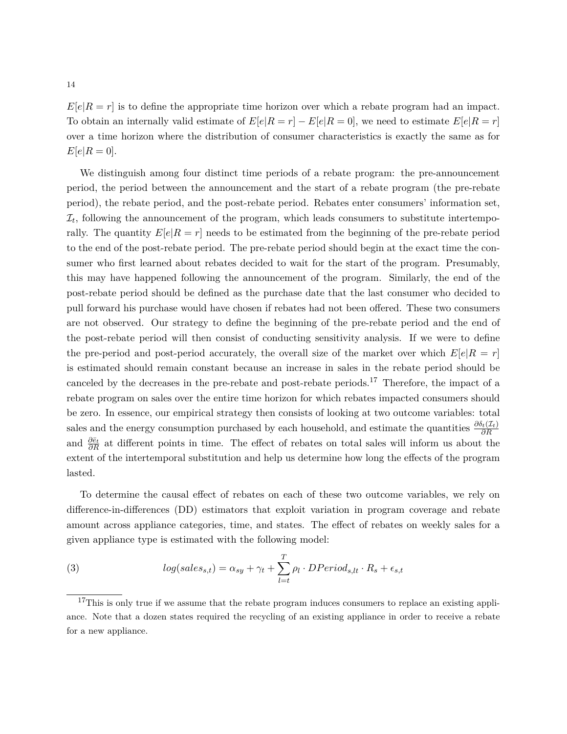$E[e|R = r]$ is to define the appropriate time horizon over which a rebate program had an impact. To obtain an internally valid estimate of $E[e|R = r] - E[e|R = 0]$, we need to estimate $E[e|R = r]$ over a time horizon where the distribution of consumer characteristics is exactly the same as for $E[e|R = 0]$.

We distinguish among four distinct time periods of a rebate program: the pre-announcement period, the period between the announcement and the start of a rebate program (the pre-rebate period), the rebate period, and the post-rebate period. Rebates enter consumers' information set, $\mathcal{I}_t$, following the announcement of the program, which leads consumers to substitute intertemporally. The quantity $E[e|R = r]$ needs to be estimated from the beginning of the pre-rebate period to the end of the post-rebate period. The pre-rebate period should begin at the exact time the consumer who first learned about rebates decided to wait for the start of the program. Presumably, this may have happened following the announcement of the program. Similarly, the end of the post-rebate period should be defined as the purchase date that the last consumer who decided to pull forward his purchase would have chosen if rebates had not been offered. These two consumers are not observed. Our strategy to define the beginning of the pre-rebate period and the end of the post-rebate period will then consist of conducting sensitivity analysis. If we were to define the pre-period and post-period accurately, the overall size of the market over which $E[e|R = r]$ is estimated should remain constant because an increase in sales in the rebate period should be canceled by the decreases in the pre-rebate and post-rebate periods.[17] Therefore, the impact of a rebate program on sales over the entire time horizon for which rebates impacted consumers should be zero. In essence, our empirical strategy then consists of looking at two outcome variables: total sales and the energy consumption purchased by each household, and estimate the quantities $\frac{\partial \delta_t(\mathcal{I}_t)}{\partial R}$ and $\frac{\partial \bar{e}_t}{\partial R}$ at different points in time. The effect of rebates on total sales will inform us about the extent of the intertemporal substitution and help us determine how long the effects of the program lasted.

To determine the causal effect of rebates on each of these two outcome variables, we rely on difference-in-differences (DD) estimators that exploit variation in program coverage and rebate amount across appliance categories, time, and states. The effect of rebates on weekly sales for a given appliance type is estimated with the following model:

$$log(sales_{s,t}) = \alpha_{sy} + \gamma_t + \sum_{l=t}^{T} \rho_l \cdot DPeriod_{s,lt} \cdot R_s + \epsilon_{s,t} \tag{3}$$

[17]This is only true if we assume that the rebate program induces consumers to replace an existing appliance. Note that a dozen states required the recycling of an existing appliance in order to receive a rebate for a new appliance.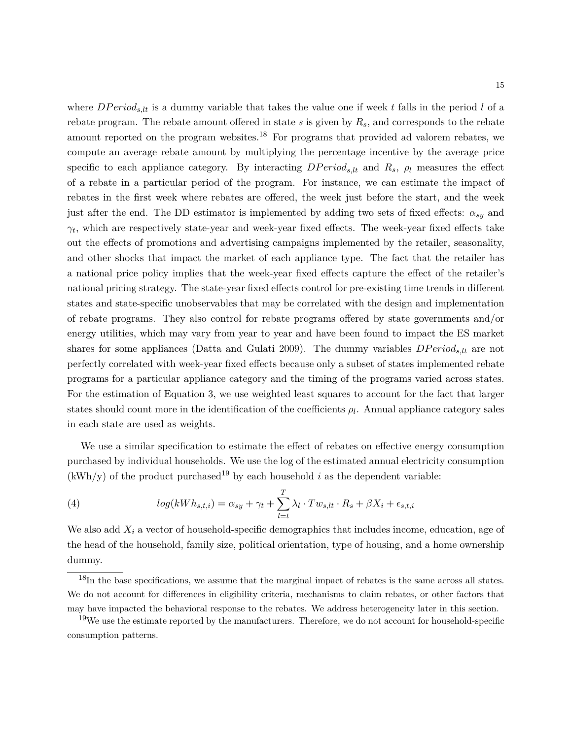where $DPeriod_{s,lt}$ is a dummy variable that takes the value one if week $t$ falls in the period $l$ of a rebate program. The rebate amount offered in state $s$ is given by $R_s$, and corresponds to the rebate amount reported on the program websites.[18] For programs that provided ad valorem rebates, we compute an average rebate amount by multiplying the percentage incentive by the average price specific to each appliance category. By interacting $DPeriod_{s,lt}$ and $R_s$, $\rho_l$ measures the effect of a rebate in a particular period of the program. For instance, we can estimate the impact of rebates in the first week where rebates are offered, the week just before the start, and the week just after the end. The DD estimator is implemented by adding two sets of fixed effects: $\alpha_{sy}$ and $\gamma_t$, which are respectively state-year and week-year fixed effects. The week-year fixed effects take out the effects of promotions and advertising campaigns implemented by the retailer, seasonality, and other shocks that impact the market of each appliance type. The fact that the retailer has a national price policy implies that the week-year fixed effects capture the effect of the retailer's national pricing strategy. The state-year fixed effects control for pre-existing time trends in different states and state-specific unobservables that may be correlated with the design and implementation of rebate programs. They also control for rebate programs offered by state governments and/or energy utilities, which may vary from year to year and have been found to impact the ES market shares for some appliances (Datta and Gulati 2009). The dummy variables $DPeriod_{s,lt}$ are not perfectly correlated with week-year fixed effects because only a subset of states implemented rebate programs for a particular appliance category and the timing of the programs varied across states. For the estimation of Equation 3, we use weighted least squares to account for the fact that larger states should count more in the identification of the coefficients $\rho_l$. Annual appliance category sales in each state are used as weights.

We use a similar specification to estimate the effect of rebates on effective energy consumption purchased by individual households. We use the log of the estimated annual electricity consumption (kWh/y) of the product purchased[19] by each household $i$ as the dependent variable:

$$log(kWh_{s,t,i}) = \alpha_{sy} + \gamma_t + \sum_{l=t}^{T} \lambda_l \cdot Tw_{s,lt} \cdot R_s + \beta X_i + \epsilon_{s,t,i} \tag{4}$$

We also add $X_i$ a vector of household-specific demographics that includes income, education, age of the head of the household, family size, political orientation, type of housing, and a home ownership dummy.

[18] In the base specifications, we assume that the marginal impact of rebates is the same across all states. We do not account for differences in eligibility criteria, mechanisms to claim rebates, or other factors that may have impacted the behavioral response to the rebates. We address heterogeneity later in this section.

[19] We use the estimate reported by the manufacturers. Therefore, we do not account for household-specific consumption patterns.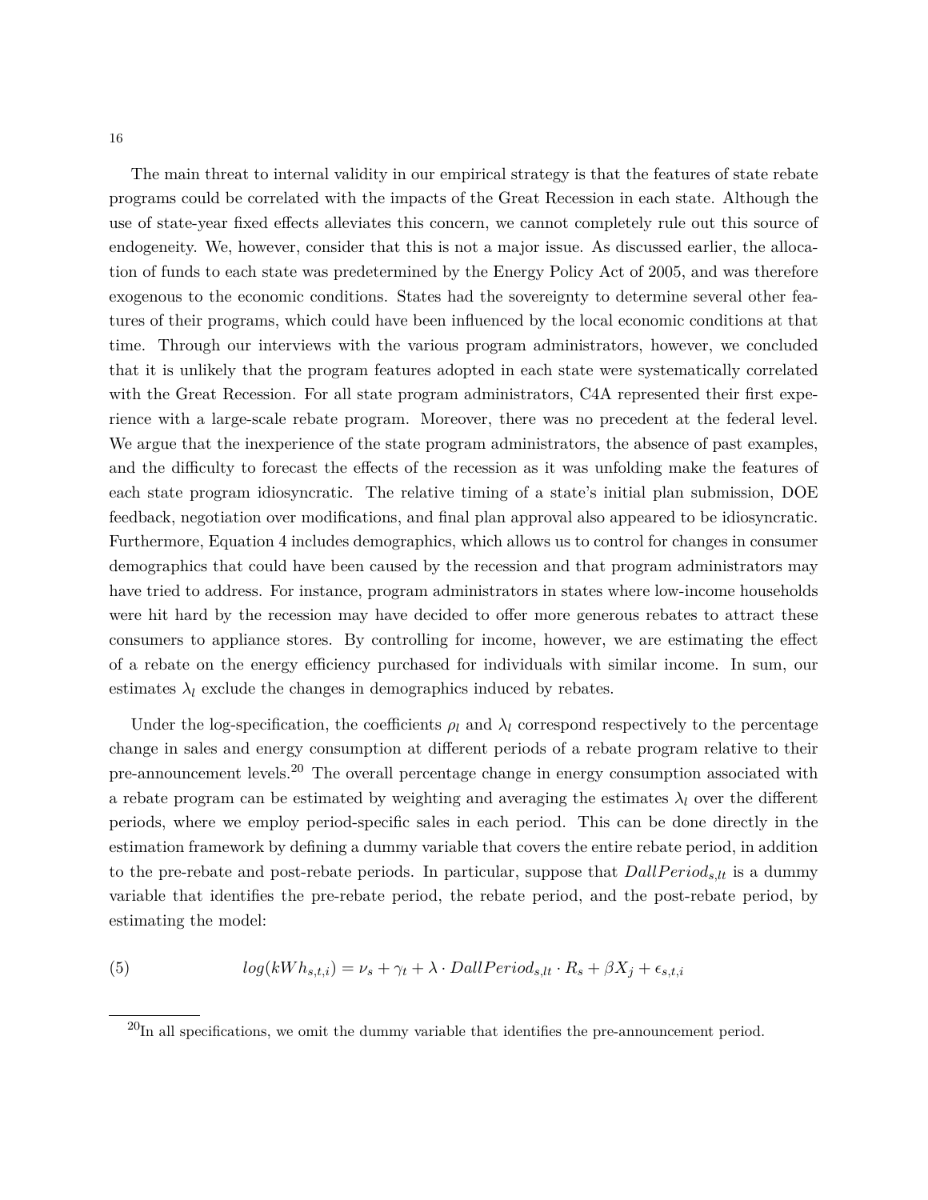The main threat to internal validity in our empirical strategy is that the features of state rebate programs could be correlated with the impacts of the Great Recession in each state. Although the use of state-year fixed effects alleviates this concern, we cannot completely rule out this source of endogeneity. We, however, consider that this is not a major issue. As discussed earlier, the allocation of funds to each state was predetermined by the Energy Policy Act of 2005, and was therefore exogenous to the economic conditions. States had the sovereignty to determine several other features of their programs, which could have been influenced by the local economic conditions at that time. Through our interviews with the various program administrators, however, we concluded that it is unlikely that the program features adopted in each state were systematically correlated with the Great Recession. For all state program administrators, C4A represented their first experience with a large-scale rebate program. Moreover, there was no precedent at the federal level. We argue that the inexperience of the state program administrators, the absence of past examples, and the difficulty to forecast the effects of the recession as it was unfolding make the features of each state program idiosyncratic. The relative timing of a state's initial plan submission, DOE feedback, negotiation over modifications, and final plan approval also appeared to be idiosyncratic. Furthermore, Equation 4 includes demographics, which allows us to control for changes in consumer demographics that could have been caused by the recession and that program administrators may have tried to address. For instance, program administrators in states where low-income households were hit hard by the recession may have decided to offer more generous rebates to attract these consumers to appliance stores. By controlling for income, however, we are estimating the effect of a rebate on the energy efficiency purchased for individuals with similar income. In sum, our estimates $\lambda_l$ exclude the changes in demographics induced by rebates.

Under the log-specification, the coefficients $\rho_l$ and $\lambda_l$ correspond respectively to the percentage change in sales and energy consumption at different periods of a rebate program relative to their pre-announcement levels.[20] The overall percentage change in energy consumption associated with a rebate program can be estimated by weighting and averaging the estimates $\lambda_l$ over the different periods, where we employ period-specific sales in each period. This can be done directly in the estimation framework by defining a dummy variable that covers the entire rebate period, in addition to the pre-rebate and post-rebate periods. In particular, suppose that $DallPeriod_{s,lt}$ is a dummy variable that identifies the pre-rebate period, the rebate period, and the post-rebate period, by estimating the model:

$$log(kWh_{s,t,i}) = \nu_s + \gamma_t + \lambda \cdot DallPeriod_{s,lt} \cdot R_s + \beta X_j + \epsilon_{s,t,i} \tag{5}$$

[20] In all specifications, we omit the dummy variable that identifies the pre-announcement period.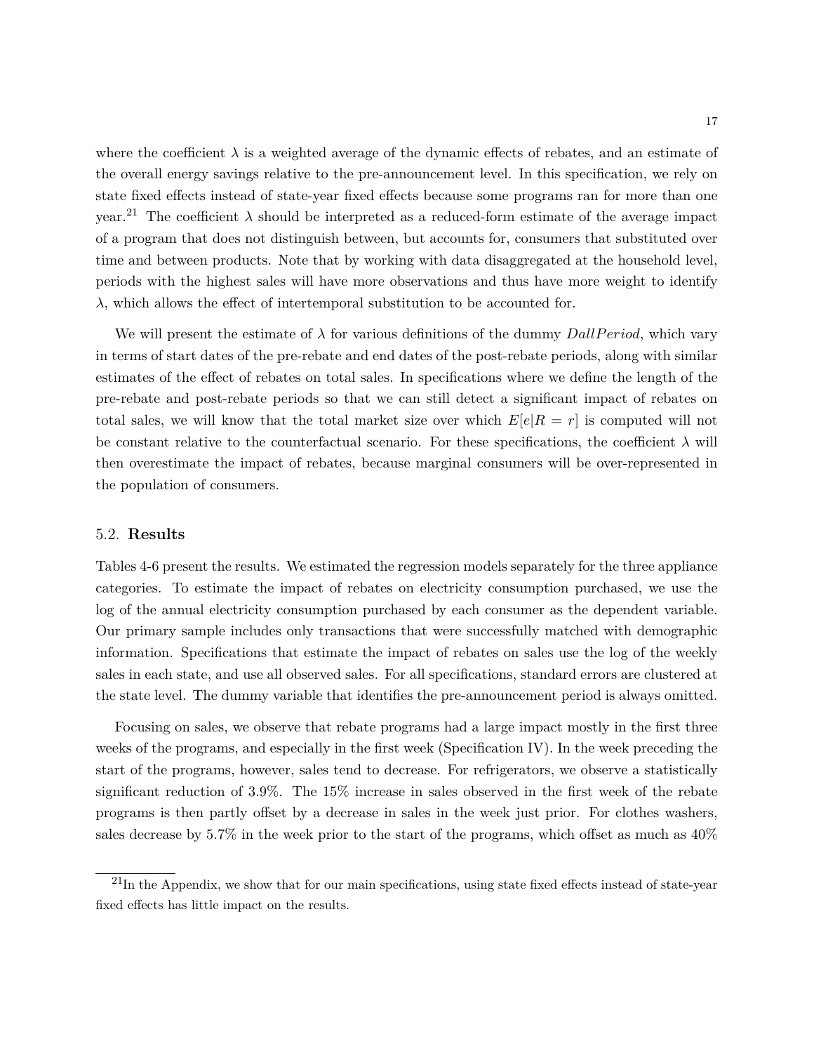where the coefficient $\lambda$ is a weighted average of the dynamic effects of rebates, and an estimate of the overall energy savings relative to the pre-announcement level. In this specification, we rely on state fixed effects instead of state-year fixed effects because some programs ran for more than one year.[21] The coefficient $\lambda$ should be interpreted as a reduced-form estimate of the average impact of a program that does not distinguish between, but accounts for, consumers that substituted over time and between products. Note that by working with data disaggregated at the household level, periods with the highest sales will have more observations and thus have more weight to identify $\lambda$, which allows the effect of intertemporal substitution to be accounted for.

We will present the estimate of $\lambda$ for various definitions of the dummy $DallPeriod$, which vary in terms of start dates of the pre-rebate and end dates of the post-rebate periods, along with similar estimates of the effect of rebates on total sales. In specifications where we define the length of the pre-rebate and post-rebate periods so that we can still detect a significant impact of rebates on total sales, we will know that the total market size over which $E[e|R = r]$ is computed will not be constant relative to the counterfactual scenario. For these specifications, the coefficient $\lambda$ will then overestimate the impact of rebates, because marginal consumers will be over-represented in the population of consumers.

## 5.2. **Results**

Tables 4-6 present the results. We estimated the regression models separately for the three appliance categories. To estimate the impact of rebates on electricity consumption purchased, we use the log of the annual electricity consumption purchased by each consumer as the dependent variable. Our primary sample includes only transactions that were successfully matched with demographic information. Specifications that estimate the impact of rebates on sales use the log of the weekly sales in each state, and use all observed sales. For all specifications, standard errors are clustered at the state level. The dummy variable that identifies the pre-announcement period is always omitted.

Focusing on sales, we observe that rebate programs had a large impact mostly in the first three weeks of the programs, and especially in the first week (Specification IV). In the week preceding the start of the programs, however, sales tend to decrease. For refrigerators, we observe a statistically significant reduction of 3.9%. The 15% increase in sales observed in the first week of the rebate programs is then partly offset by a decrease in sales in the week just prior. For clothes washers, sales decrease by 5.7% in the week prior to the start of the programs, which offset as much as 40%

[21] In the Appendix, we show that for our main specifications, using state fixed effects instead of state-year fixed effects has little impact on the results.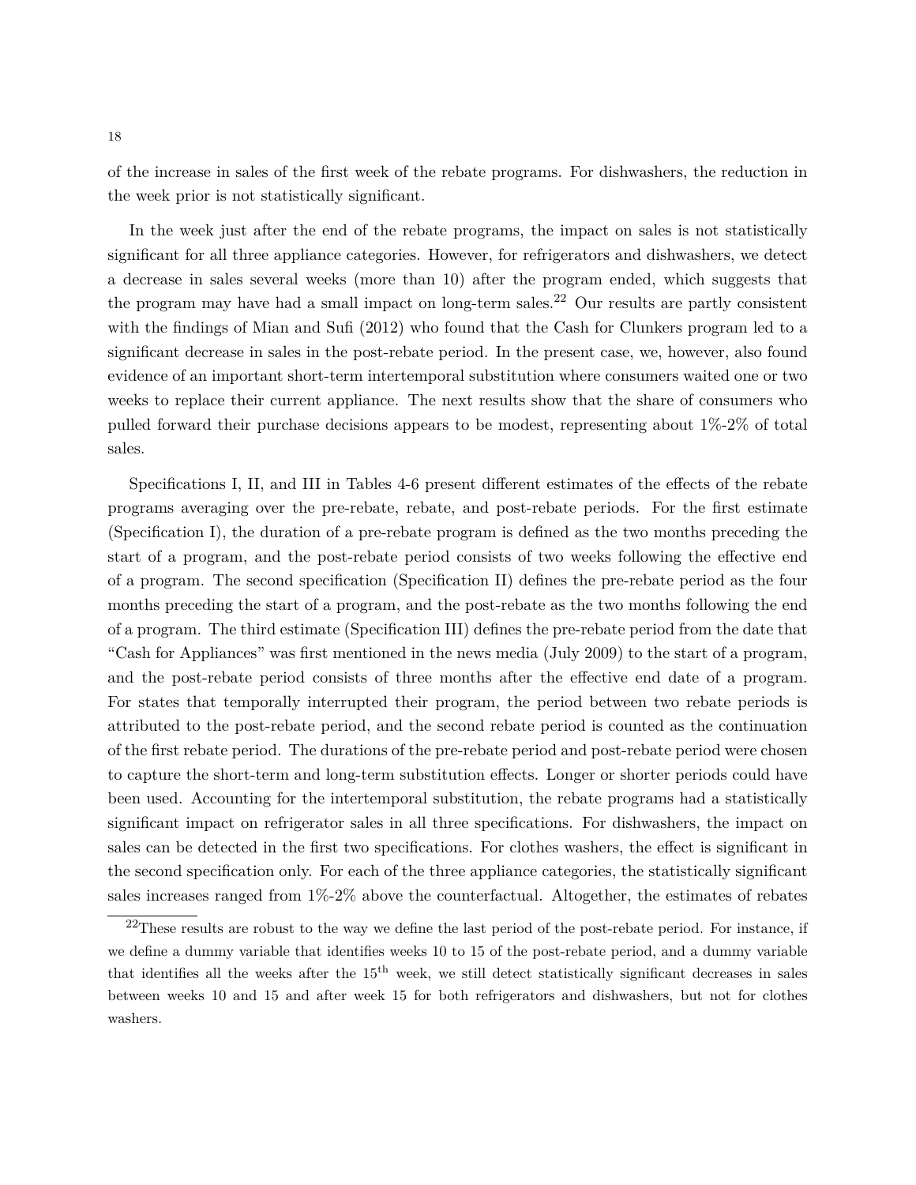of the increase in sales of the first week of the rebate programs. For dishwashers, the reduction in the week prior is not statistically significant.

In the week just after the end of the rebate programs, the impact on sales is not statistically significant for all three appliance categories. However, for refrigerators and dishwashers, we detect a decrease in sales several weeks (more than 10) after the program ended, which suggests that the program may have had a small impact on long-term sales.[22] Our results are partly consistent with the findings of Mian and Sufi (2012) who found that the Cash for Clunkers program led to a significant decrease in sales in the post-rebate period. In the present case, we, however, also found evidence of an important short-term intertemporal substitution where consumers waited one or two weeks to replace their current appliance. The next results show that the share of consumers who pulled forward their purchase decisions appears to be modest, representing about 1%-2% of total sales.

Specifications I, II, and III in Tables 4-6 present different estimates of the effects of the rebate programs averaging over the pre-rebate, rebate, and post-rebate periods. For the first estimate (Specification I), the duration of a pre-rebate program is defined as the two months preceding the start of a program, and the post-rebate period consists of two weeks following the effective end of a program. The second specification (Specification II) defines the pre-rebate period as the four months preceding the start of a program, and the post-rebate as the two months following the end of a program. The third estimate (Specification III) defines the pre-rebate period from the date that "Cash for Appliances" was first mentioned in the news media (July 2009) to the start of a program, and the post-rebate period consists of three months after the effective end date of a program. For states that temporally interrupted their program, the period between two rebate periods is attributed to the post-rebate period, and the second rebate period is counted as the continuation of the first rebate period. The durations of the pre-rebate period and post-rebate period were chosen to capture the short-term and long-term substitution effects. Longer or shorter periods could have been used. Accounting for the intertemporal substitution, the rebate programs had a statistically significant impact on refrigerator sales in all three specifications. For dishwashers, the impact on sales can be detected in the first two specifications. For clothes washers, the effect is significant in the second specification only. For each of the three appliance categories, the statistically significant sales increases ranged from 1%-2% above the counterfactual. Altogether, the estimates of rebates

[22]These results are robust to the way we define the last period of the post-rebate period. For instance, if we define a dummy variable that identifies weeks 10 to 15 of the post-rebate period, and a dummy variable that identifies all the weeks after the 15$^{\text{th}}$ week, we still detect statistically significant decreases in sales between weeks 10 and 15 and after week 15 for both refrigerators and dishwashers, but not for clothes washers.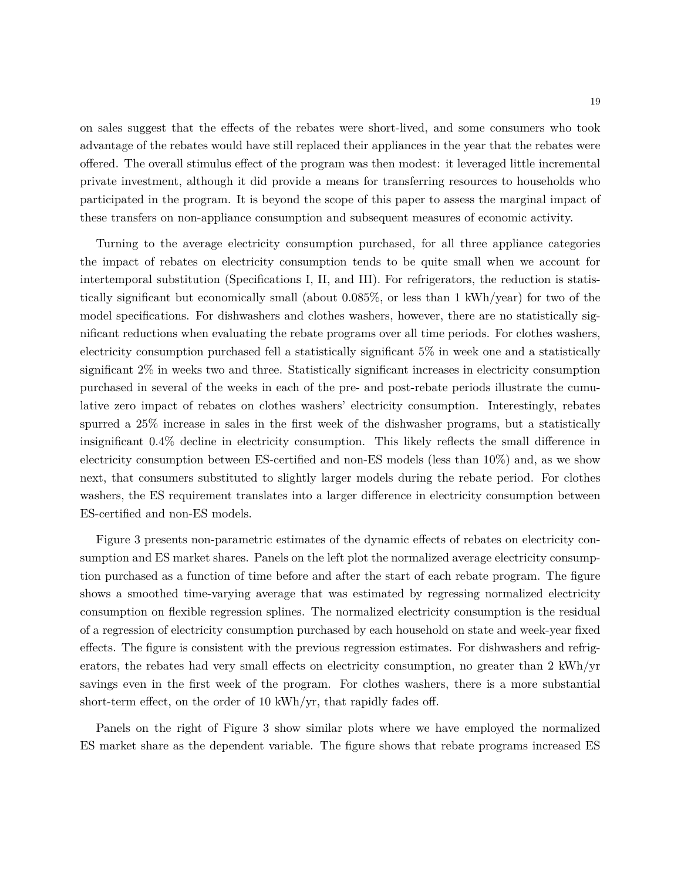on sales suggest that the effects of the rebates were short-lived, and some consumers who took advantage of the rebates would have still replaced their appliances in the year that the rebates were offered. The overall stimulus effect of the program was then modest: it leveraged little incremental private investment, although it did provide a means for transferring resources to households who participated in the program. It is beyond the scope of this paper to assess the marginal impact of these transfers on non-appliance consumption and subsequent measures of economic activity.

Turning to the average electricity consumption purchased, for all three appliance categories the impact of rebates on electricity consumption tends to be quite small when we account for intertemporal substitution (Specifications I, II, and III). For refrigerators, the reduction is statistically significant but economically small (about 0.085%, or less than 1 kWh/year) for two of the model specifications. For dishwashers and clothes washers, however, there are no statistically significant reductions when evaluating the rebate programs over all time periods. For clothes washers, electricity consumption purchased fell a statistically significant 5% in week one and a statistically significant 2% in weeks two and three. Statistically significant increases in electricity consumption purchased in several of the weeks in each of the pre- and post-rebate periods illustrate the cumulative zero impact of rebates on clothes washers' electricity consumption. Interestingly, rebates spurred a 25% increase in sales in the first week of the dishwasher programs, but a statistically insignificant 0.4% decline in electricity consumption. This likely reflects the small difference in electricity consumption between ES-certified and non-ES models (less than 10%) and, as we show next, that consumers substituted to slightly larger models during the rebate period. For clothes washers, the ES requirement translates into a larger difference in electricity consumption between ES-certified and non-ES models.

Figure 3 presents non-parametric estimates of the dynamic effects of rebates on electricity consumption and ES market shares. Panels on the left plot the normalized average electricity consumption purchased as a function of time before and after the start of each rebate program. The figure shows a smoothed time-varying average that was estimated by regressing normalized electricity consumption on flexible regression splines. The normalized electricity consumption is the residual of a regression of electricity consumption purchased by each household on state and week-year fixed effects. The figure is consistent with the previous regression estimates. For dishwashers and refrigerators, the rebates had very small effects on electricity consumption, no greater than 2 kWh/yr savings even in the first week of the program. For clothes washers, there is a more substantial short-term effect, on the order of 10 kWh/yr, that rapidly fades off.

Panels on the right of Figure 3 show similar plots where we have employed the normalized ES market share as the dependent variable. The figure shows that rebate programs increased ES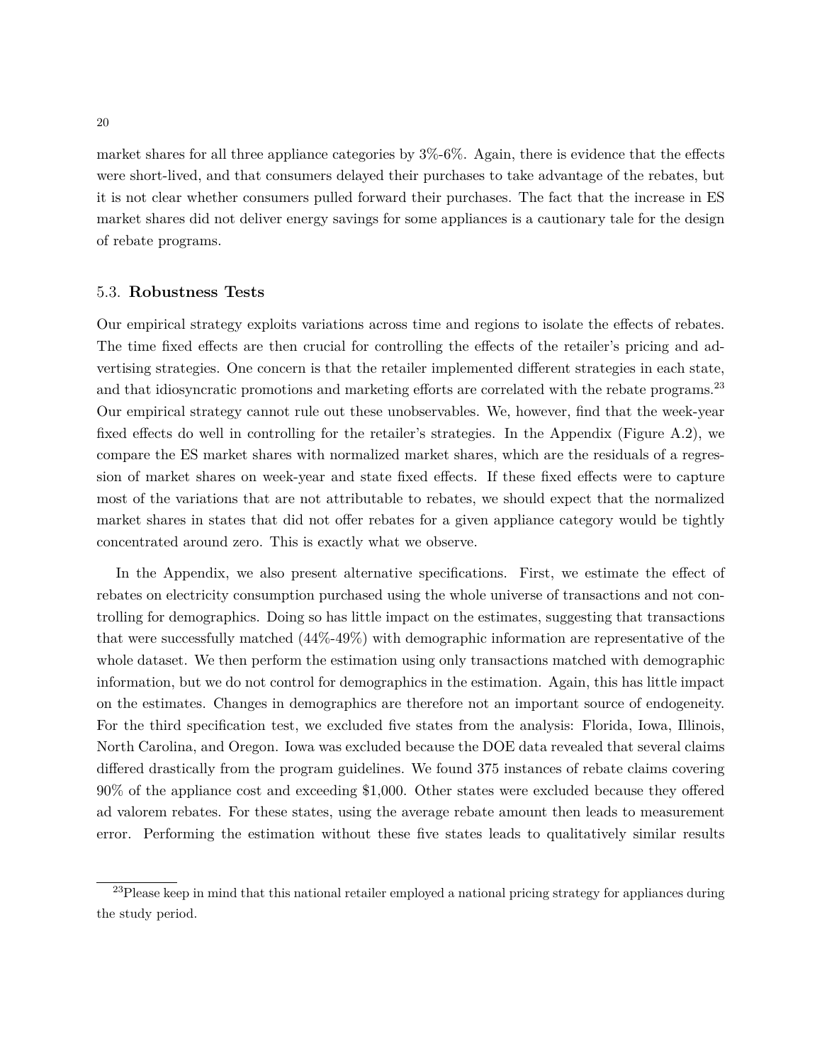market shares for all three appliance categories by 3%-6%. Again, there is evidence that the effects were short-lived, and that consumers delayed their purchases to take advantage of the rebates, but it is not clear whether consumers pulled forward their purchases. The fact that the increase in ES market shares did not deliver energy savings for some appliances is a cautionary tale for the design of rebate programs.

### 5.3. **Robustness Tests**

Our empirical strategy exploits variations across time and regions to isolate the effects of rebates. The time fixed effects are then crucial for controlling the effects of the retailer's pricing and advertising strategies. One concern is that the retailer implemented different strategies in each state, and that idiosyncratic promotions and marketing efforts are correlated with the rebate programs.[23] Our empirical strategy cannot rule out these unobservables. We, however, find that the week-year fixed effects do well in controlling for the retailer's strategies. In the Appendix (Figure A.2), we compare the ES market shares with normalized market shares, which are the residuals of a regression of market shares on week-year and state fixed effects. If these fixed effects were to capture most of the variations that are not attributable to rebates, we should expect that the normalized market shares in states that did not offer rebates for a given appliance category would be tightly concentrated around zero. This is exactly what we observe.

In the Appendix, we also present alternative specifications. First, we estimate the effect of rebates on electricity consumption purchased using the whole universe of transactions and not controlling for demographics. Doing so has little impact on the estimates, suggesting that transactions that were successfully matched (44%-49%) with demographic information are representative of the whole dataset. We then perform the estimation using only transactions matched with demographic information, but we do not control for demographics in the estimation. Again, this has little impact on the estimates. Changes in demographics are therefore not an important source of endogeneity. For the third specification test, we excluded five states from the analysis: Florida, Iowa, Illinois, North Carolina, and Oregon. Iowa was excluded because the DOE data revealed that several claims differed drastically from the program guidelines. We found 375 instances of rebate claims covering 90% of the appliance cost and exceeding $1,000. Other states were excluded because they offered ad valorem rebates. For these states, using the average rebate amount then leads to measurement error. Performing the estimation without these five states leads to qualitatively similar results

[23]Please keep in mind that this national retailer employed a national pricing strategy for appliances during the study period.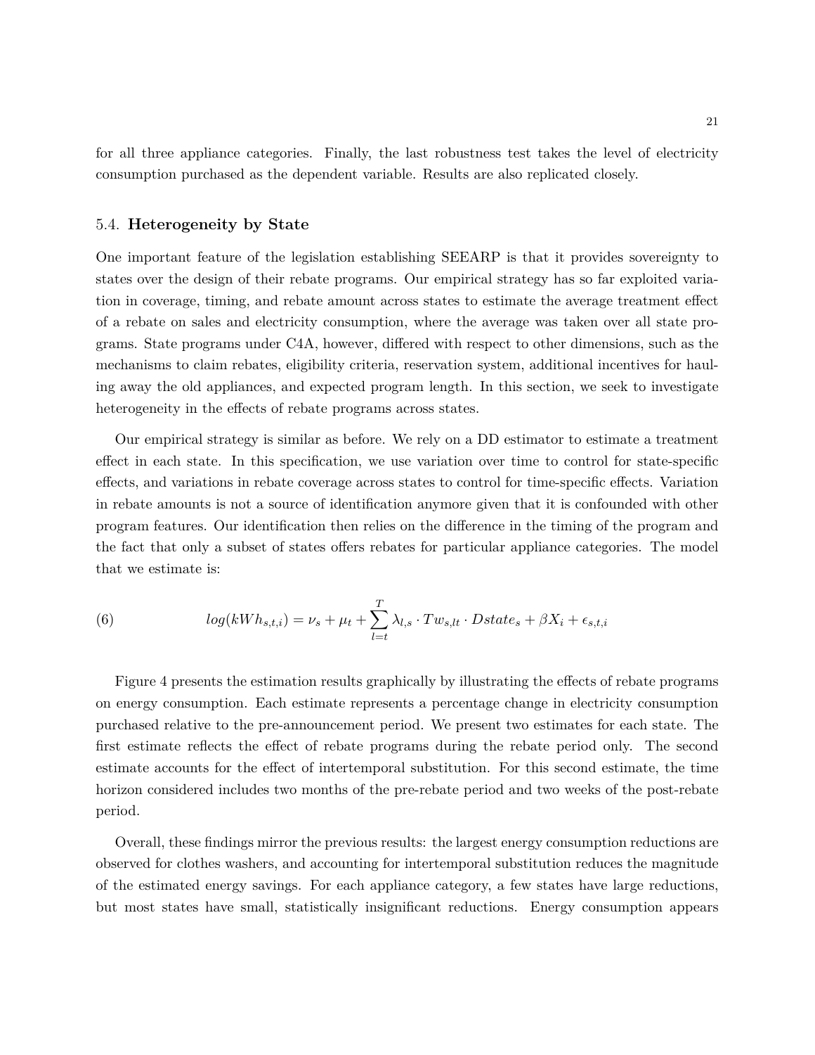for all three appliance categories. Finally, the last robustness test takes the level of electricity consumption purchased as the dependent variable. Results are also replicated closely.

### 5.4. **Heterogeneity by State**

One important feature of the legislation establishing SEEARP is that it provides sovereignty to states over the design of their rebate programs. Our empirical strategy has so far exploited variation in coverage, timing, and rebate amount across states to estimate the average treatment effect of a rebate on sales and electricity consumption, where the average was taken over all state programs. State programs under C4A, however, differed with respect to other dimensions, such as the mechanisms to claim rebates, eligibility criteria, reservation system, additional incentives for hauling away the old appliances, and expected program length. In this section, we seek to investigate heterogeneity in the effects of rebate programs across states.

Our empirical strategy is similar as before. We rely on a DD estimator to estimate a treatment effect in each state. In this specification, we use variation over time to control for state-specific effects, and variations in rebate coverage across states to control for time-specific effects. Variation in rebate amounts is not a source of identification anymore given that it is confounded with other program features. Our identification then relies on the difference in the timing of the program and the fact that only a subset of states offers rebates for particular appliance categories. The model that we estimate is:

$$log(kWh_{s,t,i}) = \nu_s + \mu_t + \sum_{l=t}^{T} \lambda_{l,s} \cdot Tw_{s,lt} \cdot Dstate_s + \beta X_i + \epsilon_{s,t,i} \tag{6}$$

Figure 4 presents the estimation results graphically by illustrating the effects of rebate programs on energy consumption. Each estimate represents a percentage change in electricity consumption purchased relative to the pre-announcement period. We present two estimates for each state. The first estimate reflects the effect of rebate programs during the rebate period only. The second estimate accounts for the effect of intertemporal substitution. For this second estimate, the time horizon considered includes two months of the pre-rebate period and two weeks of the post-rebate period.

Overall, these findings mirror the previous results: the largest energy consumption reductions are observed for clothes washers, and accounting for intertemporal substitution reduces the magnitude of the estimated energy savings. For each appliance category, a few states have large reductions, but most states have small, statistically insignificant reductions. Energy consumption appears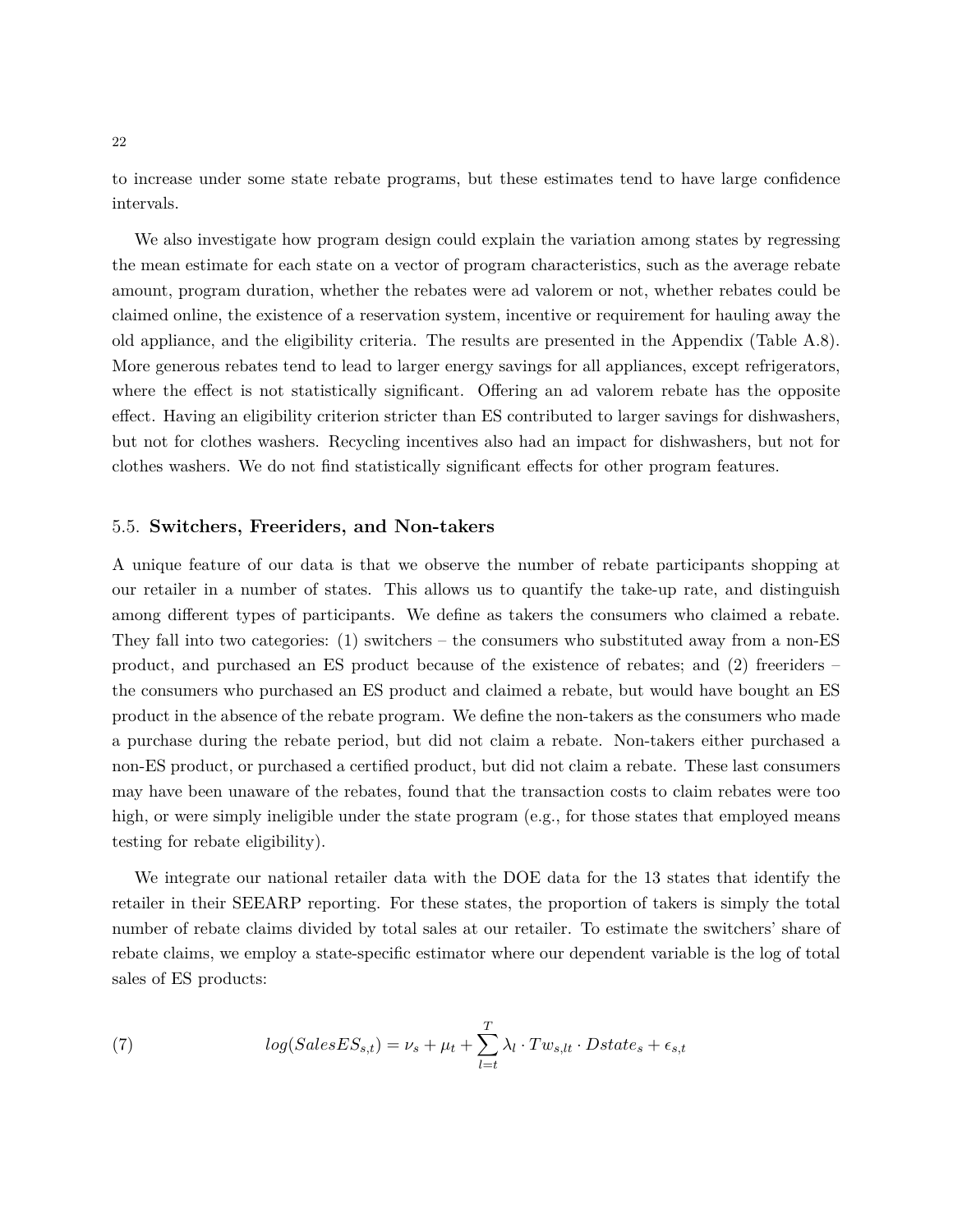to increase under some state rebate programs, but these estimates tend to have large confidence intervals.

We also investigate how program design could explain the variation among states by regressing the mean estimate for each state on a vector of program characteristics, such as the average rebate amount, program duration, whether the rebates were ad valorem or not, whether rebates could be claimed online, the existence of a reservation system, incentive or requirement for hauling away the old appliance, and the eligibility criteria. The results are presented in the Appendix (Table A.8). More generous rebates tend to lead to larger energy savings for all appliances, except refrigerators, where the effect is not statistically significant. Offering an ad valorem rebate has the opposite effect. Having an eligibility criterion stricter than ES contributed to larger savings for dishwashers, but not for clothes washers. Recycling incentives also had an impact for dishwashers, but not for clothes washers. We do not find statistically significant effects for other program features.

## 5.5. **Switchers, Freeriders, and Non-takers**

A unique feature of our data is that we observe the number of rebate participants shopping at our retailer in a number of states. This allows us to quantify the take-up rate, and distinguish among different types of participants. We define as takers the consumers who claimed a rebate. They fall into two categories: (1) switchers – the consumers who substituted away from a non-ES product, and purchased an ES product because of the existence of rebates; and (2) freeriders – the consumers who purchased an ES product and claimed a rebate, but would have bought an ES product in the absence of the rebate program. We define the non-takers as the consumers who made a purchase during the rebate period, but did not claim a rebate. Non-takers either purchased a non-ES product, or purchased a certified product, but did not claim a rebate. These last consumers may have been unaware of the rebates, found that the transaction costs to claim rebates were too high, or were simply ineligible under the state program (e.g., for those states that employed means testing for rebate eligibility).

We integrate our national retailer data with the DOE data for the 13 states that identify the retailer in their SEEARP reporting. For these states, the proportion of takers is simply the total number of rebate claims divided by total sales at our retailer. To estimate the switchers' share of rebate claims, we employ a state-specific estimator where our dependent variable is the log of total sales of ES products:

$$
log(SalesES_{s,t}) = \nu_s + \mu_t + \sum_{l=t}^{T} \lambda_l \cdot Tw_{s,lt} \cdot Dstate_s + \epsilon_{s,t} \tag{7}
$$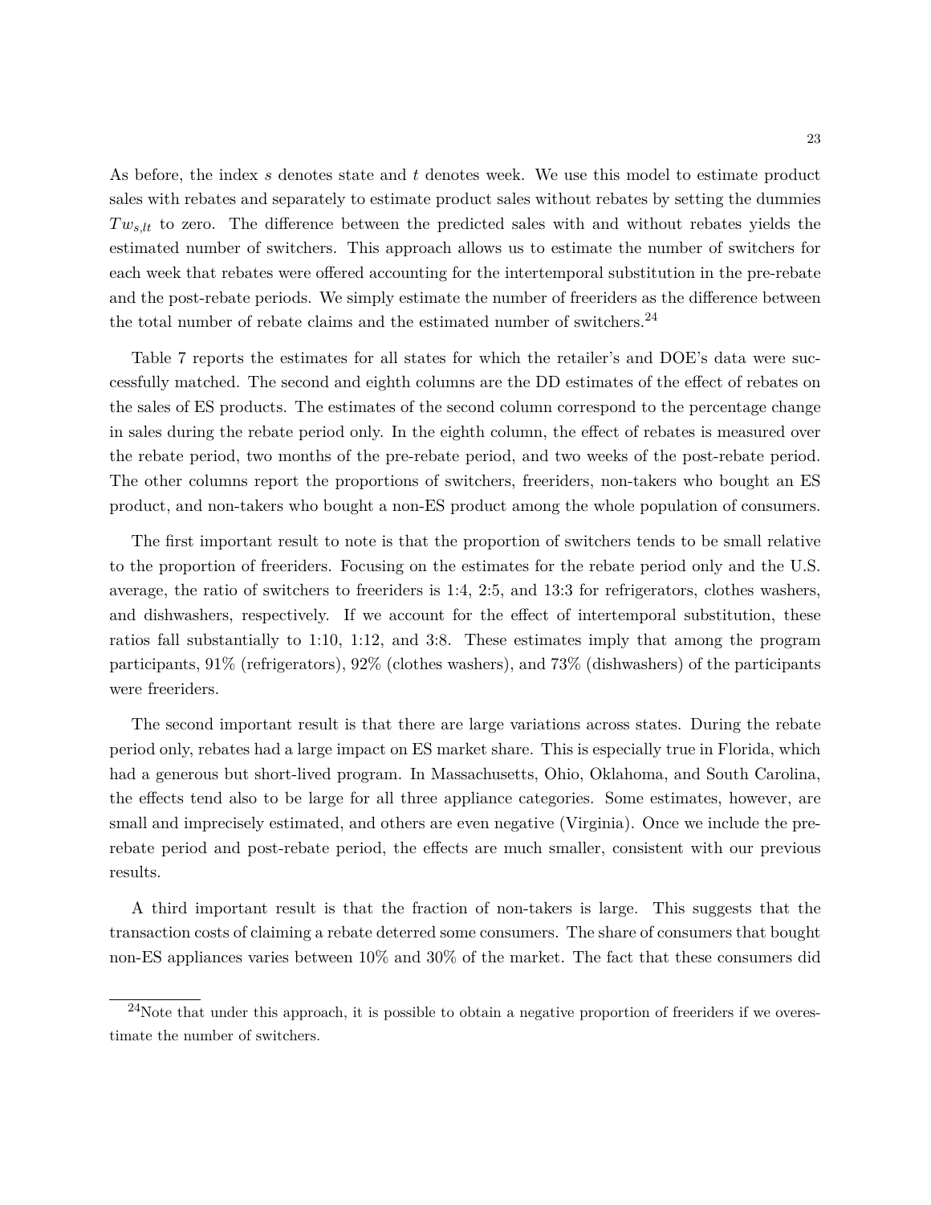As before, the index $s$ denotes state and $t$ denotes week. We use this model to estimate product sales with rebates and separately to estimate product sales without rebates by setting the dummies $Tw_{s,lt}$ to zero. The difference between the predicted sales with and without rebates yields the estimated number of switchers. This approach allows us to estimate the number of switchers for each week that rebates were offered accounting for the intertemporal substitution in the pre-rebate and the post-rebate periods. We simply estimate the number of freeriders as the difference between the total number of rebate claims and the estimated number of switchers.[24]

Table 7 reports the estimates for all states for which the retailer's and DOE's data were successfully matched. The second and eighth columns are the DD estimates of the effect of rebates on the sales of ES products. The estimates of the second column correspond to the percentage change in sales during the rebate period only. In the eighth column, the effect of rebates is measured over the rebate period, two months of the pre-rebate period, and two weeks of the post-rebate period. The other columns report the proportions of switchers, freeriders, non-takers who bought an ES product, and non-takers who bought a non-ES product among the whole population of consumers.

The first important result to note is that the proportion of switchers tends to be small relative to the proportion of freeriders. Focusing on the estimates for the rebate period only and the U.S. average, the ratio of switchers to freeriders is 1:4, 2:5, and 13:3 for refrigerators, clothes washers, and dishwashers, respectively. If we account for the effect of intertemporal substitution, these ratios fall substantially to 1:10, 1:12, and 3:8. These estimates imply that among the program participants, 91% (refrigerators), 92% (clothes washers), and 73% (dishwashers) of the participants were freeriders.

The second important result is that there are large variations across states. During the rebate period only, rebates had a large impact on ES market share. This is especially true in Florida, which had a generous but short-lived program. In Massachusetts, Ohio, Oklahoma, and South Carolina, the effects tend also to be large for all three appliance categories. Some estimates, however, are small and imprecisely estimated, and others are even negative (Virginia). Once we include the pre-rebate period and post-rebate period, the effects are much smaller, consistent with our previous results.

A third important result is that the fraction of non-takers is large. This suggests that the transaction costs of claiming a rebate deterred some consumers. The share of consumers that bought non-ES appliances varies between 10% and 30% of the market. The fact that these consumers did

[24] Note that under this approach, it is possible to obtain a negative proportion of freeriders if we overestimate the number of switchers.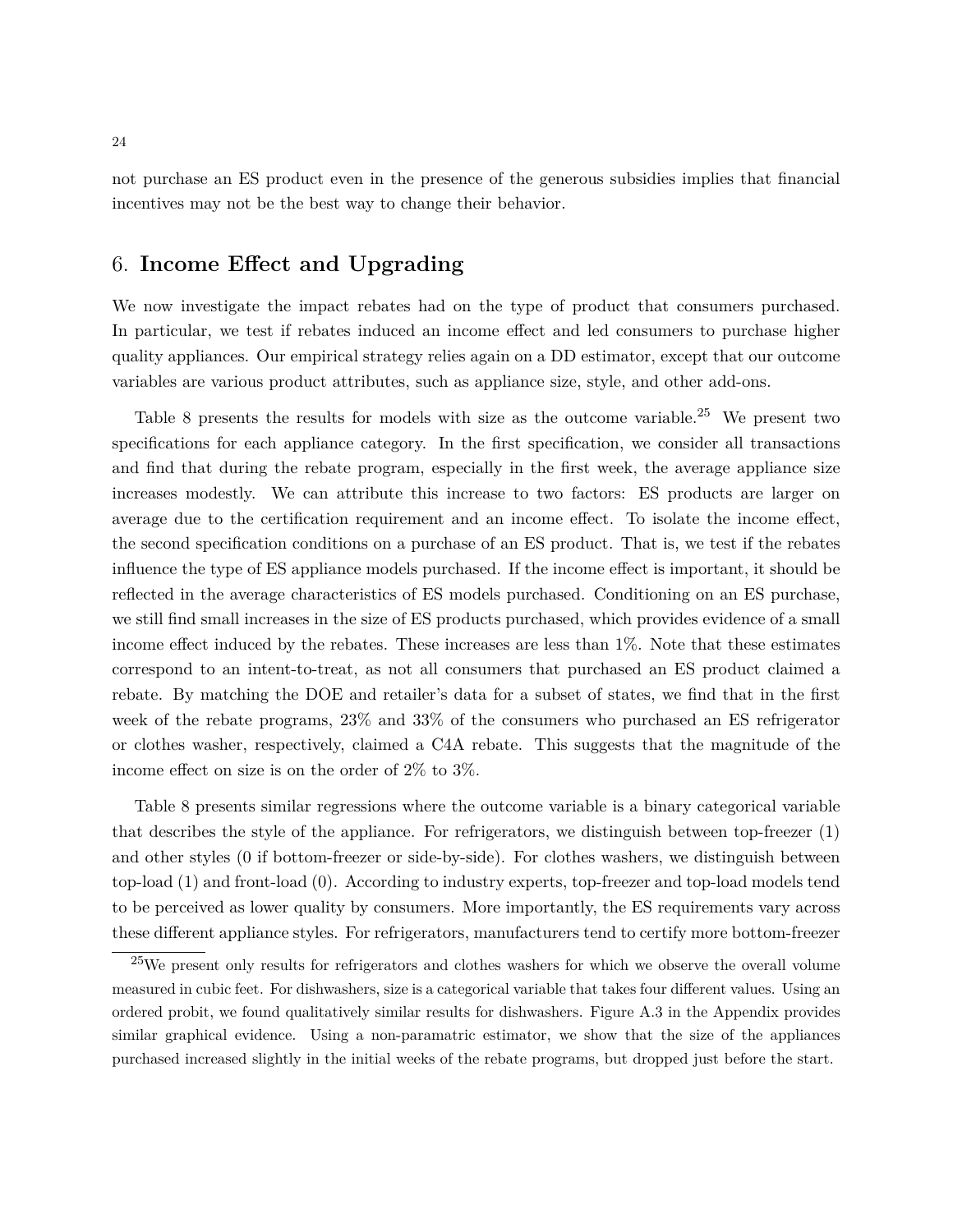not purchase an ES product even in the presence of the generous subsidies implies that financial incentives may not be the best way to change their behavior.

## 6. **Income Effect and Upgrading**

We now investigate the impact rebates had on the type of product that consumers purchased. In particular, we test if rebates induced an income effect and led consumers to purchase higher quality appliances. Our empirical strategy relies again on a DD estimator, except that our outcome variables are various product attributes, such as appliance size, style, and other add-ons.

Table 8 presents the results for models with size as the outcome variable.[25] We present two specifications for each appliance category. In the first specification, we consider all transactions and find that during the rebate program, especially in the first week, the average appliance size increases modestly. We can attribute this increase to two factors: ES products are larger on average due to the certification requirement and an income effect. To isolate the income effect, the second specification conditions on a purchase of an ES product. That is, we test if the rebates influence the type of ES appliance models purchased. If the income effect is important, it should be reflected in the average characteristics of ES models purchased. Conditioning on an ES purchase, we still find small increases in the size of ES products purchased, which provides evidence of a small income effect induced by the rebates. These increases are less than 1%. Note that these estimates correspond to an intent-to-treat, as not all consumers that purchased an ES product claimed a rebate. By matching the DOE and retailer's data for a subset of states, we find that in the first week of the rebate programs, 23% and 33% of the consumers who purchased an ES refrigerator or clothes washer, respectively, claimed a C4A rebate. This suggests that the magnitude of the income effect on size is on the order of 2% to 3%.

Table 8 presents similar regressions where the outcome variable is a binary categorical variable that describes the style of the appliance. For refrigerators, we distinguish between top-freezer (1) and other styles (0 if bottom-freezer or side-by-side). For clothes washers, we distinguish between top-load (1) and front-load (0). According to industry experts, top-freezer and top-load models tend to be perceived as lower quality by consumers. More importantly, the ES requirements vary across these different appliance styles. For refrigerators, manufacturers tend to certify more bottom-freezer

[25] We present only results for refrigerators and clothes washers for which we observe the overall volume measured in cubic feet. For dishwashers, size is a categorical variable that takes four different values. Using an ordered probit, we found qualitatively similar results for dishwashers. Figure A.3 in the Appendix provides similar graphical evidence. Using a non-paramatric estimator, we show that the size of the appliances purchased increased slightly in the initial weeks of the rebate programs, but dropped just before the start.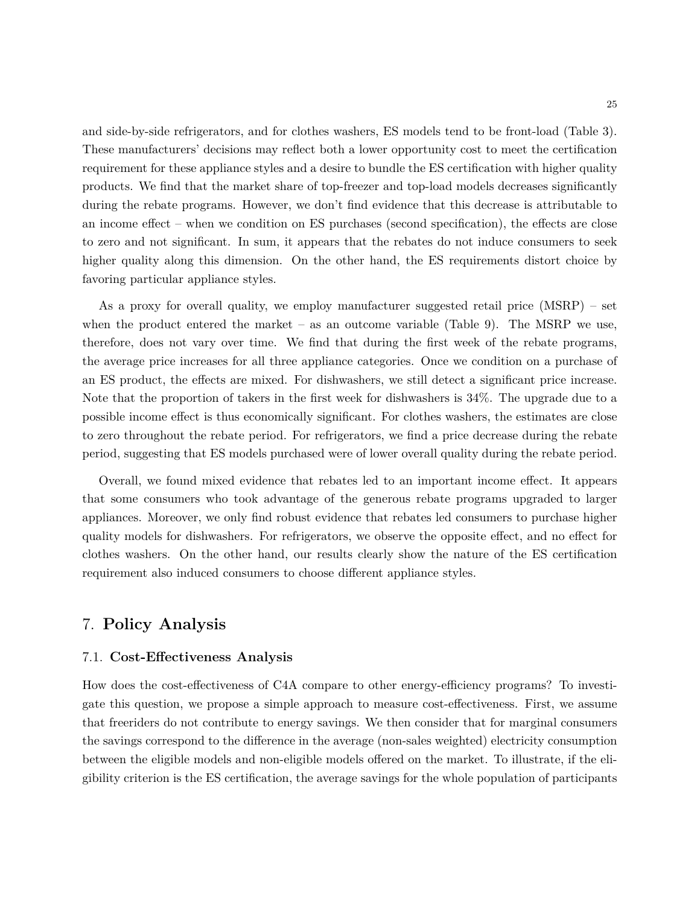and side-by-side refrigerators, and for clothes washers, ES models tend to be front-load (Table 3). These manufacturers' decisions may reflect both a lower opportunity cost to meet the certification requirement for these appliance styles and a desire to bundle the ES certification with higher quality products. We find that the market share of top-freezer and top-load models decreases significantly during the rebate programs. However, we don't find evidence that this decrease is attributable to an income effect – when we condition on ES purchases (second specification), the effects are close to zero and not significant. In sum, it appears that the rebates do not induce consumers to seek higher quality along this dimension. On the other hand, the ES requirements distort choice by favoring particular appliance styles.

As a proxy for overall quality, we employ manufacturer suggested retail price (MSRP) – set when the product entered the market – as an outcome variable (Table 9). The MSRP we use, therefore, does not vary over time. We find that during the first week of the rebate programs, the average price increases for all three appliance categories. Once we condition on a purchase of an ES product, the effects are mixed. For dishwashers, we still detect a significant price increase. Note that the proportion of takers in the first week for dishwashers is 34%. The upgrade due to a possible income effect is thus economically significant. For clothes washers, the estimates are close to zero throughout the rebate period. For refrigerators, we find a price decrease during the rebate period, suggesting that ES models purchased were of lower overall quality during the rebate period.

Overall, we found mixed evidence that rebates led to an important income effect. It appears that some consumers who took advantage of the generous rebate programs upgraded to larger appliances. Moreover, we only find robust evidence that rebates led consumers to purchase higher quality models for dishwashers. For refrigerators, we observe the opposite effect, and no effect for clothes washers. On the other hand, our results clearly show the nature of the ES certification requirement also induced consumers to choose different appliance styles.

## 7. **Policy Analysis**

### 7.1. **Cost-Effectiveness Analysis**

How does the cost-effectiveness of C4A compare to other energy-efficiency programs? To investigate this question, we propose a simple approach to measure cost-effectiveness. First, we assume that freeriders do not contribute to energy savings. We then consider that for marginal consumers the savings correspond to the difference in the average (non-sales weighted) electricity consumption between the eligible models and non-eligible models offered on the market. To illustrate, if the eligibility criterion is the ES certification, the average savings for the whole population of participants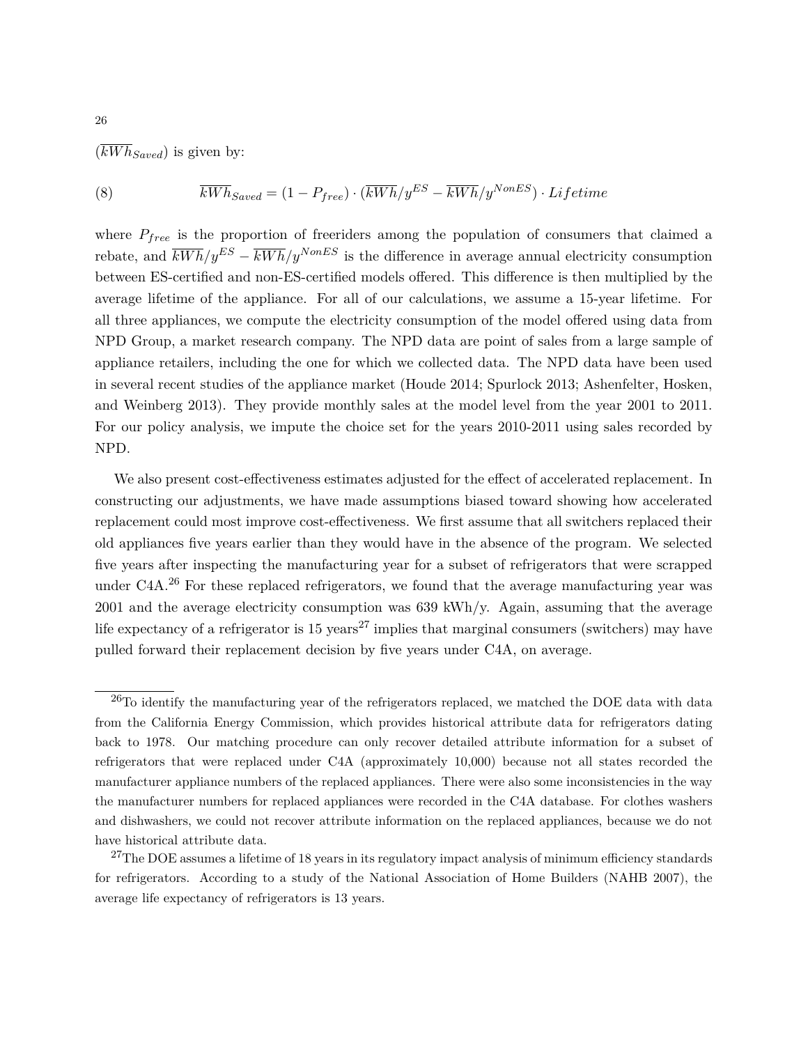($\overline{kWh}_{Saved}$) is given by:

$$\overline{kWh}_{Saved} = (1 - P_{free}) \cdot (\overline{kWh}/y^{ES} - \overline{kWh}/y^{NonES}) \cdot Lifetime \tag{8}$$

where $P_{free}$ is the proportion of freeriders among the population of consumers that claimed a rebate, and $\overline{kWh}/y^{ES} - \overline{kWh}/y^{NonES}$ is the difference in average annual electricity consumption between ES-certified and non-ES-certified models offered. This difference is then multiplied by the average lifetime of the appliance. For all of our calculations, we assume a 15-year lifetime. For all three appliances, we compute the electricity consumption of the model offered using data from NPD Group, a market research company. The NPD data are point of sales from a large sample of appliance retailers, including the one for which we collected data. The NPD data have been used in several recent studies of the appliance market (Houde 2014; Spurlock 2013; Ashenfelter, Hosken, and Weinberg 2013). They provide monthly sales at the model level from the year 2001 to 2011. For our policy analysis, we impute the choice set for the years 2010-2011 using sales recorded by NPD.

We also present cost-effectiveness estimates adjusted for the effect of accelerated replacement. In constructing our adjustments, we have made assumptions biased toward showing how accelerated replacement could most improve cost-effectiveness. We first assume that all switchers replaced their old appliances five years earlier than they would have in the absence of the program. We selected five years after inspecting the manufacturing year for a subset of refrigerators that were scrapped under C4A.[26] For these replaced refrigerators, we found that the average manufacturing year was 2001 and the average electricity consumption was 639 kWh/y. Again, assuming that the average life expectancy of a refrigerator is 15 years[27] implies that marginal consumers (switchers) may have pulled forward their replacement decision by five years under C4A, on average.

[26] To identify the manufacturing year of the refrigerators replaced, we matched the DOE data with data from the California Energy Commission, which provides historical attribute data for refrigerators dating back to 1978. Our matching procedure can only recover detailed attribute information for a subset of refrigerators that were replaced under C4A (approximately 10,000) because not all states recorded the manufacturer appliance numbers of the replaced appliances. There were also some inconsistencies in the way the manufacturer numbers for replaced appliances were recorded in the C4A database. For clothes washers and dishwashers, we could not recover attribute information on the replaced appliances, because we do not have historical attribute data.

[27] The DOE assumes a lifetime of 18 years in its regulatory impact analysis of minimum efficiency standards for refrigerators. According to a study of the National Association of Home Builders (NAHB 2007), the average life expectancy of refrigerators is 13 years.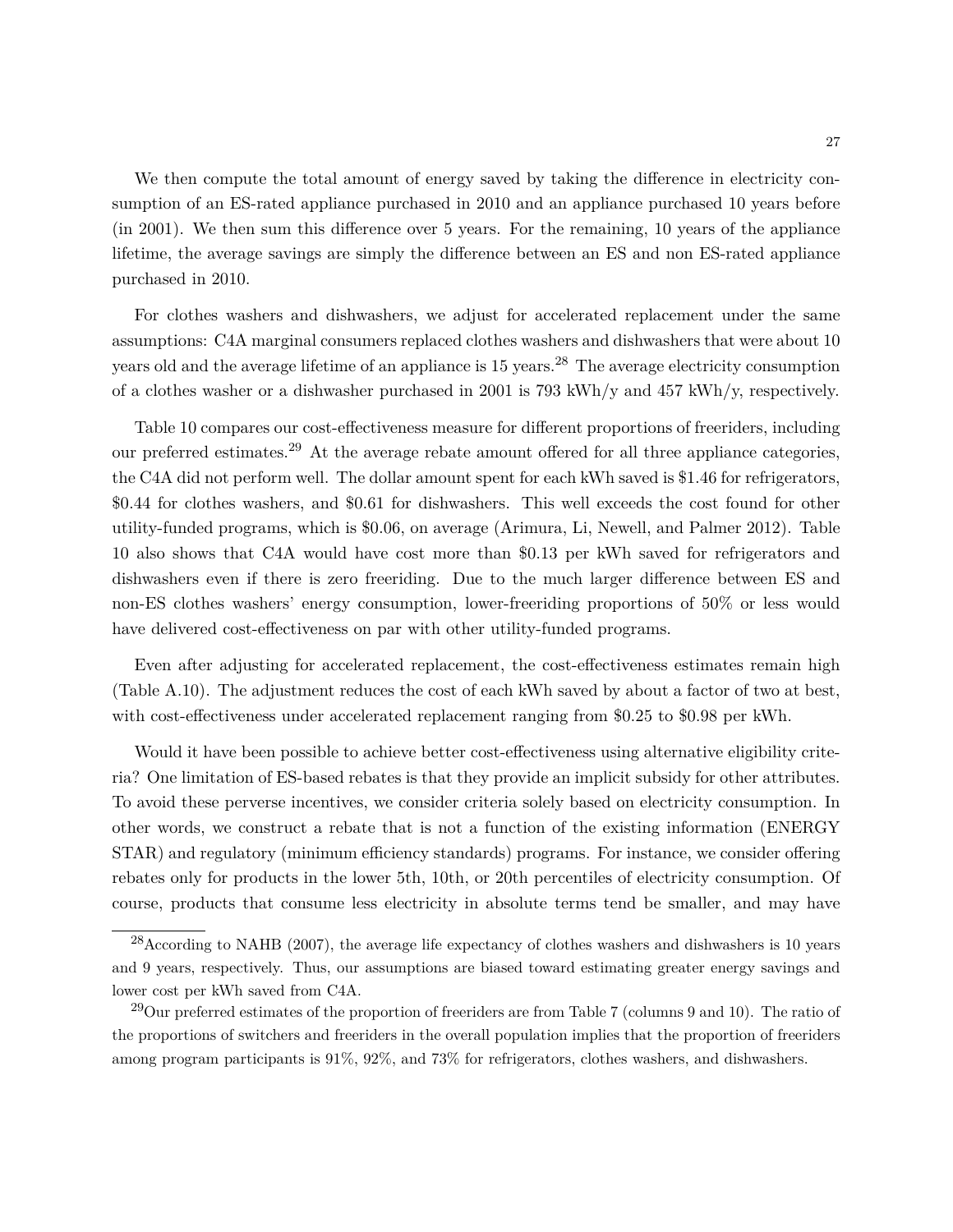We then compute the total amount of energy saved by taking the difference in electricity consumption of an ES-rated appliance purchased in 2010 and an appliance purchased 10 years before (in 2001). We then sum this difference over 5 years. For the remaining, 10 years of the appliance lifetime, the average savings are simply the difference between an ES and non ES-rated appliance purchased in 2010.

For clothes washers and dishwashers, we adjust for accelerated replacement under the same assumptions: C4A marginal consumers replaced clothes washers and dishwashers that were about 10 years old and the average lifetime of an appliance is 15 years.[28] The average electricity consumption of a clothes washer or a dishwasher purchased in 2001 is 793 kWh/y and 457 kWh/y, respectively.

Table 10 compares our cost-effectiveness measure for different proportions of freeriders, including our preferred estimates.[29] At the average rebate amount offered for all three appliance categories, the C4A did not perform well. The dollar amount spent for each kWh saved is $1.46 for refrigerators, $0.44 for clothes washers, and $0.61 for dishwashers. This well exceeds the cost found for other utility-funded programs, which is $0.06, on average (Arimura, Li, Newell, and Palmer 2012). Table 10 also shows that C4A would have cost more than $0.13 per kWh saved for refrigerators and dishwashers even if there is zero freeriding. Due to the much larger difference between ES and non-ES clothes washers' energy consumption, lower-freeriding proportions of 50% or less would have delivered cost-effectiveness on par with other utility-funded programs.

Even after adjusting for accelerated replacement, the cost-effectiveness estimates remain high (Table A.10). The adjustment reduces the cost of each kWh saved by about a factor of two at best, with cost-effectiveness under accelerated replacement ranging from $0.25 to $0.98 per kWh.

Would it have been possible to achieve better cost-effectiveness using alternative eligibility criteria? One limitation of ES-based rebates is that they provide an implicit subsidy for other attributes. To avoid these perverse incentives, we consider criteria solely based on electricity consumption. In other words, we construct a rebate that is not a function of the existing information (ENERGY STAR) and regulatory (minimum efficiency standards) programs. For instance, we consider offering rebates only for products in the lower 5th, 10th, or 20th percentiles of electricity consumption. Of course, products that consume less electricity in absolute terms tend be smaller, and may have

[28] According to NAHB (2007), the average life expectancy of clothes washers and dishwashers is 10 years and 9 years, respectively. Thus, our assumptions are biased toward estimating greater energy savings and lower cost per kWh saved from C4A.

[29] Our preferred estimates of the proportion of freeriders are from Table 7 (columns 9 and 10). The ratio of the proportions of switchers and freeriders in the overall population implies that the proportion of freeriders among program participants is 91%, 92%, and 73% for refrigerators, clothes washers, and dishwashers.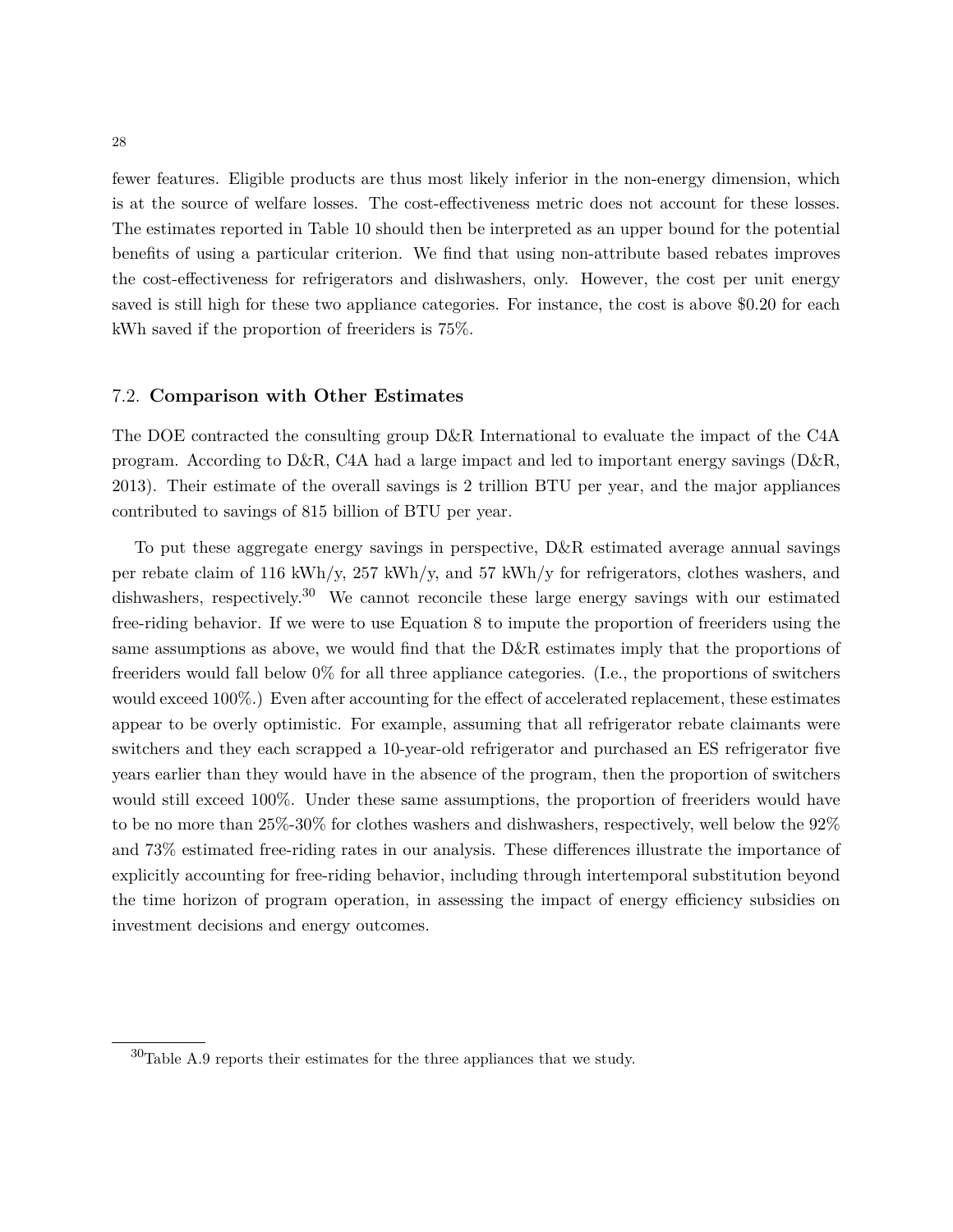fewer features. Eligible products are thus most likely inferior in the non-energy dimension, which is at the source of welfare losses. The cost-effectiveness metric does not account for these losses. The estimates reported in Table 10 should then be interpreted as an upper bound for the potential benefits of using a particular criterion. We find that using non-attribute based rebates improves the cost-effectiveness for refrigerators and dishwashers, only. However, the cost per unit energy saved is still high for these two appliance categories. For instance, the cost is above $0.20 for each kWh saved if the proportion of freeriders is 75%.

## 7.2. Comparison with Other Estimates

The DOE contracted the consulting group D&R International to evaluate the impact of the C4A program. According to D&R, C4A had a large impact and led to important energy savings (D&R, 2013). Their estimate of the overall savings is 2 trillion BTU per year, and the major appliances contributed to savings of 815 billion of BTU per year.

To put these aggregate energy savings in perspective, D&R estimated average annual savings per rebate claim of 116 kWh/y, 257 kWh/y, and 57 kWh/y for refrigerators, clothes washers, and dishwashers, respectively.[30] We cannot reconcile these large energy savings with our estimated free-riding behavior. If we were to use Equation 8 to impute the proportion of freeriders using the same assumptions as above, we would find that the D&R estimates imply that the proportions of freeriders would fall below 0% for all three appliance categories. (I.e., the proportions of switchers would exceed 100%.) Even after accounting for the effect of accelerated replacement, these estimates appear to be overly optimistic. For example, assuming that all refrigerator rebate claimants were switchers and they each scrapped a 10-year-old refrigerator and purchased an ES refrigerator five years earlier than they would have in the absence of the program, then the proportion of switchers would still exceed 100%. Under these same assumptions, the proportion of freeriders would have to be no more than 25%-30% for clothes washers and dishwashers, respectively, well below the 92% and 73% estimated free-riding rates in our analysis. These differences illustrate the importance of explicitly accounting for free-riding behavior, including through intertemporal substitution beyond the time horizon of program operation, in assessing the impact of energy efficiency subsidies on investment decisions and energy outcomes.

[30] Table A.9 reports their estimates for the three appliances that we study.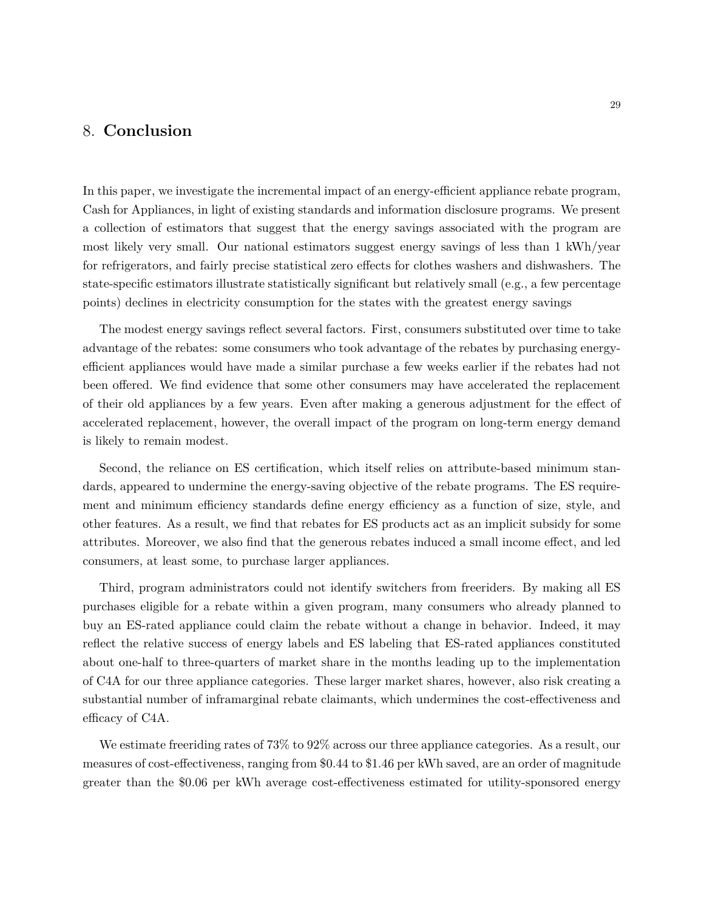## 8. **Conclusion**

In this paper, we investigate the incremental impact of an energy-efficient appliance rebate program, Cash for Appliances, in light of existing standards and information disclosure programs. We present a collection of estimators that suggest that the energy savings associated with the program are most likely very small. Our national estimators suggest energy savings of less than 1 kWh/year for refrigerators, and fairly precise statistical zero effects for clothes washers and dishwashers. The state-specific estimators illustrate statistically significant but relatively small (e.g., a few percentage points) declines in electricity consumption for the states with the greatest energy savings

The modest energy savings reflect several factors. First, consumers substituted over time to take advantage of the rebates: some consumers who took advantage of the rebates by purchasing energy-efficient appliances would have made a similar purchase a few weeks earlier if the rebates had not been offered. We find evidence that some other consumers may have accelerated the replacement of their old appliances by a few years. Even after making a generous adjustment for the effect of accelerated replacement, however, the overall impact of the program on long-term energy demand is likely to remain modest.

Second, the reliance on ES certification, which itself relies on attribute-based minimum standards, appeared to undermine the energy-saving objective of the rebate programs. The ES requirement and minimum efficiency standards define energy efficiency as a function of size, style, and other features. As a result, we find that rebates for ES products act as an implicit subsidy for some attributes. Moreover, we also find that the generous rebates induced a small income effect, and led consumers, at least some, to purchase larger appliances.

Third, program administrators could not identify switchers from freeriders. By making all ES purchases eligible for a rebate within a given program, many consumers who already planned to buy an ES-rated appliance could claim the rebate without a change in behavior. Indeed, it may reflect the relative success of energy labels and ES labeling that ES-rated appliances constituted about one-half to three-quarters of market share in the months leading up to the implementation of C4A for our three appliance categories. These larger market shares, however, also risk creating a substantial number of inframarginal rebate claimants, which undermines the cost-effectiveness and efficacy of C4A.

We estimate freeriding rates of 73% to 92% across our three appliance categories. As a result, our measures of cost-effectiveness, ranging from $0.44 to $1.46 per kWh saved, are an order of magnitude greater than the $0.06 per kWh average cost-effectiveness estimated for utility-sponsored energy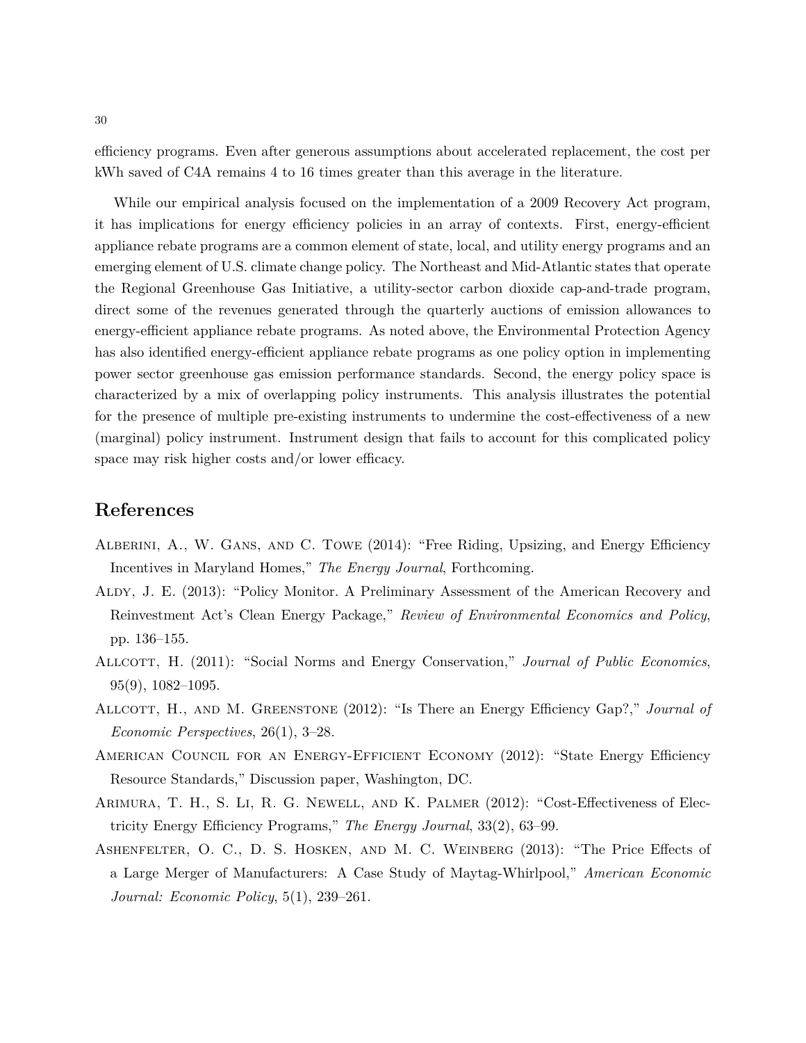efficiency programs. Even after generous assumptions about accelerated replacement, the cost per kWh saved of C4A remains 4 to 16 times greater than this average in the literature.

While our empirical analysis focused on the implementation of a 2009 Recovery Act program, it has implications for energy efficiency policies in an array of contexts. First, energy-efficient appliance rebate programs are a common element of state, local, and utility energy programs and an emerging element of U.S. climate change policy. The Northeast and Mid-Atlantic states that operate the Regional Greenhouse Gas Initiative, a utility-sector carbon dioxide cap-and-trade program, direct some of the revenues generated through the quarterly auctions of emission allowances to energy-efficient appliance rebate programs. As noted above, the Environmental Protection Agency has also identified energy-efficient appliance rebate programs as one policy option in implementing power sector greenhouse gas emission performance standards. Second, the energy policy space is characterized by a mix of overlapping policy instruments. This analysis illustrates the potential for the presence of multiple pre-existing instruments to undermine the cost-effectiveness of a new (marginal) policy instrument. Instrument design that fails to account for this complicated policy space may risk higher costs and/or lower efficacy.

## References

Alberini, A., W. Gans, and C. Towe (2014): "Free Riding, Upsizing, and Energy Efficiency Incentives in Maryland Homes," *The Energy Journal*, Forthcoming.

Aldy, J. E. (2013): "Policy Monitor. A Preliminary Assessment of the American Recovery and Reinvestment Act's Clean Energy Package," *Review of Environmental Economics and Policy*, pp. 136–155.

Allcott, H. (2011): "Social Norms and Energy Conservation," *Journal of Public Economics*, 95(9), 1082–1095.

Allcott, H., and M. Greenstone (2012): "Is There an Energy Efficiency Gap?," *Journal of Economic Perspectives*, 26(1), 3–28.

American Council for an Energy-Efficient Economy (2012): "State Energy Efficiency Resource Standards," Discussion paper, Washington, DC.

Arimura, T. H., S. Li, R. G. Newell, and K. Palmer (2012): "Cost-Effectiveness of Electricity Energy Efficiency Programs," *The Energy Journal*, 33(2), 63–99.

Ashenfelter, O. C., D. S. Hosken, and M. C. Weinberg (2013): "The Price Effects of a Large Merger of Manufacturers: A Case Study of Maytag-Whirlpool," *American Economic Journal: Economic Policy*, 5(1), 239–261.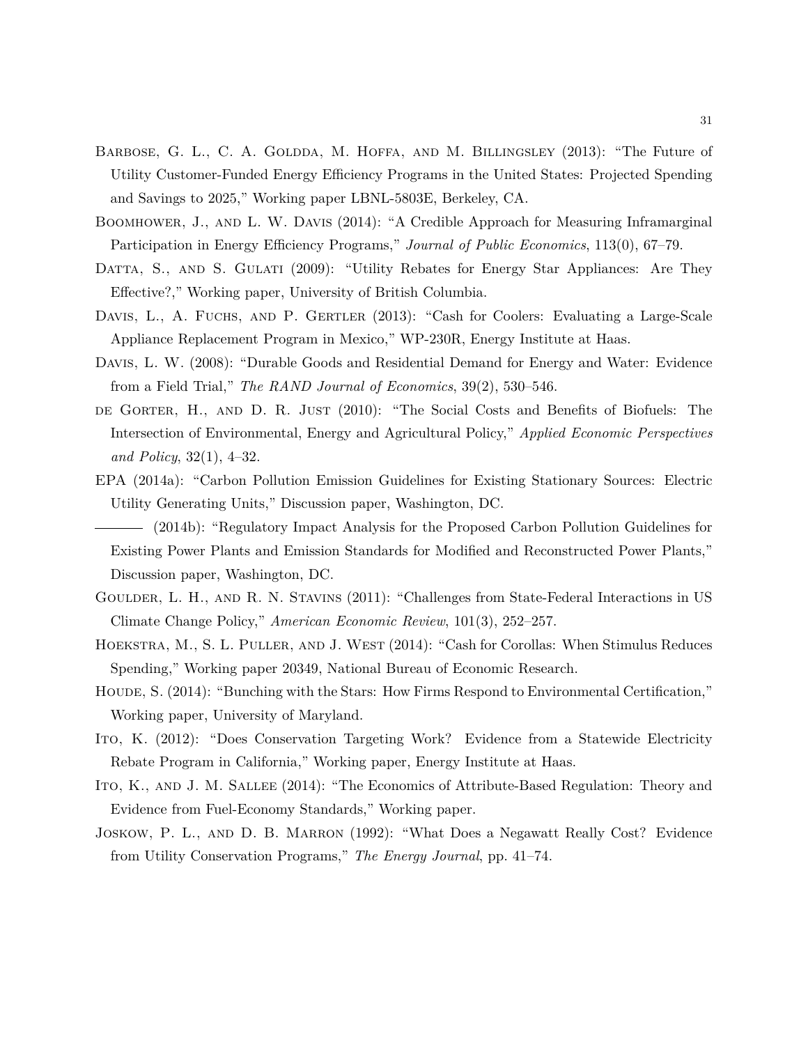Barbose, G. L., C. A. Goldda, M. Hoffa, and M. Billingsley (2013): "The Future of Utility Customer-Funded Energy Efficiency Programs in the United States: Projected Spending and Savings to 2025," Working paper LBNL-5803E, Berkeley, CA.

Boomhower, J., and L. W. Davis (2014): "A Credible Approach for Measuring Inframarginal Participation in Energy Efficiency Programs," *Journal of Public Economics*, 113(0), 67–79.

Datta, S., and S. Gulati (2009): "Utility Rebates for Energy Star Appliances: Are They Effective?," Working paper, University of British Columbia.

Davis, L., A. Fuchs, and P. Gertler (2013): "Cash for Coolers: Evaluating a Large-Scale Appliance Replacement Program in Mexico," WP-230R, Energy Institute at Haas.

Davis, L. W. (2008): "Durable Goods and Residential Demand for Energy and Water: Evidence from a Field Trial," *The RAND Journal of Economics*, 39(2), 530–546.

de Gorter, H., and D. R. Just (2010): "The Social Costs and Benefits of Biofuels: The Intersection of Environmental, Energy and Agricultural Policy," *Applied Economic Perspectives and Policy*, 32(1), 4–32.

EPA (2014a): "Carbon Pollution Emission Guidelines for Existing Stationary Sources: Electric Utility Generating Units," Discussion paper, Washington, DC.

——— (2014b): "Regulatory Impact Analysis for the Proposed Carbon Pollution Guidelines for Existing Power Plants and Emission Standards for Modified and Reconstructed Power Plants," Discussion paper, Washington, DC.

Goulder, L. H., and R. N. Stavins (2011): "Challenges from State-Federal Interactions in US Climate Change Policy," *American Economic Review*, 101(3), 252–257.

Hoekstra, M., S. L. Puller, and J. West (2014): "Cash for Corollas: When Stimulus Reduces Spending," Working paper 20349, National Bureau of Economic Research.

Houde, S. (2014): "Bunching with the Stars: How Firms Respond to Environmental Certification," Working paper, University of Maryland.

Ito, K. (2012): "Does Conservation Targeting Work? Evidence from a Statewide Electricity Rebate Program in California," Working paper, Energy Institute at Haas.

Ito, K., and J. M. Sallee (2014): "The Economics of Attribute-Based Regulation: Theory and Evidence from Fuel-Economy Standards," Working paper.

Joskow, P. L., and D. B. Marron (1992): "What Does a Negawatt Really Cost? Evidence from Utility Conservation Programs," *The Energy Journal*, pp. 41–74.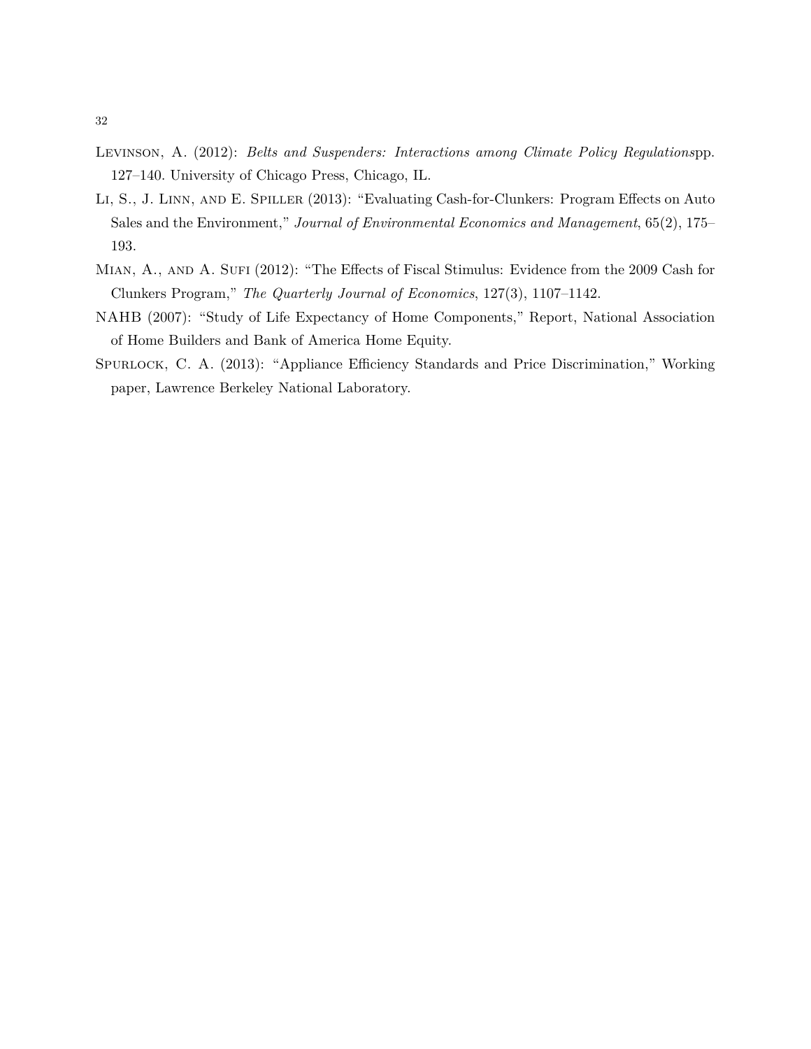Levinson, A. (2012): *Belts and Suspenders: Interactions among Climate Policy Regulations*pp. 127–140. University of Chicago Press, Chicago, IL.

Li, S., J. Linn, and E. Spiller (2013): "Evaluating Cash-for-Clunkers: Program Effects on Auto Sales and the Environment," *Journal of Environmental Economics and Management*, 65(2), 175–193.

Mian, A., and A. Sufi (2012): "The Effects of Fiscal Stimulus: Evidence from the 2009 Cash for Clunkers Program," *The Quarterly Journal of Economics*, 127(3), 1107–1142.

NAHB (2007): "Study of Life Expectancy of Home Components," Report, National Association of Home Builders and Bank of America Home Equity.

Spurlock, C. A. (2013): "Appliance Efficiency Standards and Price Discrimination," Working paper, Lawrence Berkeley National Laboratory.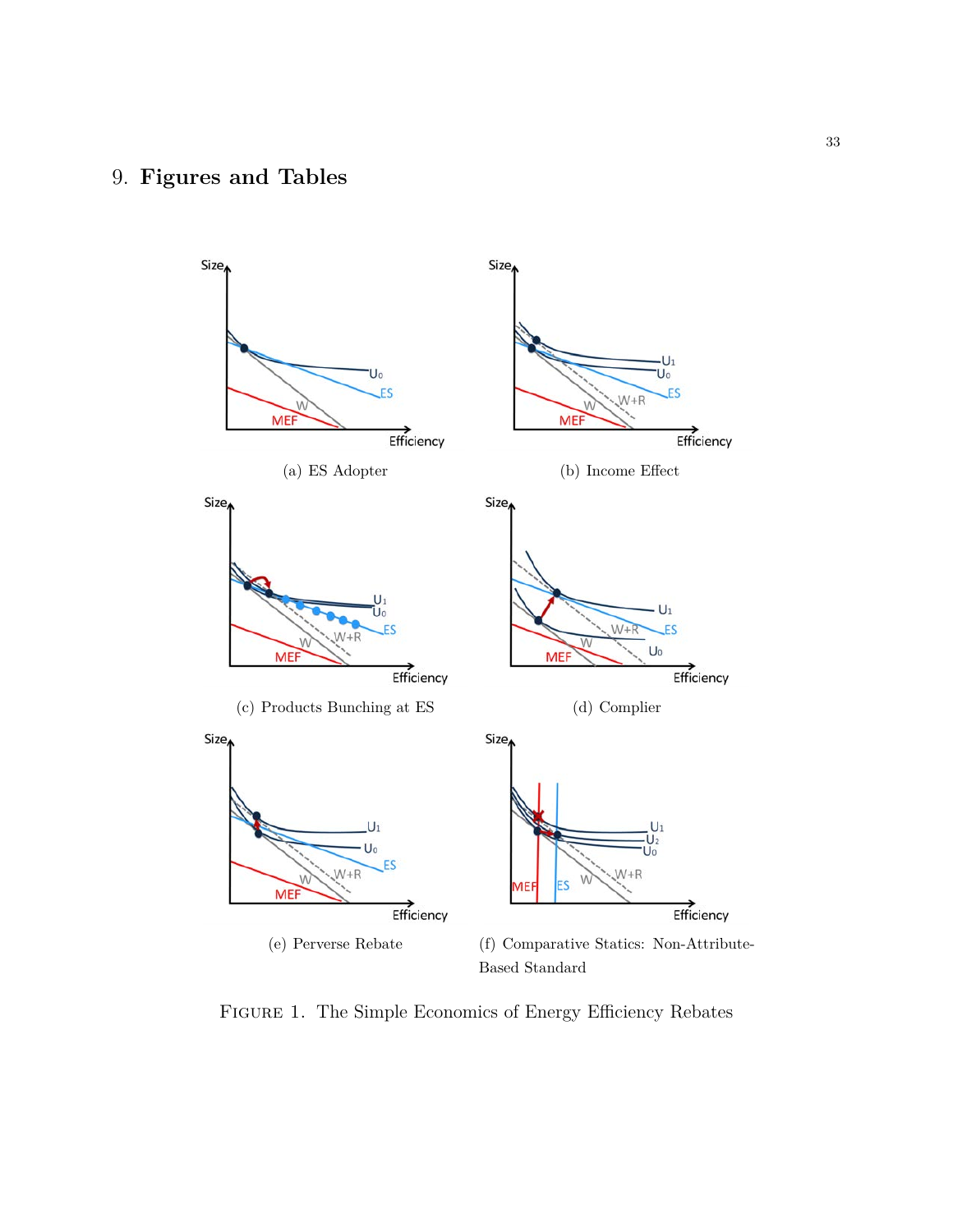## 9. Figures and Tables

(a) ES Adopter

(b) Income Effect

(c) Products Bunching at ES

(d) Complier

(e) Perverse Rebate

(f) Comparative Statics: Non-Attribute-Based Standard

Figure 1. The Simple Economics of Energy Efficiency Rebates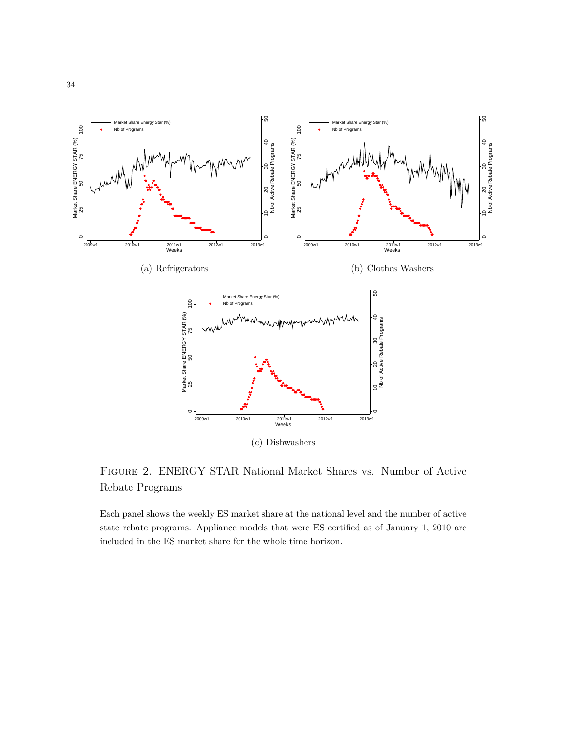(a) Refrigerators

(b) Clothes Washers

(c) Dishwashers

Figure 2. ENERGY STAR National Market Shares vs. Number of Active Rebate Programs

Each panel shows the weekly ES market share at the national level and the number of active state rebate programs. Appliance models that were ES certified as of January 1, 2010 are included in the ES market share for the whole time horizon.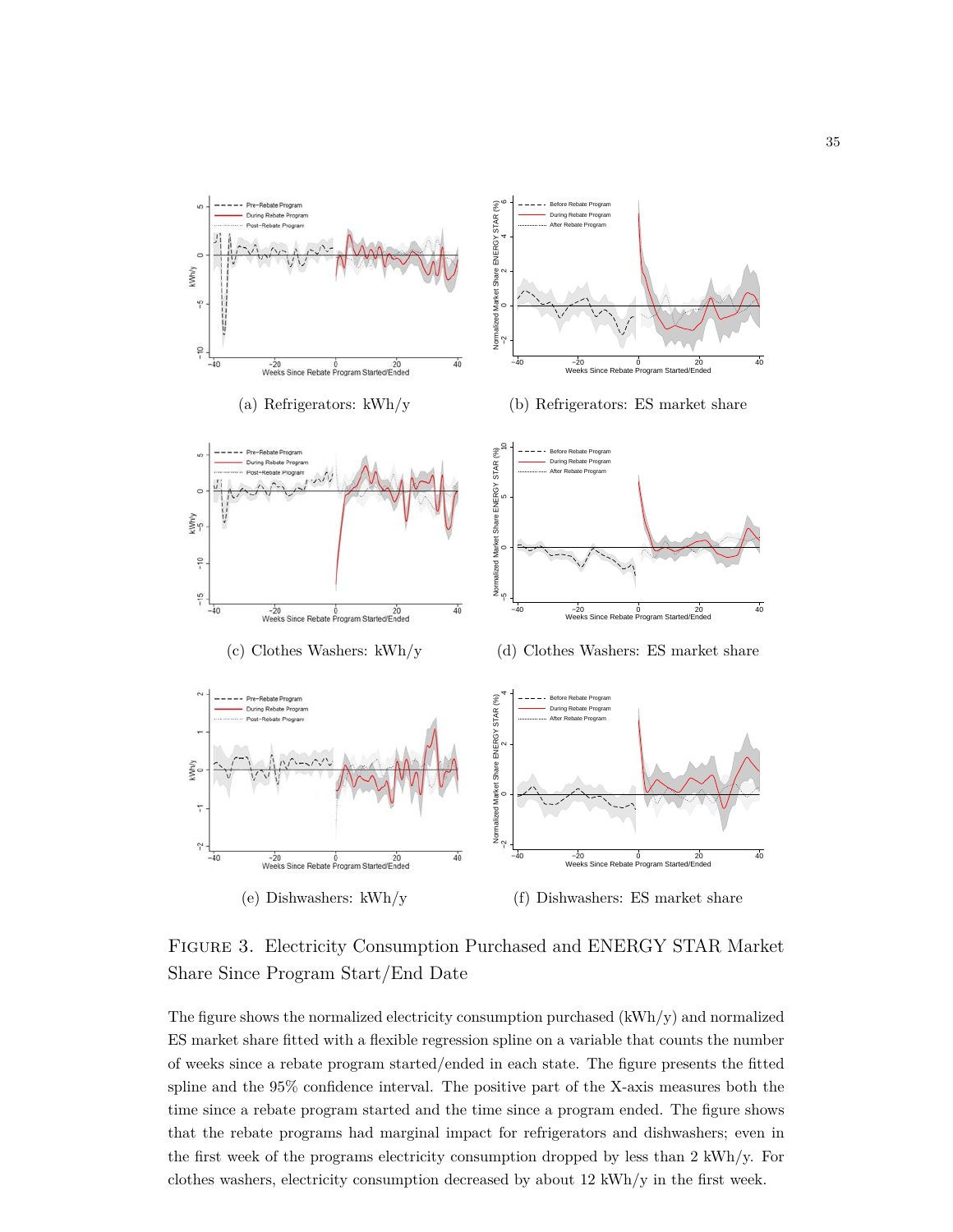(a) Refrigerators: kWh/y

(b) Refrigerators: ES market share

(c) Clothes Washers: kWh/y

(d) Clothes Washers: ES market share

(e) Dishwashers: kWh/y

(f) Dishwashers: ES market share

Figure 3. Electricity Consumption Purchased and ENERGY STAR Market Share Since Program Start/End Date

The figure shows the normalized electricity consumption purchased (kWh/y) and normalized ES market share fitted with a flexible regression spline on a variable that counts the number of weeks since a rebate program started/ended in each state. The figure presents the fitted spline and the 95% confidence interval. The positive part of the X-axis measures both the time since a rebate program started and the time since a program ended. The figure shows that the rebate programs had marginal impact for refrigerators and dishwashers; even in the first week of the programs electricity consumption dropped by less than 2 kWh/y. For clothes washers, electricity consumption decreased by about 12 kWh/y in the first week.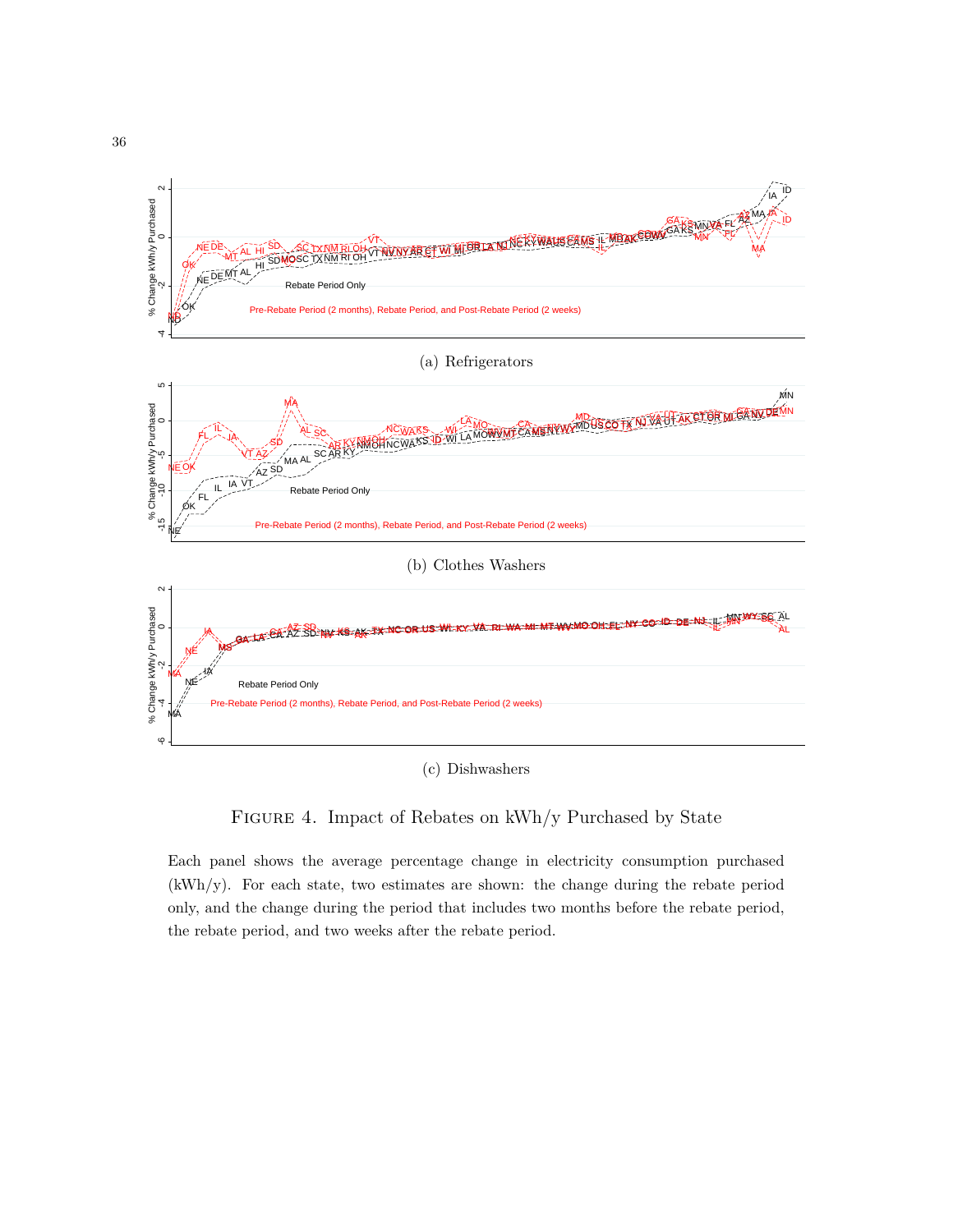(a) Refrigerators

(b) Clothes Washers

(c) Dishwashers

Figure 4. Impact of Rebates on kWh/y Purchased by State

Each panel shows the average percentage change in electricity consumption purchased (kWh/y). For each state, two estimates are shown: the change during the rebate period only, and the change during the period that includes two months before the rebate period, the rebate period, and two weeks after the rebate period.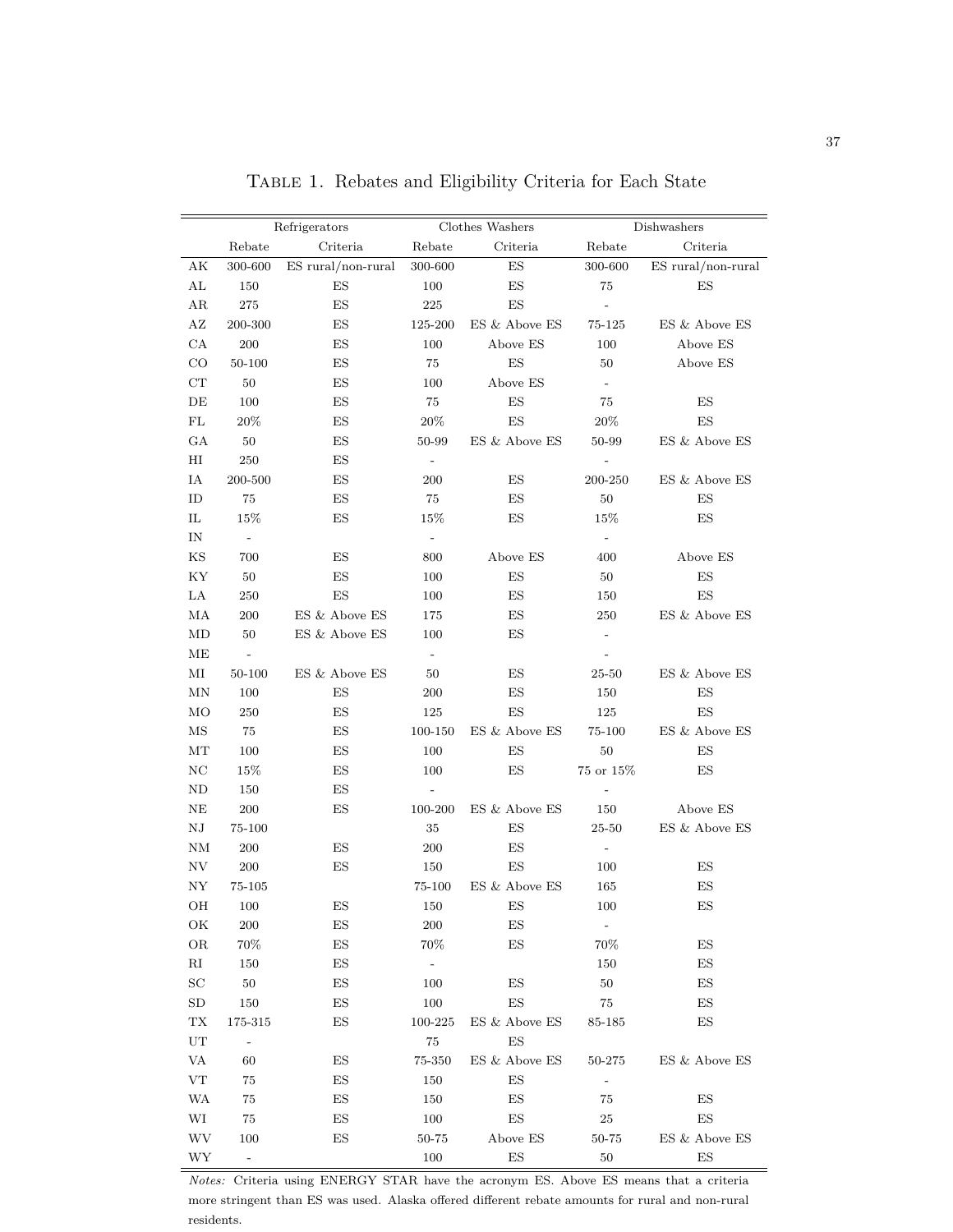Table 1. Rebates and Eligibility Criteria for Each State

| | Refrigerators | | Clothes Washers | | Dishwashers | |
|---|---|---|---|---|---|---|
| | Rebate | Criteria | Rebate | Criteria | Rebate | Criteria |
| AK | 300-600 | ES rural/non-rural | 300-600 | ES | 300-600 | ES rural/non-rural |
| AL | 150 | ES | 100 | ES | 75 | ES |
| AR | 275 | ES | 225 | ES | - | |
| AZ | 200-300 | ES | 125-200 | ES & Above ES | 75-125 | ES & Above ES |
| CA | 200 | ES | 100 | Above ES | 100 | Above ES |
| CO | 50-100 | ES | 75 | ES | 50 | Above ES |
| CT | 50 | ES | 100 | Above ES | - | |
| DE | 100 | ES | 75 | ES | 75 | ES |
| FL | 20% | ES | 20% | ES | 20% | ES |
| GA | 50 | ES | 50-99 | ES & Above ES | 50-99 | ES & Above ES |
| HI | 250 | ES | - | | - | |
| IA | 200-500 | ES | 200 | ES | 200-250 | ES & Above ES |
| ID | 75 | ES | 75 | ES | 50 | ES |
| IL | 15% | ES | 15% | ES | 15% | ES |
| IN | - | | - | | - | |
| KS | 700 | ES | 800 | Above ES | 400 | Above ES |
| KY | 50 | ES | 100 | ES | 50 | ES |
| LA | 250 | ES | 100 | ES | 150 | ES |
| MA | 200 | ES & Above ES | 175 | ES | 250 | ES & Above ES |
| MD | 50 | ES & Above ES | 100 | ES | - | |
| ME | - | | - | | - | |
| MI | 50-100 | ES & Above ES | 50 | ES | 25-50 | ES & Above ES |
| MN | 100 | ES | 200 | ES | 150 | ES |
| MO | 250 | ES | 125 | ES | 125 | ES |
| MS | 75 | ES | 100-150 | ES & Above ES | 75-100 | ES & Above ES |
| MT | 100 | ES | 100 | ES | 50 | ES |
| NC | 15% | ES | 100 | ES | 75 or 15% | ES |
| ND | 150 | ES | - | | - | |
| NE | 200 | ES | 100-200 | ES & Above ES | 150 | Above ES |
| NJ | 75-100 | | 35 | ES | 25-50 | ES & Above ES |
| NM | 200 | ES | 200 | ES | - | |
| NV | 200 | ES | 150 | ES | 100 | ES |
| NY | 75-105 | | 75-100 | ES & Above ES | 165 | ES |
| OH | 100 | ES | 150 | ES | 100 | ES |
| OK | 200 | ES | 200 | ES | - | |
| OR | 70% | ES | 70% | ES | 70% | ES |
| RI | 150 | ES | - | | 150 | ES |
| SC | 50 | ES | 100 | ES | 50 | ES |
| SD | 150 | ES | 100 | ES | 75 | ES |
| TX | 175-315 | ES | 100-225 | ES & Above ES | 85-185 | ES |
| UT | - | | 75 | ES | | |
| VA | 60 | ES | 75-350 | ES & Above ES | 50-275 | ES & Above ES |
| VT | 75 | ES | 150 | ES | - | |
| WA | 75 | ES | 150 | ES | 75 | ES |
| WI | 75 | ES | 100 | ES | 25 | ES |
| WV | 100 | ES | 50-75 | Above ES | 50-75 | ES & Above ES |
| WY | - | | 100 | ES | 50 | ES |

*Notes:* Criteria using ENERGY STAR have the acronym ES. Above ES means that a criteria more stringent than ES was used. Alaska offered different rebate amounts for rural and non-rural residents.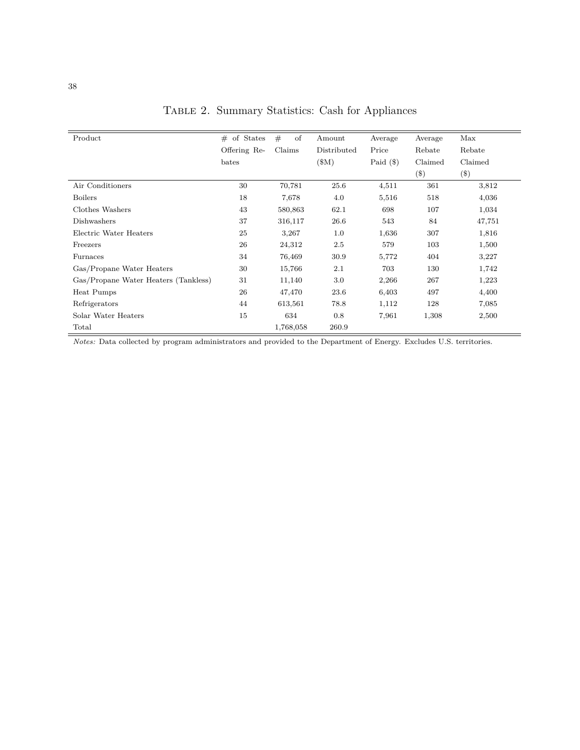# Table 2. Summary Statistics: Cash for Appliances

| Product | # of States Offering Rebates | # of Claims | Amount Distributed ($M) | Average Price Paid ($) | Average Rebate Claimed ($) | Max Rebate Claimed ($) |
|---|---|---|---|---|---|---|
| Air Conditioners | 30 | 70,781 | 25.6 | 4,511 | 361 | 3,812 |
| Boilers | 18 | 7,678 | 4.0 | 5,516 | 518 | 4,036 |
| Clothes Washers | 43 | 580,863 | 62.1 | 698 | 107 | 1,034 |
| Dishwashers | 37 | 316,117 | 26.6 | 543 | 84 | 47,751 |
| Electric Water Heaters | 25 | 3,267 | 1.0 | 1,636 | 307 | 1,816 |
| Freezers | 26 | 24,312 | 2.5 | 579 | 103 | 1,500 |
| Furnaces | 34 | 76,469 | 30.9 | 5,772 | 404 | 3,227 |
| Gas/Propane Water Heaters | 30 | 15,766 | 2.1 | 703 | 130 | 1,742 |
| Gas/Propane Water Heaters (Tankless) | 31 | 11,140 | 3.0 | 2,266 | 267 | 1,223 |
| Heat Pumps | 26 | 47,470 | 23.6 | 6,403 | 497 | 4,400 |
| Refrigerators | 44 | 613,561 | 78.8 | 1,112 | 128 | 7,085 |
| Solar Water Heaters | 15 | 634 | 0.8 | 7,961 | 1,308 | 2,500 |
| Total | | 1,768,058 | 260.9 | | | |

*Notes:* Data collected by program administrators and provided to the Department of Energy. Excludes U.S. territories.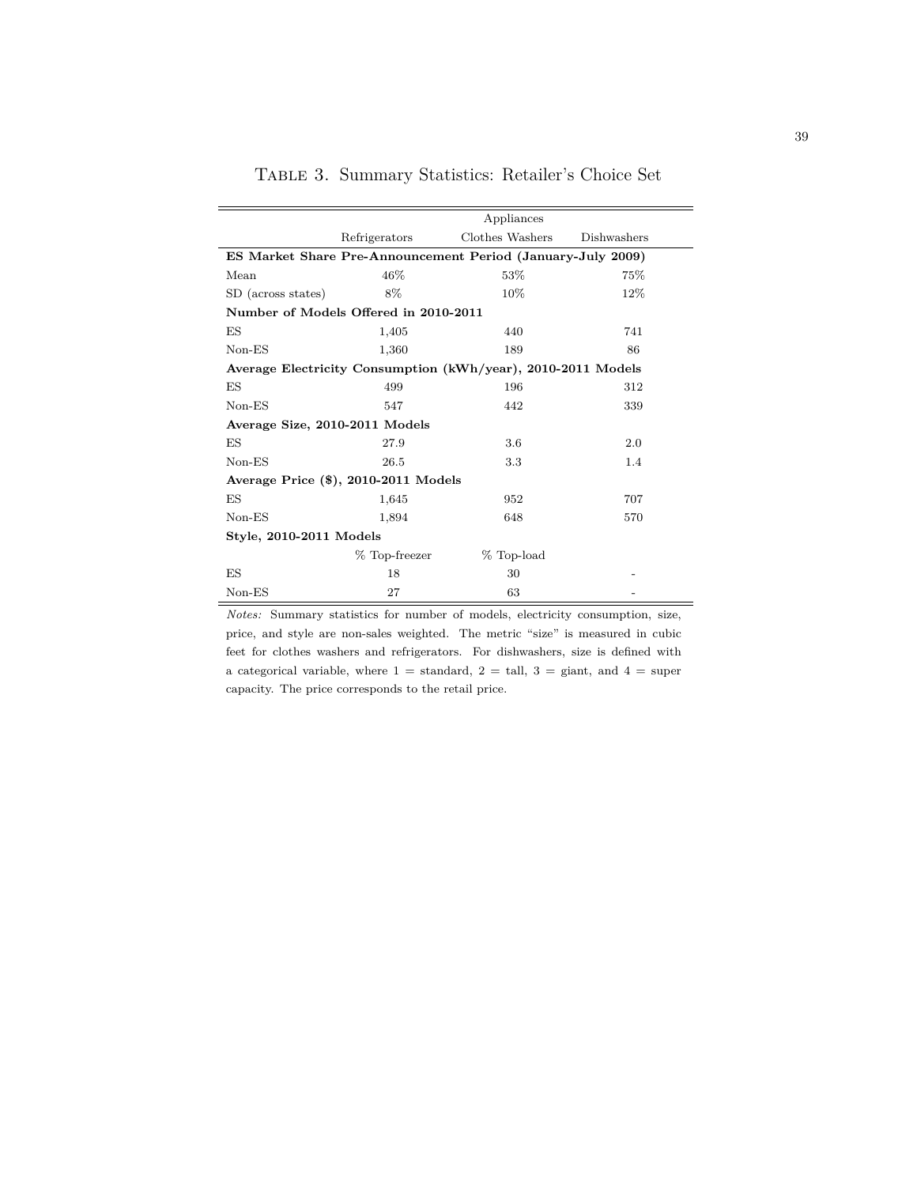# Table 3. Summary Statistics: Retailer's Choice Set

| | Appliances | | |
|---|---|---|---|
| | Refrigerators | Clothes Washers | Dishwashers |
| **ES Market Share Pre-Announcement Period (January-July 2009)** | | | |
| Mean | 46% | 53% | 75% |
| SD (across states) | 8% | 10% | 12% |
| **Number of Models Offered in 2010-2011** | | | |
| ES | 1,405 | 440 | 741 |
| Non-ES | 1,360 | 189 | 86 |
| **Average Electricity Consumption (kWh/year), 2010-2011 Models** | | | |
| ES | 499 | 196 | 312 |
| Non-ES | 547 | 442 | 339 |
| **Average Size, 2010-2011 Models** | | | |
| ES | 27.9 | 3.6 | 2.0 |
| Non-ES | 26.5 | 3.3 | 1.4 |
| **Average Price ($), 2010-2011 Models** | | | |
| ES | 1,645 | 952 | 707 |
| Non-ES | 1,894 | 648 | 570 |
| **Style, 2010-2011 Models** | | | |
| | % Top-freezer | % Top-load | |
| ES | 18 | 30 | - |
| Non-ES | 27 | 63 | - |

*Notes:* Summary statistics for number of models, electricity consumption, size, price, and style are non-sales weighted. The metric "size" is measured in cubic feet for clothes washers and refrigerators. For dishwashers, size is defined with a categorical variable, where 1 = standard, 2 = tall, 3 = giant, and 4 = super capacity. The price corresponds to the retail price.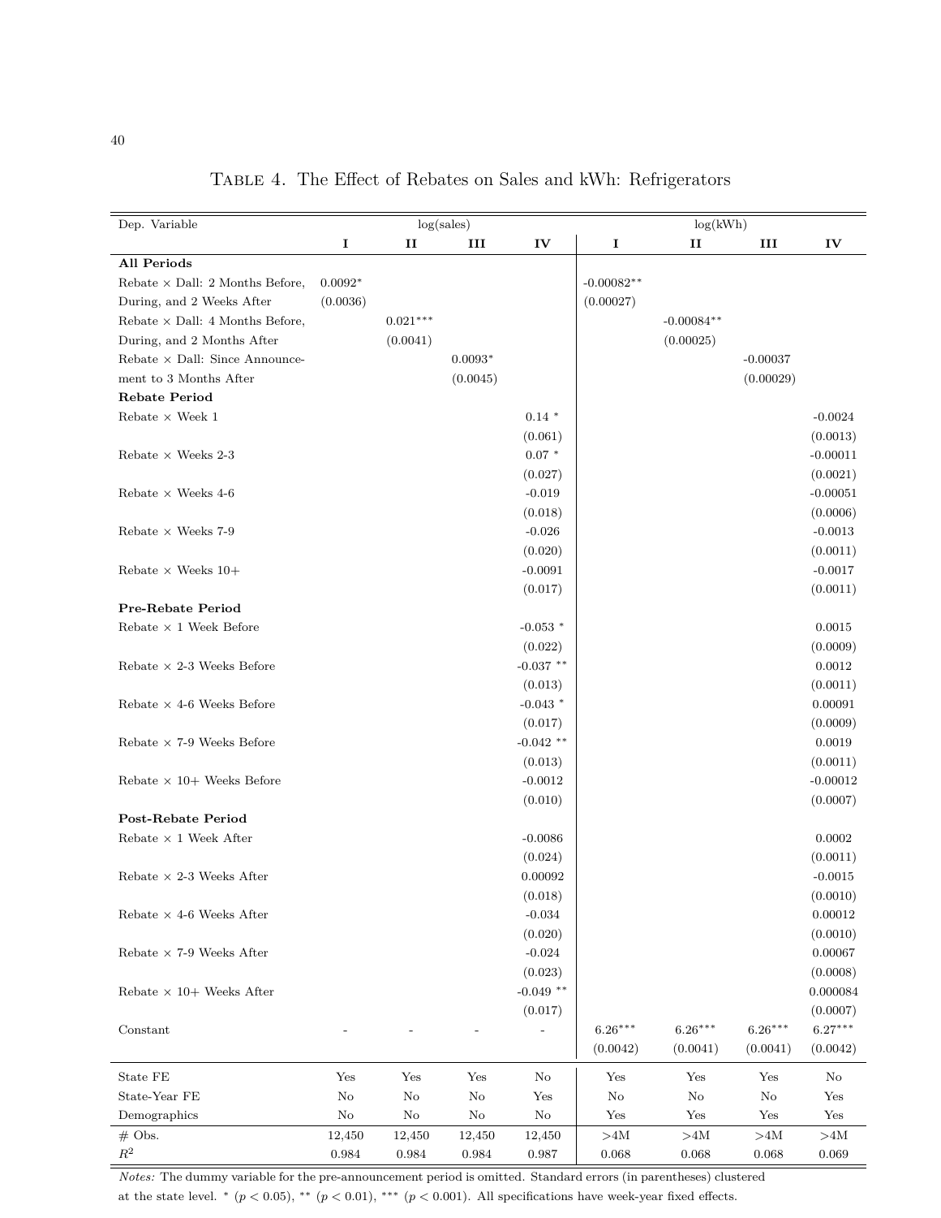Table 4. The Effect of Rebates on Sales and kWh: Refrigerators

| Dep. Variable | log(sales) | | | | log(kWh) | | | |
|---|---|---|---|---|---|---|---|---|
| | I | II | III | IV | I | II | III | IV |
| **All Periods** | | | | | | | | |
| Rebate × Dall: 2 Months Before, During, and 2 Weeks After | 0.0092* | | | | -0.00082** | | | |
| | (0.0036) | | | | (0.00027) | | | |
| Rebate × Dall: 4 Months Before, During, and 2 Months After | | 0.021*** | | | | -0.00084** | | |
| | | (0.0041) | | | | (0.00025) | | |
| Rebate × Dall: Since Announcement to 3 Months After | | | 0.0093* | | | | -0.00037 | |
| | | | (0.0045) | | | | (0.00029) | |
| **Rebate Period** | | | | | | | | |
| Rebate × Week 1 | | | | 0.14 * | | | | -0.0024 |
| | | | | (0.061) | | | | (0.0013) |
| Rebate × Weeks 2-3 | | | | 0.07 * | | | | -0.00011 |
| | | | | (0.027) | | | | (0.0021) |
| Rebate × Weeks 4-6 | | | | -0.019 | | | | -0.00051 |
| | | | | (0.018) | | | | (0.0006) |
| Rebate × Weeks 7-9 | | | | -0.026 | | | | -0.0013 |
| | | | | (0.020) | | | | (0.0011) |
| Rebate × Weeks 10+ | | | | -0.0091 | | | | -0.0017 |
| | | | | (0.017) | | | | (0.0011) |
| **Pre-Rebate Period** | | | | | | | | |
| Rebate × 1 Week Before | | | | -0.053 * | | | | 0.0015 |
| | | | | (0.022) | | | | (0.0009) |
| Rebate × 2-3 Weeks Before | | | | -0.037 ** | | | | 0.0012 |
| | | | | (0.013) | | | | (0.0011) |
| Rebate × 4-6 Weeks Before | | | | -0.043 * | | | | 0.00091 |
| | | | | (0.017) | | | | (0.0009) |
| Rebate × 7-9 Weeks Before | | | | -0.042 ** | | | | 0.0019 |
| | | | | (0.013) | | | | (0.0011) |
| Rebate × 10+ Weeks Before | | | | -0.0012 | | | | -0.00012 |
| | | | | (0.010) | | | | (0.0007) |
| **Post-Rebate Period** | | | | | | | | |
| Rebate × 1 Week After | | | | -0.0086 | | | | 0.0002 |
| | | | | (0.024) | | | | (0.0011) |
| Rebate × 2-3 Weeks After | | | | 0.00092 | | | | -0.0015 |
| | | | | (0.018) | | | | (0.0010) |
| Rebate × 4-6 Weeks After | | | | -0.034 | | | | 0.00012 |
| | | | | (0.020) | | | | (0.0010) |
| Rebate × 7-9 Weeks After | | | | -0.024 | | | | 0.00067 |
| | | | | (0.023) | | | | (0.0008) |
| Rebate × 10+ Weeks After | | | | -0.049 ** | | | | 0.000084 |
| | | | | (0.017) | | | | (0.0007) |
| Constant | - | - | - | - | 6.26*** | 6.26*** | 6.26*** | 6.27*** |
| | | | | | (0.0042) | (0.0041) | (0.0041) | (0.0042) |
| State FE | Yes | Yes | Yes | No | Yes | Yes | Yes | No |
| State-Year FE | No | No | No | Yes | No | No | No | Yes |
| Demographics | No | No | No | No | Yes | Yes | Yes | Yes |
| # Obs. | 12,450 | 12,450 | 12,450 | 12,450 | >4M | >4M | >4M | >4M |
| $R^2$ | 0.984 | 0.984 | 0.984 | 0.987 | 0.068 | 0.068 | 0.068 | 0.069 |

*Notes:* The dummy variable for the pre-announcement period is omitted. Standard errors (in parentheses) clustered at the state level. * ($p < 0.05$), ** ($p < 0.01$), *** ($p < 0.001$). All specifications have week-year fixed effects.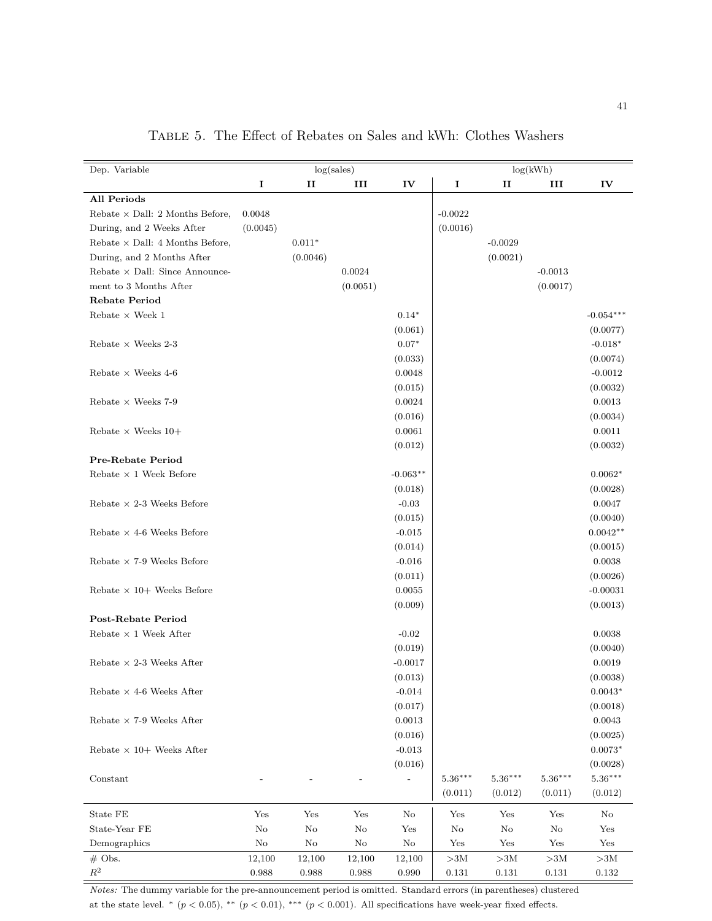Table 5. The Effect of Rebates on Sales and kWh: Clothes Washers

| Dep. Variable | log(sales) | | | | log(kWh) | | | |
|---|---|---|---|---|---|---|---|---|
| | **I** | **II** | **III** | **IV** | **I** | **II** | **III** | **IV** |
| **All Periods** | | | | | | | | |
| Rebate × Dall: 2 Months Before, | 0.0048 | | | | -0.0022 | | | |
| During, and 2 Weeks After | (0.0045) | | | | (0.0016) | | | |
| Rebate × Dall: 4 Months Before, | | 0.011* | | | | -0.0029 | | |
| During, and 2 Months After | | (0.0046) | | | | (0.0021) | | |
| Rebate × Dall: Since Announce- | | | 0.0024 | | | | -0.0013 | |
| ment to 3 Months After | | | (0.0051) | | | | (0.0017) | |
| **Rebate Period** | | | | | | | | |
| Rebate × Week 1 | | | | 0.14* | | | | -0.054*** |
| | | | | (0.061) | | | | (0.0077) |
| Rebate × Weeks 2-3 | | | | 0.07* | | | | -0.018* |
| | | | | (0.033) | | | | (0.0074) |
| Rebate × Weeks 4-6 | | | | 0.0048 | | | | -0.0012 |
| | | | | (0.015) | | | | (0.0032) |
| Rebate × Weeks 7-9 | | | | 0.0024 | | | | 0.0013 |
| | | | | (0.016) | | | | (0.0034) |
| Rebate × Weeks 10+ | | | | 0.0061 | | | | 0.0011 |
| | | | | (0.012) | | | | (0.0032) |
| **Pre-Rebate Period** | | | | | | | | |
| Rebate × 1 Week Before | | | | -0.063** | | | | 0.0062* |
| | | | | (0.018) | | | | (0.0028) |
| Rebate × 2-3 Weeks Before | | | | -0.03 | | | | 0.0047 |
| | | | | (0.015) | | | | (0.0040) |
| Rebate × 4-6 Weeks Before | | | | -0.015 | | | | 0.0042** |
| | | | | (0.014) | | | | (0.0015) |
| Rebate × 7-9 Weeks Before | | | | -0.016 | | | | 0.0038 |
| | | | | (0.011) | | | | (0.0026) |
| Rebate × 10+ Weeks Before | | | | 0.0055 | | | | -0.00031 |
| | | | | (0.009) | | | | (0.0013) |
| **Post-Rebate Period** | | | | | | | | |
| Rebate × 1 Week After | | | | -0.02 | | | | 0.0038 |
| | | | | (0.019) | | | | (0.0040) |
| Rebate × 2-3 Weeks After | | | | -0.0017 | | | | 0.0019 |
| | | | | (0.013) | | | | (0.0038) |
| Rebate × 4-6 Weeks After | | | | -0.014 | | | | 0.0043* |
| | | | | (0.017) | | | | (0.0018) |
| Rebate × 7-9 Weeks After | | | | 0.0013 | | | | 0.0043 |
| | | | | (0.016) | | | | (0.0025) |
| Rebate × 10+ Weeks After | | | | -0.013 | | | | 0.0073* |
| | | | | (0.016) | | | | (0.0028) |
| Constant | - | - | - | - | 5.36*** | 5.36*** | 5.36*** | 5.36*** |
| | | | | | (0.011) | (0.012) | (0.011) | (0.012) |
| State FE | Yes | Yes | Yes | No | Yes | Yes | Yes | No |
| State-Year FE | No | No | No | Yes | No | No | No | Yes |
| Demographics | No | No | No | No | Yes | Yes | Yes | Yes |
| # Obs. | 12,100 | 12,100 | 12,100 | 12,100 | >3M | >3M | >3M | >3M |
| $R^2$ | 0.988 | 0.988 | 0.988 | 0.990 | 0.131 | 0.131 | 0.131 | 0.132 |

*Notes:* The dummy variable for the pre-announcement period is omitted. Standard errors (in parentheses) clustered at the state level. * ($p < 0.05$), ** ($p < 0.01$), *** ($p < 0.001$). All specifications have week-year fixed effects.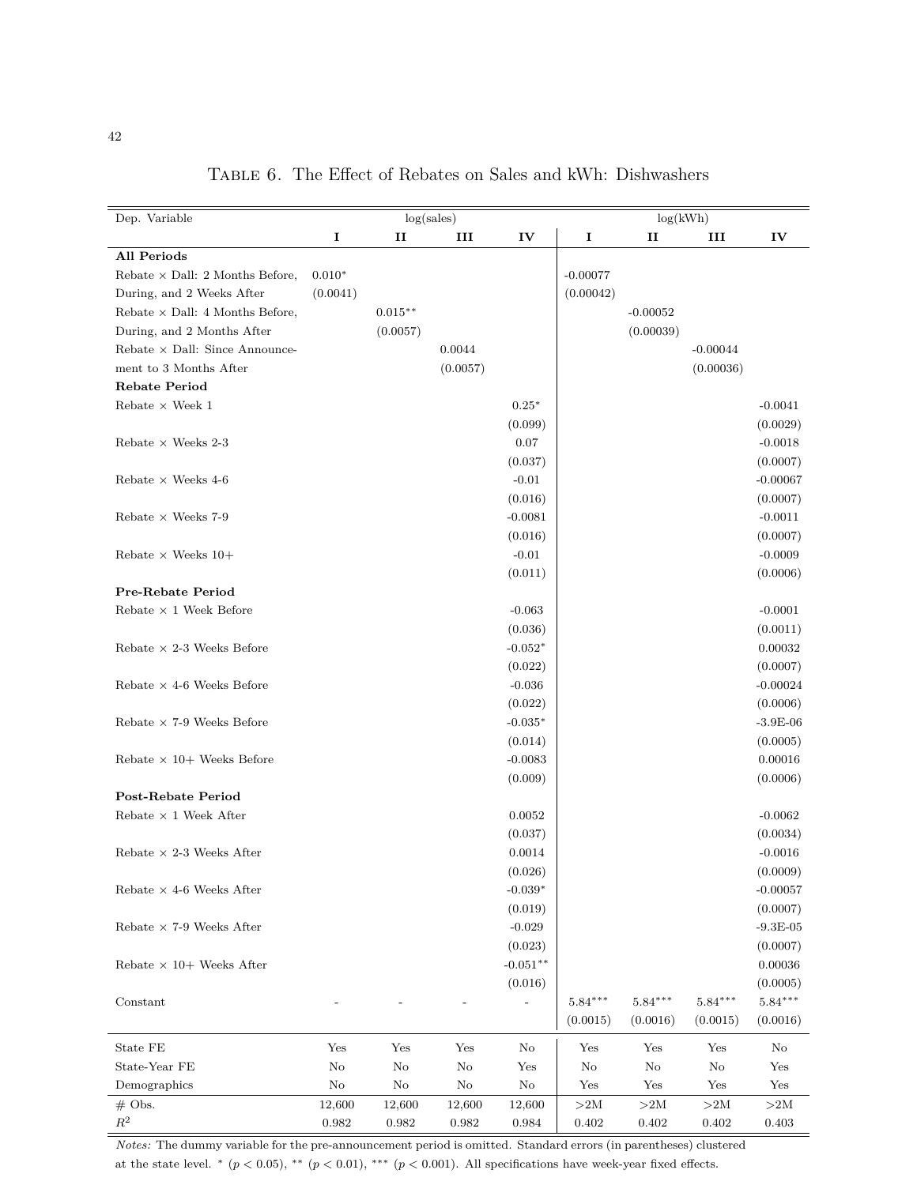TABLE 6. The Effect of Rebates on Sales and kWh: Dishwashers

| Dep. Variable | log(sales) | | | | log(kWh) | | | |
|---|---|---|---|---|---|---|---|---|
| | I | II | III | IV | I | II | III | IV |
| **All Periods** | | | | | | | | |
| Rebate × Dall: 2 Months Before, | 0.010* | | | | -0.00077 | | | |
| During, and 2 Weeks After | (0.0041) | | | | (0.00042) | | | |
| Rebate × Dall: 4 Months Before, | | 0.015** | | | | -0.00052 | | |
| During, and 2 Months After | | (0.0057) | | | | (0.00039) | | |
| Rebate × Dall: Since Announce- | | | 0.0044 | | | | -0.00044 | |
| ment to 3 Months After | | | (0.0057) | | | | (0.00036) | |
| **Rebate Period** | | | | | | | | |
| Rebate × Week 1 | | | | 0.25* | | | | -0.0041 |
| | | | | (0.099) | | | | (0.0029) |
| Rebate × Weeks 2-3 | | | | 0.07 | | | | -0.0018 |
| | | | | (0.037) | | | | (0.0007) |
| Rebate × Weeks 4-6 | | | | -0.01 | | | | -0.00067 |
| | | | | (0.016) | | | | (0.0007) |
| Rebate × Weeks 7-9 | | | | -0.0081 | | | | -0.0011 |
| | | | | (0.016) | | | | (0.0007) |
| Rebate × Weeks 10+ | | | | -0.01 | | | | -0.0009 |
| | | | | (0.011) | | | | (0.0006) |
| **Pre-Rebate Period** | | | | | | | | |
| Rebate × 1 Week Before | | | | -0.063 | | | | -0.0001 |
| | | | | (0.036) | | | | (0.0011) |
| Rebate × 2-3 Weeks Before | | | | -0.052* | | | | 0.00032 |
| | | | | (0.022) | | | | (0.0007) |
| Rebate × 4-6 Weeks Before | | | | -0.036 | | | | -0.00024 |
| | | | | (0.022) | | | | (0.0006) |
| Rebate × 7-9 Weeks Before | | | | -0.035* | | | | -3.9E-06 |
| | | | | (0.014) | | | | (0.0005) |
| Rebate × 10+ Weeks Before | | | | -0.0083 | | | | 0.00016 |
| | | | | (0.009) | | | | (0.0006) |
| **Post-Rebate Period** | | | | | | | | |
| Rebate × 1 Week After | | | | 0.0052 | | | | -0.0062 |
| | | | | (0.037) | | | | (0.0034) |
| Rebate × 2-3 Weeks After | | | | 0.0014 | | | | -0.0016 |
| | | | | (0.026) | | | | (0.0009) |
| Rebate × 4-6 Weeks After | | | | -0.039* | | | | -0.00057 |
| | | | | (0.019) | | | | (0.0007) |
| Rebate × 7-9 Weeks After | | | | -0.029 | | | | -9.3E-05 |
| | | | | (0.023) | | | | (0.0007) |
| Rebate × 10+ Weeks After | | | | -0.051** | | | | 0.00036 |
| | | | | (0.016) | | | | (0.0005) |
| Constant | - | - | - | - | 5.84*** | 5.84*** | 5.84*** | 5.84*** |
| | | | | | (0.0015) | (0.0016) | (0.0015) | (0.0016) |
| State FE | Yes | Yes | Yes | No | Yes | Yes | Yes | No |
| State-Year FE | No | No | No | Yes | No | No | No | Yes |
| Demographics | No | No | No | No | Yes | Yes | Yes | Yes |
| # Obs. | 12,600 | 12,600 | 12,600 | 12,600 | >2M | >2M | >2M | >2M |
| $R^2$ | 0.982 | 0.982 | 0.982 | 0.984 | 0.402 | 0.402 | 0.402 | 0.403 |

*Notes:* The dummy variable for the pre-announcement period is omitted. Standard errors (in parentheses) clustered at the state level. * ($p < 0.05$), ** ($p < 0.01$), *** ($p < 0.001$). All specifications have week-year fixed effects.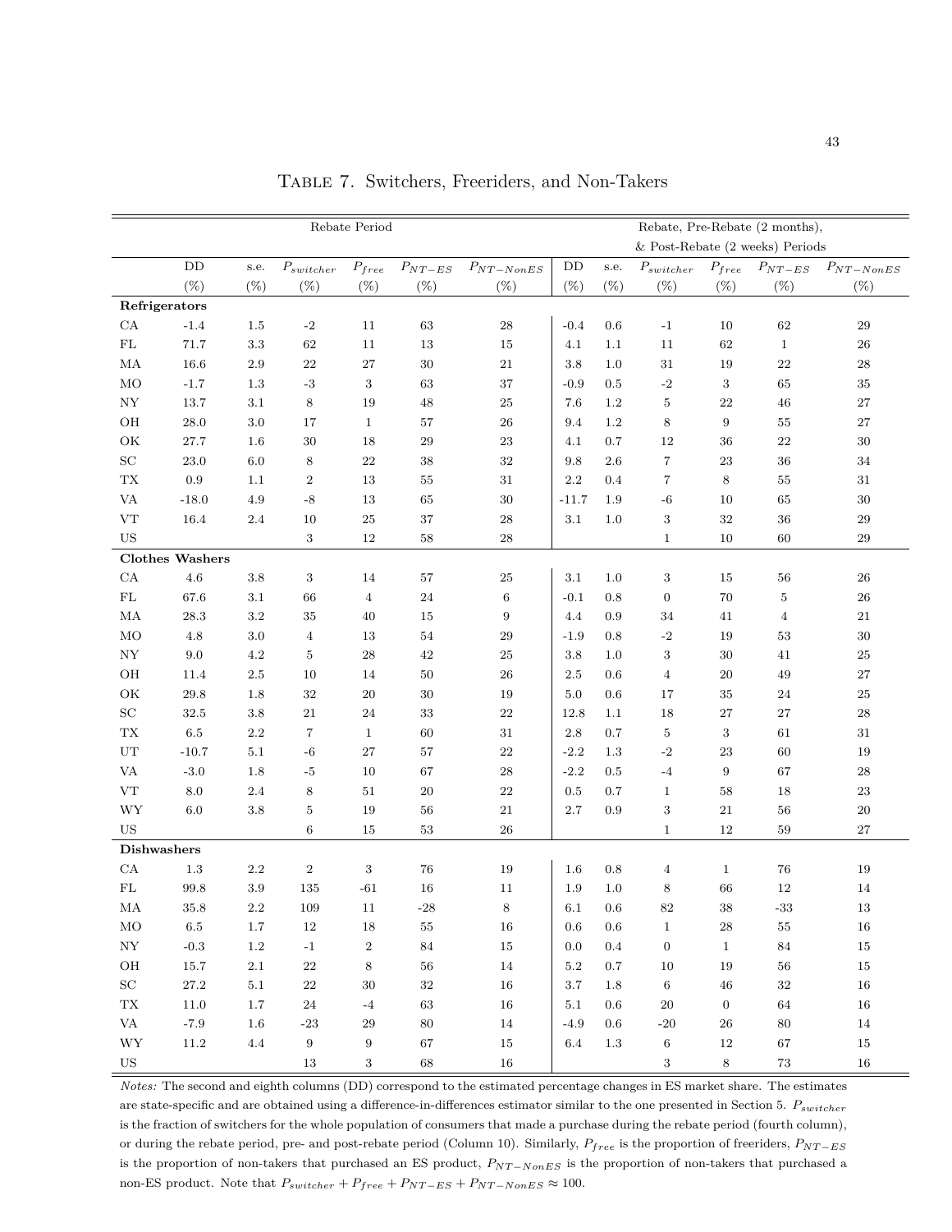TABLE 7. Switchers, Freeriders, and Non-Takers

| | Rebate Period | | | | | | Rebate, Pre-Rebate (2 months), & Post-Rebate (2 weeks) Periods | | | | | |
|---|---|---|---|---|---|---|---|---|---|---|---|---|
| | DD (%) | s.e. (%) | $P_{switcher}$ (%) | $P_{free}$ (%) | $P_{NT-ES}$ (%) | $P_{NT-NonES}$ (%) | DD (%) | s.e. (%) | $P_{switcher}$ (%) | $P_{free}$ (%) | $P_{NT-ES}$ (%) | $P_{NT-NonES}$ (%) |
| **Refrigerators** | | | | | | | | | | | | |
| CA | -1.4 | 1.5 | -2 | 11 | 63 | 28 | -0.4 | 0.6 | -1 | 10 | 62 | 29 |
| FL | 71.7 | 3.3 | 62 | 11 | 13 | 15 | 4.1 | 1.1 | 11 | 62 | 1 | 26 |
| MA | 16.6 | 2.9 | 22 | 27 | 30 | 21 | 3.8 | 1.0 | 31 | 19 | 22 | 28 |
| MO | -1.7 | 1.3 | -3 | 3 | 63 | 37 | -0.9 | 0.5 | -2 | 3 | 65 | 35 |
| NY | 13.7 | 3.1 | 8 | 19 | 48 | 25 | 7.6 | 1.2 | 5 | 22 | 46 | 27 |
| OH | 28.0 | 3.0 | 17 | 1 | 57 | 26 | 9.4 | 1.2 | 8 | 9 | 55 | 27 |
| OK | 27.7 | 1.6 | 30 | 18 | 29 | 23 | 4.1 | 0.7 | 12 | 36 | 22 | 30 |
| SC | 23.0 | 6.0 | 8 | 22 | 38 | 32 | 9.8 | 2.6 | 7 | 23 | 36 | 34 |
| TX | 0.9 | 1.1 | 2 | 13 | 55 | 31 | 2.2 | 0.4 | 7 | 8 | 55 | 31 |
| VA | -18.0 | 4.9 | -8 | 13 | 65 | 30 | -11.7 | 1.9 | -6 | 10 | 65 | 30 |
| VT | 16.4 | 2.4 | 10 | 25 | 37 | 28 | 3.1 | 1.0 | 3 | 32 | 36 | 29 |
| US | | | 3 | 12 | 58 | 28 | | | 1 | 10 | 60 | 29 |
| **Clothes Washers** | | | | | | | | | | | | |
| CA | 4.6 | 3.8 | 3 | 14 | 57 | 25 | 3.1 | 1.0 | 3 | 15 | 56 | 26 |
| FL | 67.6 | 3.1 | 66 | 4 | 24 | 6 | -0.1 | 0.8 | 0 | 70 | 5 | 26 |
| MA | 28.3 | 3.2 | 35 | 40 | 15 | 9 | 4.4 | 0.9 | 34 | 41 | 4 | 21 |
| MO | 4.8 | 3.0 | 4 | 13 | 54 | 29 | -1.9 | 0.8 | -2 | 19 | 53 | 30 |
| NY | 9.0 | 4.2 | 5 | 28 | 42 | 25 | 3.8 | 1.0 | 3 | 30 | 41 | 25 |
| OH | 11.4 | 2.5 | 10 | 14 | 50 | 26 | 2.5 | 0.6 | 4 | 20 | 49 | 27 |
| OK | 29.8 | 1.8 | 32 | 20 | 30 | 19 | 5.0 | 0.6 | 17 | 35 | 24 | 25 |
| SC | 32.5 | 3.8 | 21 | 24 | 33 | 22 | 12.8 | 1.1 | 18 | 27 | 27 | 28 |
| TX | 6.5 | 2.2 | 7 | 1 | 60 | 31 | 2.8 | 0.7 | 5 | 3 | 61 | 31 |
| UT | -10.7 | 5.1 | -6 | 27 | 57 | 22 | -2.2 | 1.3 | -2 | 23 | 60 | 19 |
| VA | -3.0 | 1.8 | -5 | 10 | 67 | 28 | -2.2 | 0.5 | -4 | 9 | 67 | 28 |
| VT | 8.0 | 2.4 | 8 | 51 | 20 | 22 | 0.5 | 0.7 | 1 | 58 | 18 | 23 |
| WY | 6.0 | 3.8 | 5 | 19 | 56 | 21 | 2.7 | 0.9 | 3 | 21 | 56 | 20 |
| US | | | 6 | 15 | 53 | 26 | | | 1 | 12 | 59 | 27 |
| **Dishwashers** | | | | | | | | | | | | |
| CA | 1.3 | 2.2 | 2 | 3 | 76 | 19 | 1.6 | 0.8 | 4 | 1 | 76 | 19 |
| FL | 99.8 | 3.9 | 135 | -61 | 16 | 11 | 1.9 | 1.0 | 8 | 66 | 12 | 14 |
| MA | 35.8 | 2.2 | 109 | 11 | -28 | 8 | 6.1 | 0.6 | 82 | 38 | -33 | 13 |
| MO | 6.5 | 1.7 | 12 | 18 | 55 | 16 | 0.6 | 0.6 | 1 | 28 | 55 | 16 |
| NY | -0.3 | 1.2 | -1 | 2 | 84 | 15 | 0.0 | 0.4 | 0 | 1 | 84 | 15 |
| OH | 15.7 | 2.1 | 22 | 8 | 56 | 14 | 5.2 | 0.7 | 10 | 19 | 56 | 15 |
| SC | 27.2 | 5.1 | 22 | 30 | 32 | 16 | 3.7 | 1.8 | 6 | 46 | 32 | 16 |
| TX | 11.0 | 1.7 | 24 | -4 | 63 | 16 | 5.1 | 0.6 | 20 | 0 | 64 | 16 |
| VA | -7.9 | 1.6 | -23 | 29 | 80 | 14 | -4.9 | 0.6 | -20 | 26 | 80 | 14 |
| WY | 11.2 | 4.4 | 9 | 9 | 67 | 15 | 6.4 | 1.3 | 6 | 12 | 67 | 15 |
| US | | | 13 | 3 | 68 | 16 | | | 3 | 8 | 73 | 16 |

*Notes:* The second and eighth columns (DD) correspond to the estimated percentage changes in ES market share. The estimates are state-specific and are obtained using a difference-in-differences estimator similar to the one presented in Section 5. $P_{switcher}$ is the fraction of switchers for the whole population of consumers that made a purchase during the rebate period (fourth column), or during the rebate period, pre- and post-rebate period (Column 10). Similarly, $P_{free}$ is the proportion of freeriders, $P_{NT-ES}$ is the proportion of non-takers that purchased an ES product, $P_{NT-NonES}$ is the proportion of non-takers that purchased a non-ES product. Note that $P_{switcher} + P_{free} + P_{NT-ES} + P_{NT-NonES} \approx 100$.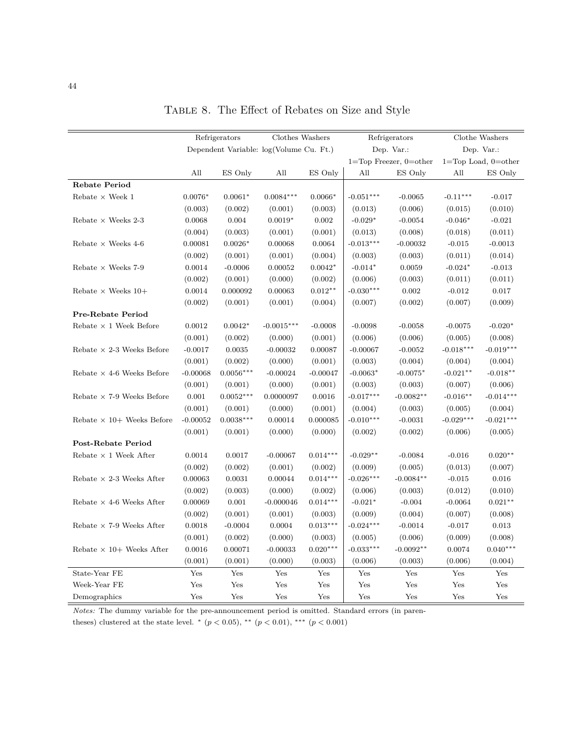# Table 8. The Effect of Rebates on Size and Style

| | Refrigerators | | Clothes Washers | | Refrigerators | | Clothe Washers | |
|---|---|---|---|---|---|---|---|---|
| | Dependent Variable: log(Volume Cu. Ft.) | | | | Dep. Var.: 1=Top Freezer, 0=other | | Dep. Var.: 1=Top Load, 0=other | |
| | All | ES Only | All | ES Only | All | ES Only | All | ES Only |
| **Rebate Period** | | | | | | | | |
| Rebate × Week 1 | 0.0076* | 0.0061* | 0.0084*** | 0.0066* | -0.051*** | -0.0065 | -0.11*** | -0.017 |
| | (0.003) | (0.002) | (0.001) | (0.003) | (0.013) | (0.006) | (0.015) | (0.010) |
| Rebate × Weeks 2-3 | 0.0068 | 0.004 | 0.0019* | 0.002 | -0.029* | -0.0054 | -0.046* | -0.021 |
| | (0.004) | (0.003) | (0.001) | (0.001) | (0.013) | (0.008) | (0.018) | (0.011) |
| Rebate × Weeks 4-6 | 0.00081 | 0.0026* | 0.00068 | 0.0064 | -0.013*** | -0.00032 | -0.015 | -0.0013 |
| | (0.002) | (0.001) | (0.001) | (0.004) | (0.003) | (0.003) | (0.011) | (0.014) |
| Rebate × Weeks 7-9 | 0.0014 | -0.0006 | 0.00052 | 0.0042* | -0.014* | 0.0059 | -0.024* | -0.013 |
| | (0.002) | (0.001) | (0.000) | (0.002) | (0.006) | (0.003) | (0.011) | (0.011) |
| Rebate × Weeks 10+ | 0.0014 | 0.000092 | 0.00063 | 0.012** | -0.030*** | 0.002 | -0.012 | 0.017 |
| | (0.002) | (0.001) | (0.001) | (0.004) | (0.007) | (0.002) | (0.007) | (0.009) |
| **Pre-Rebate Period** | | | | | | | | |
| Rebate × 1 Week Before | 0.0012 | 0.0042* | -0.0015*** | -0.0008 | -0.0098 | -0.0058 | -0.0075 | -0.020* |
| | (0.001) | (0.002) | (0.000) | (0.001) | (0.006) | (0.006) | (0.005) | (0.008) |
| Rebate × 2-3 Weeks Before | -0.0017 | 0.0035 | -0.00032 | 0.00087 | -0.00067 | -0.0052 | -0.018*** | -0.019*** |
| | (0.001) | (0.002) | (0.000) | (0.001) | (0.003) | (0.004) | (0.004) | (0.004) |
| Rebate × 4-6 Weeks Before | -0.00068 | 0.0056*** | -0.00024 | -0.00047 | -0.0063* | -0.0075* | -0.021** | -0.018** |
| | (0.001) | (0.001) | (0.000) | (0.001) | (0.003) | (0.003) | (0.007) | (0.006) |
| Rebate × 7-9 Weeks Before | 0.001 | 0.0052*** | 0.0000097 | 0.0016 | -0.017*** | -0.0082** | -0.016** | -0.014*** |
| | (0.001) | (0.001) | (0.000) | (0.001) | (0.004) | (0.003) | (0.005) | (0.004) |
| Rebate × 10+ Weeks Before | -0.00052 | 0.0038*** | 0.00014 | 0.000085 | -0.010*** | -0.0031 | -0.029*** | -0.021*** |
| | (0.001) | (0.001) | (0.000) | (0.000) | (0.002) | (0.002) | (0.006) | (0.005) |
| **Post-Rebate Period** | | | | | | | | |
| Rebate × 1 Week After | 0.0014 | 0.0017 | -0.00067 | 0.014*** | -0.029** | -0.0084 | -0.016 | 0.020** |
| | (0.002) | (0.002) | (0.001) | (0.002) | (0.009) | (0.005) | (0.013) | (0.007) |
| Rebate × 2-3 Weeks After | 0.00063 | 0.0031 | 0.00044 | 0.014*** | -0.026*** | -0.0084** | -0.015 | 0.016 |
| | (0.002) | (0.003) | (0.000) | (0.002) | (0.006) | (0.003) | (0.012) | (0.010) |
| Rebate × 4-6 Weeks After | 0.00069 | 0.001 | -0.000046 | 0.014*** | -0.021* | -0.004 | -0.0064 | 0.021** |
| | (0.002) | (0.001) | (0.001) | (0.003) | (0.009) | (0.004) | (0.007) | (0.008) |
| Rebate × 7-9 Weeks After | 0.0018 | -0.0004 | 0.0004 | 0.013*** | -0.024*** | -0.0014 | -0.017 | 0.013 |
| | (0.001) | (0.002) | (0.000) | (0.003) | (0.005) | (0.006) | (0.009) | (0.008) |
| Rebate × 10+ Weeks After | 0.0016 | 0.00071 | -0.00033 | 0.020*** | -0.033*** | -0.0092** | 0.0074 | 0.040*** |
| | (0.001) | (0.001) | (0.000) | (0.003) | (0.006) | (0.003) | (0.006) | (0.004) |
| State-Year FE | Yes | Yes | Yes | Yes | Yes | Yes | Yes | Yes |
| Week-Year FE | Yes | Yes | Yes | Yes | Yes | Yes | Yes | Yes |
| Demographics | Yes | Yes | Yes | Yes | Yes | Yes | Yes | Yes |

*Notes:* The dummy variable for the pre-announcement period is omitted. Standard errors (in parentheses) clustered at the state level. * ($p < 0.05$), ** ($p < 0.01$), *** ($p < 0.001$)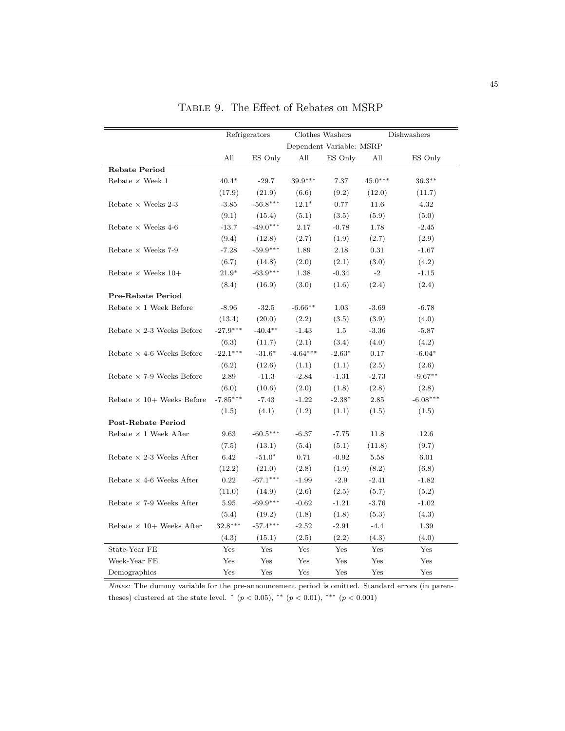Table 9. The Effect of Rebates on MSRP

| | Refrigerators | | Clothes Washers | | Dishwashers | |
|---|---|---|---|---|---|---|
| | Dependent Variable: MSRP | | | | | |
| | All | ES Only | All | ES Only | All | ES Only |
| **Rebate Period** | | | | | | |
| Rebate × Week 1 | 40.4* | -29.7 | 39.9*** | 7.37 | 45.0*** | 36.3** |
| | (17.9) | (21.9) | (6.6) | (9.2) | (12.0) | (11.7) |
| Rebate × Weeks 2-3 | -3.85 | -56.8*** | 12.1* | 0.77 | 11.6 | 4.32 |
| | (9.1) | (15.4) | (5.1) | (3.5) | (5.9) | (5.0) |
| Rebate × Weeks 4-6 | -13.7 | -49.0*** | 2.17 | -0.78 | 1.78 | -2.45 |
| | (9.4) | (12.8) | (2.7) | (1.9) | (2.7) | (2.9) |
| Rebate × Weeks 7-9 | -7.28 | -59.9*** | 1.89 | 2.18 | 0.31 | -1.67 |
| | (6.7) | (14.8) | (2.0) | (2.1) | (3.0) | (4.2) |
| Rebate × Weeks 10+ | 21.9* | -63.9*** | 1.38 | -0.34 | -2 | -1.15 |
| | (8.4) | (16.9) | (3.0) | (1.6) | (2.4) | (2.4) |
| **Pre-Rebate Period** | | | | | | |
| Rebate × 1 Week Before | -8.96 | -32.5 | -6.66** | 1.03 | -3.69 | -6.78 |
| | (13.4) | (20.0) | (2.2) | (3.5) | (3.9) | (4.0) |
| Rebate × 2-3 Weeks Before | -27.9*** | -40.4** | -1.43 | 1.5 | -3.36 | -5.87 |
| | (6.3) | (11.7) | (2.1) | (3.4) | (4.0) | (4.2) |
| Rebate × 4-6 Weeks Before | -22.1*** | -31.6* | -4.64*** | -2.63* | 0.17 | -6.04* |
| | (6.2) | (12.6) | (1.1) | (1.1) | (2.5) | (2.6) |
| Rebate × 7-9 Weeks Before | 2.89 | -11.3 | -2.84 | -1.31 | -2.73 | -9.67** |
| | (6.0) | (10.6) | (2.0) | (1.8) | (2.8) | (2.8) |
| Rebate × 10+ Weeks Before | -7.85*** | -7.43 | -1.22 | -2.38* | 2.85 | -6.08*** |
| | (1.5) | (4.1) | (1.2) | (1.1) | (1.5) | (1.5) |
| **Post-Rebate Period** | | | | | | |
| Rebate × 1 Week After | 9.63 | -60.5*** | -6.37 | -7.75 | 11.8 | 12.6 |
| | (7.5) | (13.1) | (5.4) | (5.1) | (11.8) | (9.7) |
| Rebate × 2-3 Weeks After | 6.42 | -51.0* | 0.71 | -0.92 | 5.58 | 6.01 |
| | (12.2) | (21.0) | (2.8) | (1.9) | (8.2) | (6.8) |
| Rebate × 4-6 Weeks After | 0.22 | -67.1*** | -1.99 | -2.9 | -2.41 | -1.82 |
| | (11.0) | (14.9) | (2.6) | (2.5) | (5.7) | (5.2) |
| Rebate × 7-9 Weeks After | 5.95 | -69.9*** | -0.62 | -1.21 | -3.76 | -1.02 |
| | (5.4) | (19.2) | (1.8) | (1.8) | (5.3) | (4.3) |
| Rebate × 10+ Weeks After | 32.8*** | -57.4*** | -2.52 | -2.91 | -4.4 | 1.39 |
| | (4.3) | (15.1) | (2.5) | (2.2) | (4.3) | (4.0) |
| State-Year FE | Yes | Yes | Yes | Yes | Yes | Yes |
| Week-Year FE | Yes | Yes | Yes | Yes | Yes | Yes |
| Demographics | Yes | Yes | Yes | Yes | Yes | Yes |

*Notes:* The dummy variable for the pre-announcement period is omitted. Standard errors (in parentheses) clustered at the state level. * ($p < 0.05$), ** ($p < 0.01$), *** ($p < 0.001$)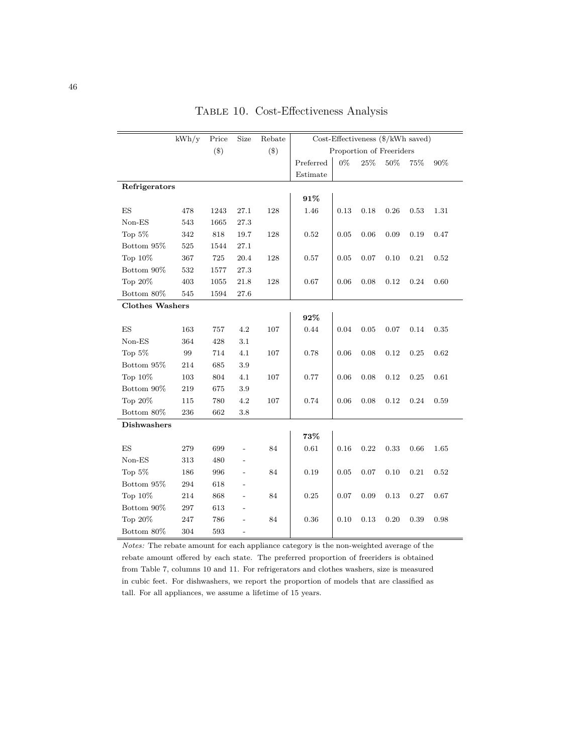# Table 10. Cost-Effectiveness Analysis

| | kWh/y | Price ($) | Size | Rebate ($) | Cost-Effectiveness ($/kWh saved) | | | | | |
|---|---|---|---|---|---|---|---|---|---|---|
| | | | | | | Proportion of Freeriders | | | | |
| | | | | | Preferred Estimate | 0% | 25% | 50% | 75% | 90% |
| **Refrigerators** | | | | | | | | | | |
| | | | | | **91%** | | | | | |
| ES | 478 | 1243 | 27.1 | 128 | 1.46 | 0.13 | 0.18 | 0.26 | 0.53 | 1.31 |
| Non-ES | 543 | 1665 | 27.3 | | | | | | | |
| Top 5% | 342 | 818 | 19.7 | 128 | 0.52 | 0.05 | 0.06 | 0.09 | 0.19 | 0.47 |
| Bottom 95% | 525 | 1544 | 27.1 | | | | | | | |
| Top 10% | 367 | 725 | 20.4 | 128 | 0.57 | 0.05 | 0.07 | 0.10 | 0.21 | 0.52 |
| Bottom 90% | 532 | 1577 | 27.3 | | | | | | | |
| Top 20% | 403 | 1055 | 21.8 | 128 | 0.67 | 0.06 | 0.08 | 0.12 | 0.24 | 0.60 |
| Bottom 80% | 545 | 1594 | 27.6 | | | | | | | |
| **Clothes Washers** | | | | | | | | | | |
| | | | | | **92%** | | | | | |
| ES | 163 | 757 | 4.2 | 107 | 0.44 | 0.04 | 0.05 | 0.07 | 0.14 | 0.35 |
| Non-ES | 364 | 428 | 3.1 | | | | | | | |
| Top 5% | 99 | 714 | 4.1 | 107 | 0.78 | 0.06 | 0.08 | 0.12 | 0.25 | 0.62 |
| Bottom 95% | 214 | 685 | 3.9 | | | | | | | |
| Top 10% | 103 | 804 | 4.1 | 107 | 0.77 | 0.06 | 0.08 | 0.12 | 0.25 | 0.61 |
| Bottom 90% | 219 | 675 | 3.9 | | | | | | | |
| Top 20% | 115 | 780 | 4.2 | 107 | 0.74 | 0.06 | 0.08 | 0.12 | 0.24 | 0.59 |
| Bottom 80% | 236 | 662 | 3.8 | | | | | | | |
| **Dishwashers** | | | | | | | | | | |
| | | | | | **73%** | | | | | |
| ES | 279 | 699 | - | 84 | 0.61 | 0.16 | 0.22 | 0.33 | 0.66 | 1.65 |
| Non-ES | 313 | 480 | - | | | | | | | |
| Top 5% | 186 | 996 | - | 84 | 0.19 | 0.05 | 0.07 | 0.10 | 0.21 | 0.52 |
| Bottom 95% | 294 | 618 | - | | | | | | | |
| Top 10% | 214 | 868 | - | 84 | 0.25 | 0.07 | 0.09 | 0.13 | 0.27 | 0.67 |
| Bottom 90% | 297 | 613 | - | | | | | | | |
| Top 20% | 247 | 786 | - | 84 | 0.36 | 0.10 | 0.13 | 0.20 | 0.39 | 0.98 |
| Bottom 80% | 304 | 593 | - | | | | | | | |

*Notes:* The rebate amount for each appliance category is the non-weighted average of the rebate amount offered by each state. The preferred proportion of freeriders is obtained from Table 7, columns 10 and 11. For refrigerators and clothes washers, size is measured in cubic feet. For dishwashers, we report the proportion of models that are classified as tall. For all appliances, we assume a lifetime of 15 years.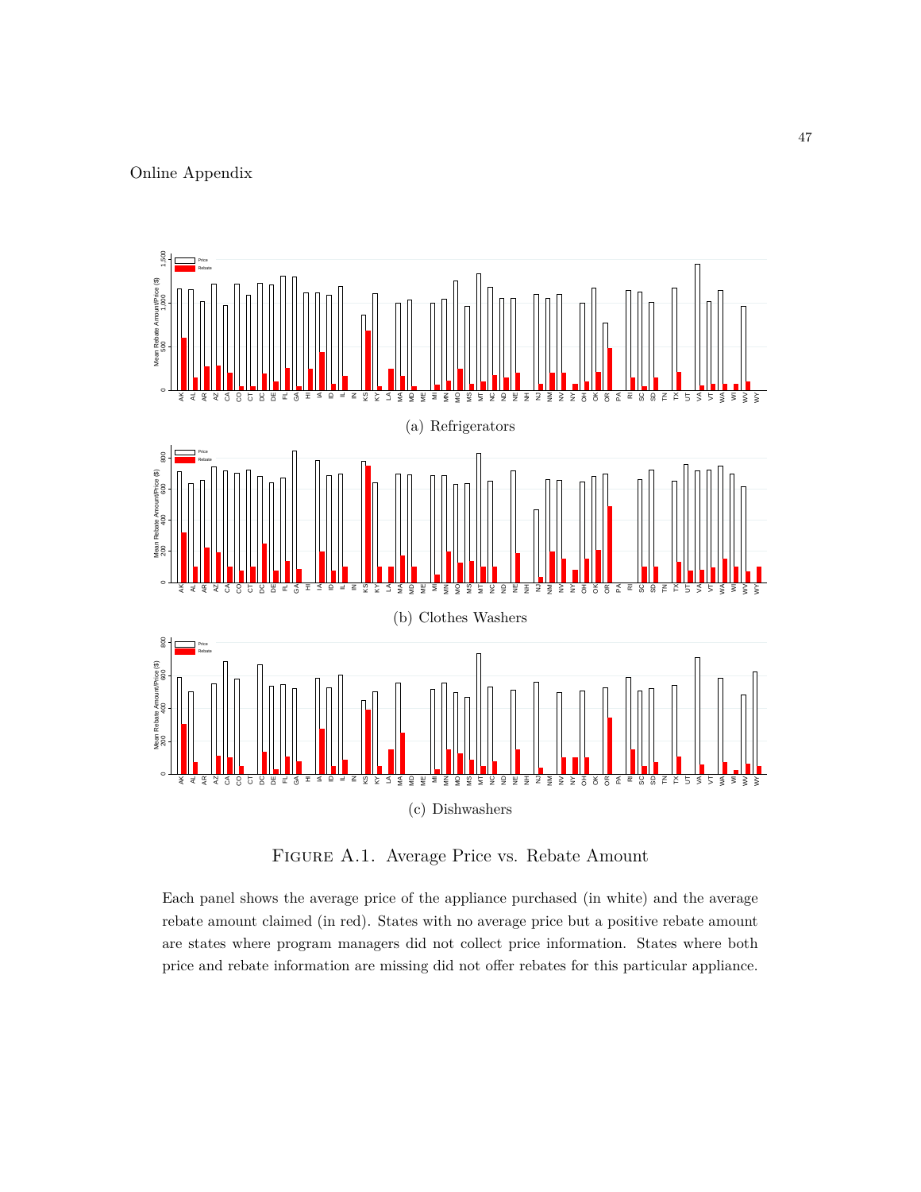Online Appendix

(a) Refrigerators

(b) Clothes Washers

(c) Dishwashers

FIGURE A.1. Average Price vs. Rebate Amount

Each panel shows the average price of the appliance purchased (in white) and the average rebate amount claimed (in red). States with no average price but a positive rebate amount are states where program managers did not collect price information. States where both price and rebate information are missing did not offer rebates for this particular appliance.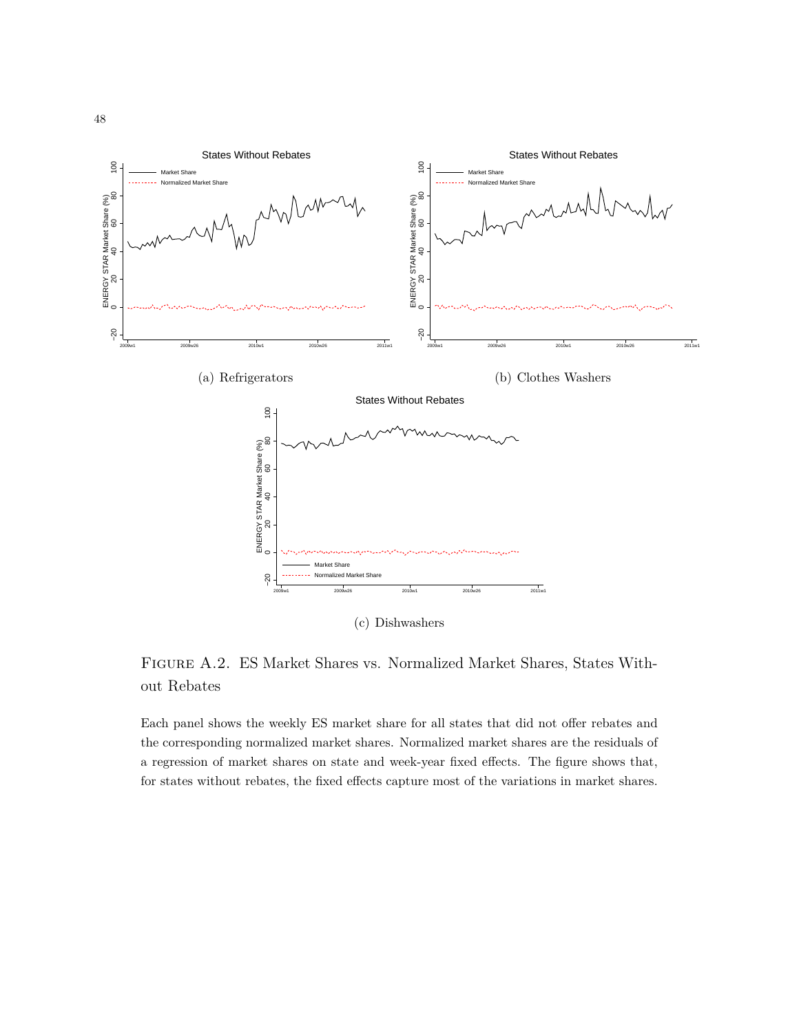(a) Refrigerators

(b) Clothes Washers

(c) Dishwashers

Figure A.2. ES Market Shares vs. Normalized Market Shares, States Without Rebates

Each panel shows the weekly ES market share for all states that did not offer rebates and the corresponding normalized market shares. Normalized market shares are the residuals of a regression of market shares on state and week-year fixed effects. The figure shows that, for states without rebates, the fixed effects capture most of the variations in market shares.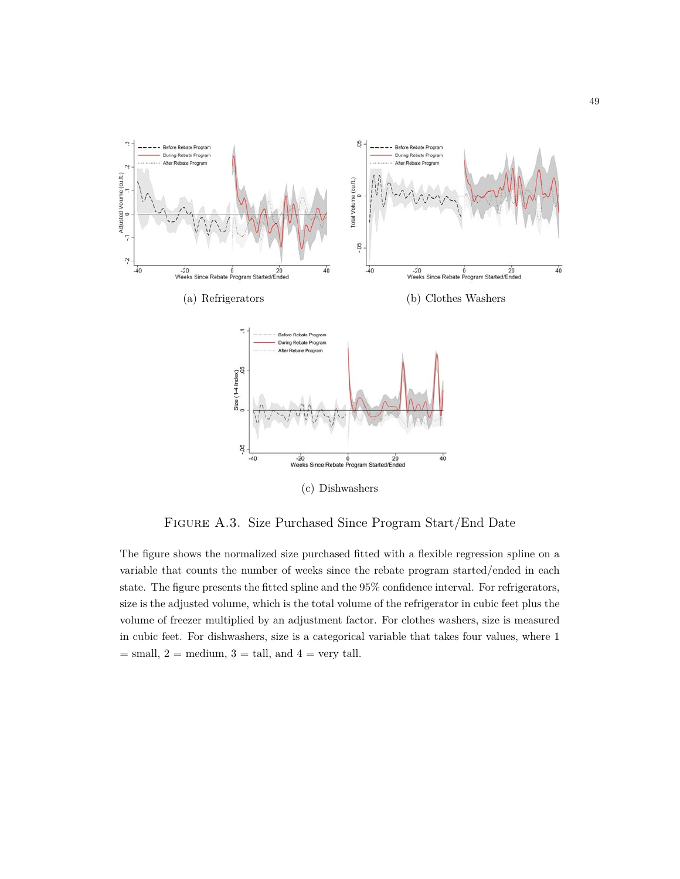(a) Refrigerators

(b) Clothes Washers

(c) Dishwashers

Figure A.3. Size Purchased Since Program Start/End Date

The figure shows the normalized size purchased fitted with a flexible regression spline on a variable that counts the number of weeks since the rebate program started/ended in each state. The figure presents the fitted spline and the 95% confidence interval. For refrigerators, size is the adjusted volume, which is the total volume of the refrigerator in cubic feet plus the volume of freezer multiplied by an adjustment factor. For clothes washers, size is measured in cubic feet. For dishwashers, size is a categorical variable that takes four values, where 1 = small, 2 = medium, 3 = tall, and 4 = very tall.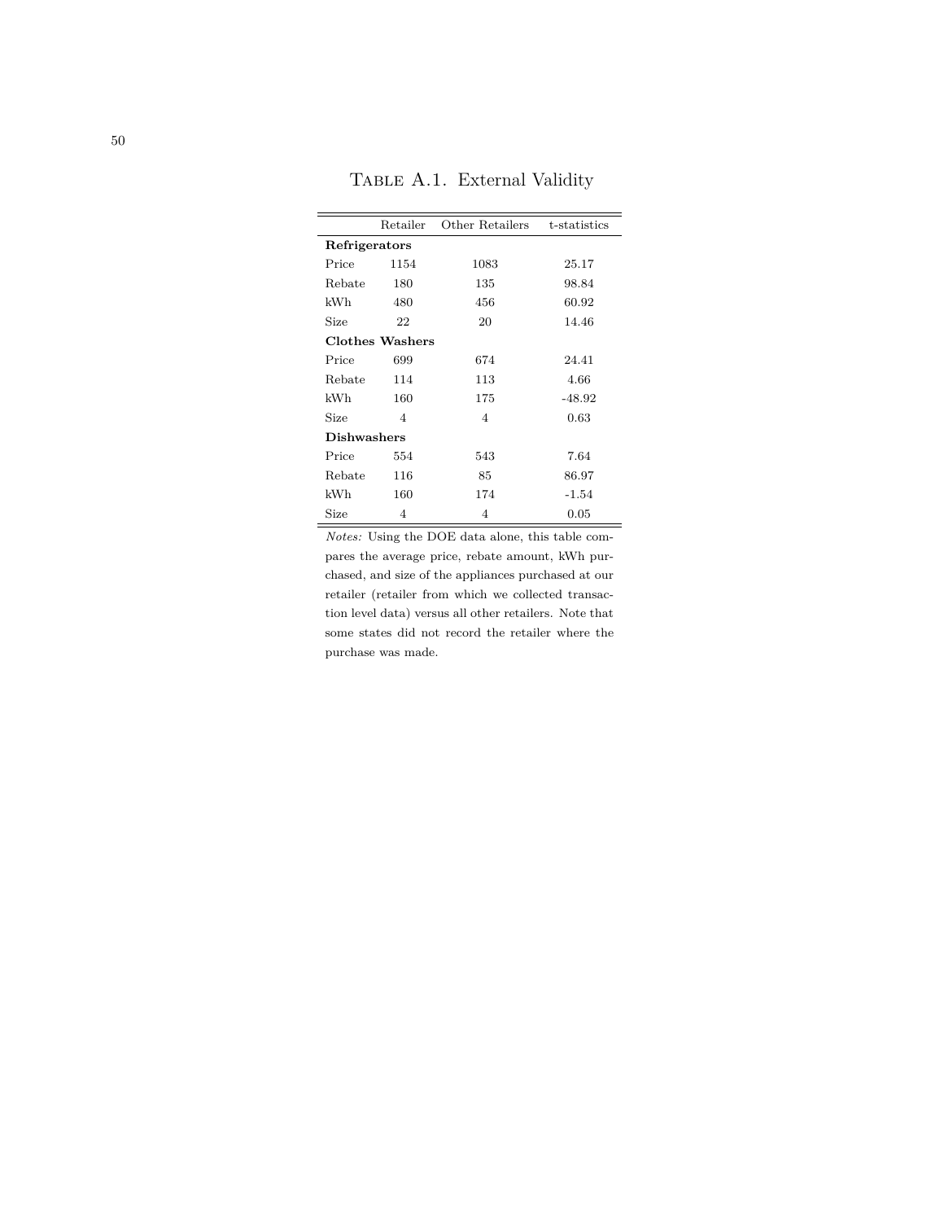Table A.1. External Validity

| | Retailer | Other Retailers | t-statistics |
|---|---|---|---|
| **Refrigerators** | | | |
| Price | 1154 | 1083 | 25.17 |
| Rebate | 180 | 135 | 98.84 |
| kWh | 480 | 456 | 60.92 |
| Size | 22 | 20 | 14.46 |
| **Clothes Washers** | | | |
| Price | 699 | 674 | 24.41 |
| Rebate | 114 | 113 | 4.66 |
| kWh | 160 | 175 | -48.92 |
| Size | 4 | 4 | 0.63 |
| **Dishwashers** | | | |
| Price | 554 | 543 | 7.64 |
| Rebate | 116 | 85 | 86.97 |
| kWh | 160 | 174 | -1.54 |
| Size | 4 | 4 | 0.05 |

*Notes:* Using the DOE data alone, this table compares the average price, rebate amount, kWh purchased, and size of the appliances purchased at our retailer (retailer from which we collected transaction level data) versus all other retailers. Note that some states did not record the retailer where the purchase was made.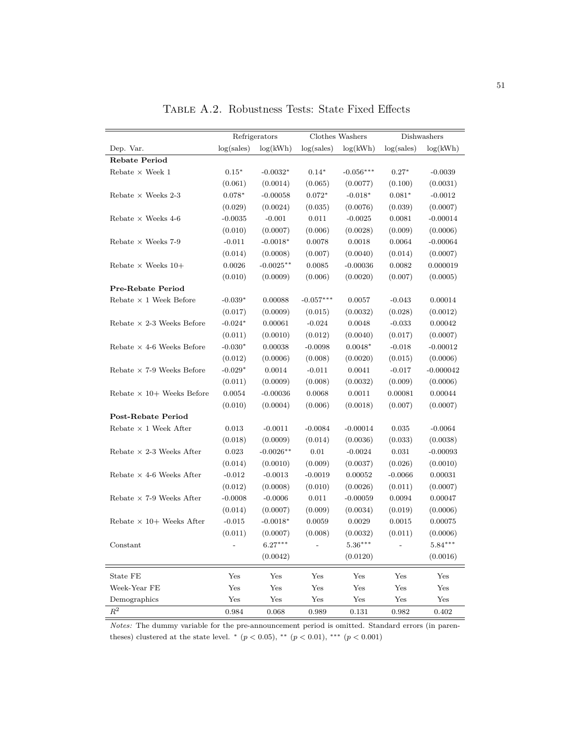Table A.2. Robustness Tests: State Fixed Effects

| | Refrigerators | | Clothes Washers | | Dishwashers | |
|---|---|---|---|---|---|---|
| Dep. Var. | log(sales) | log(kWh) | log(sales) | log(kWh) | log(sales) | log(kWh) |
| **Rebate Period** | | | | | | |
| Rebate × Week 1 | 0.15* | -0.0032* | 0.14* | -0.056*** | 0.27* | -0.0039 |
| | (0.061) | (0.0014) | (0.065) | (0.0077) | (0.100) | (0.0031) |
| Rebate × Weeks 2-3 | 0.078* | -0.00058 | 0.072* | -0.018* | 0.081* | -0.0012 |
| | (0.029) | (0.0024) | (0.035) | (0.0076) | (0.039) | (0.0007) |
| Rebate × Weeks 4-6 | -0.0035 | -0.001 | 0.011 | -0.0025 | 0.0081 | -0.00014 |
| | (0.010) | (0.0007) | (0.006) | (0.0028) | (0.009) | (0.0006) |
| Rebate × Weeks 7-9 | -0.011 | -0.0018* | 0.0078 | 0.0018 | 0.0064 | -0.00064 |
| | (0.014) | (0.0008) | (0.007) | (0.0040) | (0.014) | (0.0007) |
| Rebate × Weeks 10+ | 0.0026 | -0.0025** | 0.0085 | -0.00036 | 0.0082 | 0.000019 |
| | (0.010) | (0.0009) | (0.006) | (0.0020) | (0.007) | (0.0005) |
| **Pre-Rebate Period** | | | | | | |
| Rebate × 1 Week Before | -0.039* | 0.00088 | -0.057*** | 0.0057 | -0.043 | 0.00014 |
| | (0.017) | (0.0009) | (0.015) | (0.0032) | (0.028) | (0.0012) |
| Rebate × 2-3 Weeks Before | -0.024* | 0.00061 | -0.024 | 0.0048 | -0.033 | 0.00042 |
| | (0.011) | (0.0010) | (0.012) | (0.0040) | (0.017) | (0.0007) |
| Rebate × 4-6 Weeks Before | -0.030* | 0.00038 | -0.0098 | 0.0048* | -0.018 | -0.00012 |
| | (0.012) | (0.0006) | (0.008) | (0.0020) | (0.015) | (0.0006) |
| Rebate × 7-9 Weeks Before | -0.029* | 0.0014 | -0.011 | 0.0041 | -0.017 | -0.000042 |
| | (0.011) | (0.0009) | (0.008) | (0.0032) | (0.009) | (0.0006) |
| Rebate × 10+ Weeks Before | 0.0054 | -0.00036 | 0.0068 | 0.0011 | 0.00081 | 0.00044 |
| | (0.010) | (0.0004) | (0.006) | (0.0018) | (0.007) | (0.0007) |
| **Post-Rebate Period** | | | | | | |
| Rebate × 1 Week After | 0.013 | -0.0011 | -0.0084 | -0.00014 | 0.035 | -0.0064 |
| | (0.018) | (0.0009) | (0.014) | (0.0036) | (0.033) | (0.0038) |
| Rebate × 2-3 Weeks After | 0.023 | -0.0026** | 0.01 | -0.0024 | 0.031 | -0.00093 |
| | (0.014) | (0.0010) | (0.009) | (0.0037) | (0.026) | (0.0010) |
| Rebate × 4-6 Weeks After | -0.012 | -0.0013 | -0.0019 | 0.00052 | -0.0066 | 0.00031 |
| | (0.012) | (0.0008) | (0.010) | (0.0026) | (0.011) | (0.0007) |
| Rebate × 7-9 Weeks After | -0.0008 | -0.0006 | 0.011 | -0.00059 | 0.0094 | 0.00047 |
| | (0.014) | (0.0007) | (0.009) | (0.0034) | (0.019) | (0.0006) |
| Rebate × 10+ Weeks After | -0.015 | -0.0018* | 0.0059 | 0.0029 | 0.0015 | 0.00075 |
| | (0.011) | (0.0007) | (0.008) | (0.0032) | (0.011) | (0.0006) |
| Constant | - | 6.27*** | - | 5.36*** | - | 5.84*** |
| | | (0.0042) | | (0.0120) | | (0.0016) |
| State FE | Yes | Yes | Yes | Yes | Yes | Yes |
| Week-Year FE | Yes | Yes | Yes | Yes | Yes | Yes |
| Demographics | Yes | Yes | Yes | Yes | Yes | Yes |
| $R^2$ | 0.984 | 0.068 | 0.989 | 0.131 | 0.982 | 0.402 |

*Notes:* The dummy variable for the pre-announcement period is omitted. Standard errors (in parentheses) clustered at the state level. * ($p < 0.05$), ** ($p < 0.01$), *** ($p < 0.001$)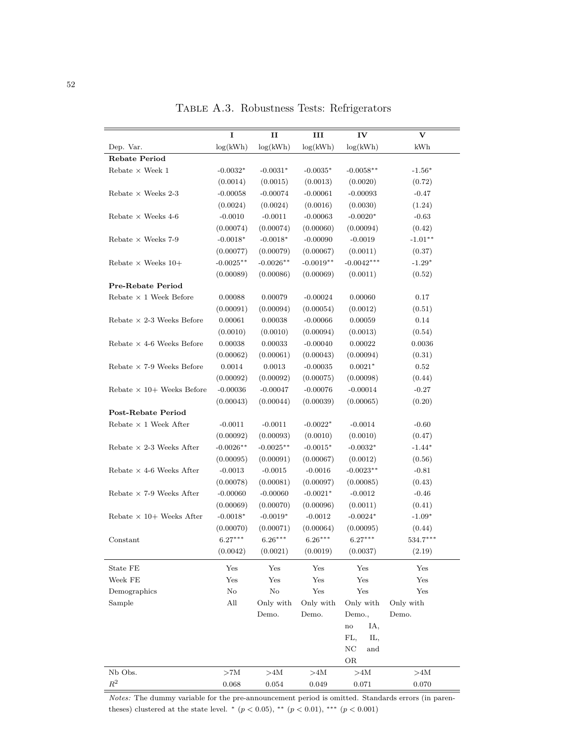Table A.3. Robustness Tests: Refrigerators

| | I | II | III | IV | V |
|---|---|---|---|---|---|
| Dep. Var. | log(kWh) | log(kWh) | log(kWh) | log(kWh) | kWh |
| **Rebate Period** | | | | | |
| Rebate × Week 1 | -0.0032* | -0.0031* | -0.0035* | -0.0058** | -1.56* |
| | (0.0014) | (0.0015) | (0.0013) | (0.0020) | (0.72) |
| Rebate × Weeks 2-3 | -0.00058 | -0.00074 | -0.00061 | -0.00093 | -0.47 |
| | (0.0024) | (0.0024) | (0.0016) | (0.0030) | (1.24) |
| Rebate × Weeks 4-6 | -0.0010 | -0.0011 | -0.00063 | -0.0020* | -0.63 |
| | (0.00074) | (0.00074) | (0.00060) | (0.00094) | (0.42) |
| Rebate × Weeks 7-9 | -0.0018* | -0.0018* | -0.00090 | -0.0019 | -1.01** |
| | (0.00077) | (0.00079) | (0.00067) | (0.0011) | (0.37) |
| Rebate × Weeks 10+ | -0.0025** | -0.0026** | -0.0019** | -0.0042*** | -1.29* |
| | (0.00089) | (0.00086) | (0.00069) | (0.0011) | (0.52) |
| **Pre-Rebate Period** | | | | | |
| Rebate × 1 Week Before | 0.00088 | 0.00079 | -0.00024 | 0.00060 | 0.17 |
| | (0.00091) | (0.00094) | (0.00054) | (0.0012) | (0.51) |
| Rebate × 2-3 Weeks Before | 0.00061 | 0.00038 | -0.00066 | 0.00059 | 0.14 |
| | (0.0010) | (0.0010) | (0.00094) | (0.0013) | (0.54) |
| Rebate × 4-6 Weeks Before | 0.00038 | 0.00033 | -0.00040 | 0.00022 | 0.0036 |
| | (0.00062) | (0.00061) | (0.00043) | (0.00094) | (0.31) |
| Rebate × 7-9 Weeks Before | 0.0014 | 0.0013 | -0.00035 | 0.0021* | 0.52 |
| | (0.00092) | (0.00092) | (0.00075) | (0.00098) | (0.44) |
| Rebate × 10+ Weeks Before | -0.00036 | -0.00047 | -0.00076 | -0.00014 | -0.27 |
| | (0.00043) | (0.00044) | (0.00039) | (0.00065) | (0.20) |
| **Post-Rebate Period** | | | | | |
| Rebate × 1 Week After | -0.0011 | -0.0011 | -0.0022* | -0.0014 | -0.60 |
| | (0.00092) | (0.00093) | (0.0010) | (0.0010) | (0.47) |
| Rebate × 2-3 Weeks After | -0.0026** | -0.0025** | -0.0015* | -0.0032* | -1.44* |
| | (0.00095) | (0.00091) | (0.00067) | (0.0012) | (0.56) |
| Rebate × 4-6 Weeks After | -0.0013 | -0.0015 | -0.0016 | -0.0023** | -0.81 |
| | (0.00078) | (0.00081) | (0.00097) | (0.00085) | (0.43) |
| Rebate × 7-9 Weeks After | -0.00060 | -0.00060 | -0.0021* | -0.0012 | -0.46 |
| | (0.00069) | (0.00070) | (0.00096) | (0.0011) | (0.41) |
| Rebate × 10+ Weeks After | -0.0018* | -0.0019* | -0.0012 | -0.0024* | -1.09* |
| | (0.00070) | (0.00071) | (0.00064) | (0.00095) | (0.44) |
| Constant | 6.27*** | 6.26*** | 6.26*** | 6.27*** | 534.7*** |
| | (0.0042) | (0.0021) | (0.0019) | (0.0037) | (2.19) |
| State FE | Yes | Yes | Yes | Yes | Yes |
| Week FE | Yes | Yes | Yes | Yes | Yes |
| Demographics | No | No | Yes | Yes | Yes |
| Sample | All | Only with Demo. | Only with Demo. | Only with Demo., no IA, FL, IL, NC and OR | Only with Demo. |
| Nb Obs. | >7M | >4M | >4M | >4M | >4M |
| $R^2$ | 0.068 | 0.054 | 0.049 | 0.071 | 0.070 |

*Notes:* The dummy variable for the pre-announcement period is omitted. Standards errors (in parentheses) clustered at the state level. * ($p < 0.05$), ** ($p < 0.01$), *** ($p < 0.001$)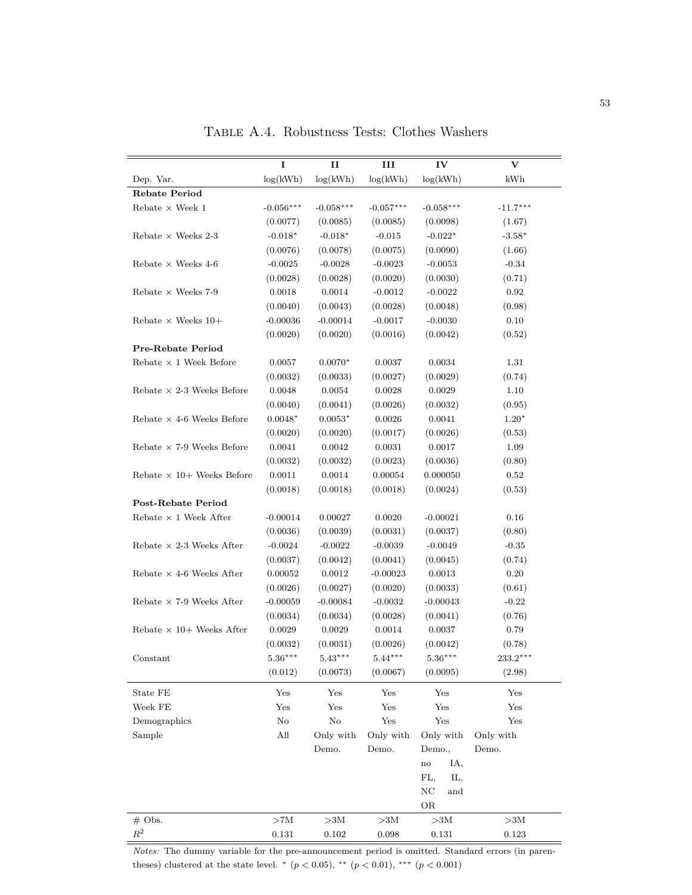Table A.4. Robustness Tests: Clothes Washers

| | I | II | III | IV | V |
|---|---|---|---|---|---|
| Dep. Var. | log(kWh) | log(kWh) | log(kWh) | log(kWh) | kWh |
| **Rebate Period** | | | | | |
| Rebate × Week 1 | -0.056*** | -0.058*** | -0.057*** | -0.058*** | -11.7*** |
| | (0.0077) | (0.0085) | (0.0085) | (0.0098) | (1.67) |
| Rebate × Weeks 2-3 | -0.018* | -0.018* | -0.015 | -0.022* | -3.58* |
| | (0.0076) | (0.0078) | (0.0075) | (0.0090) | (1.66) |
| Rebate × Weeks 4-6 | -0.0025 | -0.0028 | -0.0023 | -0.0053 | -0.34 |
| | (0.0028) | (0.0028) | (0.0020) | (0.0030) | (0.71) |
| Rebate × Weeks 7-9 | 0.0018 | 0.0014 | -0.0012 | -0.0022 | 0.92 |
| | (0.0040) | (0.0043) | (0.0028) | (0.0048) | (0.98) |
| Rebate × Weeks 10+ | -0.00036 | -0.00014 | -0.0017 | -0.0030 | 0.10 |
| | (0.0020) | (0.0020) | (0.0016) | (0.0042) | (0.52) |
| **Pre-Rebate Period** | | | | | |
| Rebate × 1 Week Before | 0.0057 | 0.0070* | 0.0037 | 0.0034 | 1.31 |
| | (0.0032) | (0.0033) | (0.0027) | (0.0029) | (0.74) |
| Rebate × 2-3 Weeks Before | 0.0048 | 0.0054 | 0.0028 | 0.0029 | 1.10 |
| | (0.0040) | (0.0041) | (0.0026) | (0.0032) | (0.95) |
| Rebate × 4-6 Weeks Before | 0.0048* | 0.0053* | 0.0026 | 0.0041 | 1.20* |
| | (0.0020) | (0.0020) | (0.0017) | (0.0026) | (0.53) |
| Rebate × 7-9 Weeks Before | 0.0041 | 0.0042 | 0.0031 | 0.0017 | 1.09 |
| | (0.0032) | (0.0032) | (0.0023) | (0.0036) | (0.80) |
| Rebate × 10+ Weeks Before | 0.0011 | 0.0014 | 0.00054 | 0.000050 | 0.52 |
| | (0.0018) | (0.0018) | (0.0018) | (0.0024) | (0.53) |
| **Post-Rebate Period** | | | | | |
| Rebate × 1 Week After | -0.00014 | 0.00027 | 0.0020 | -0.00021 | 0.16 |
| | (0.0036) | (0.0039) | (0.0031) | (0.0037) | (0.80) |
| Rebate × 2-3 Weeks After | -0.0024 | -0.0022 | -0.0039 | -0.0049 | -0.35 |
| | (0.0037) | (0.0042) | (0.0041) | (0.0045) | (0.74) |
| Rebate × 4-6 Weeks After | 0.00052 | 0.0012 | -0.00023 | 0.0013 | 0.20 |
| | (0.0026) | (0.0027) | (0.0020) | (0.0033) | (0.61) |
| Rebate × 7-9 Weeks After | -0.00059 | -0.00084 | -0.0032 | -0.00043 | -0.22 |
| | (0.0034) | (0.0034) | (0.0028) | (0.0041) | (0.76) |
| Rebate × 10+ Weeks After | 0.0029 | 0.0029 | 0.0014 | 0.0037 | 0.79 |
| | (0.0032) | (0.0031) | (0.0026) | (0.0042) | (0.78) |
| Constant | 5.36*** | 5.43*** | 5.44*** | 5.36*** | 233.2*** |
| | (0.012) | (0.0073) | (0.0067) | (0.0095) | (2.98) |
| State FE | Yes | Yes | Yes | Yes | Yes |
| Week FE | Yes | Yes | Yes | Yes | Yes |
| Demographics | No | No | Yes | Yes | Yes |
| Sample | All | Only with Demo. | Only with Demo. | Only with Demo., no IA, FL, IL, NC and OR | Only with Demo. |
| # Obs. | >7M | >3M | >3M | >3M | >3M |
| $R^2$ | 0.131 | 0.102 | 0.098 | 0.131 | 0.123 |

*Notes:* The dummy variable for the pre-announcement period is omitted. Standard errors (in parentheses) clustered at the state level. * ($p < 0.05$), ** ($p < 0.01$), *** ($p < 0.001$)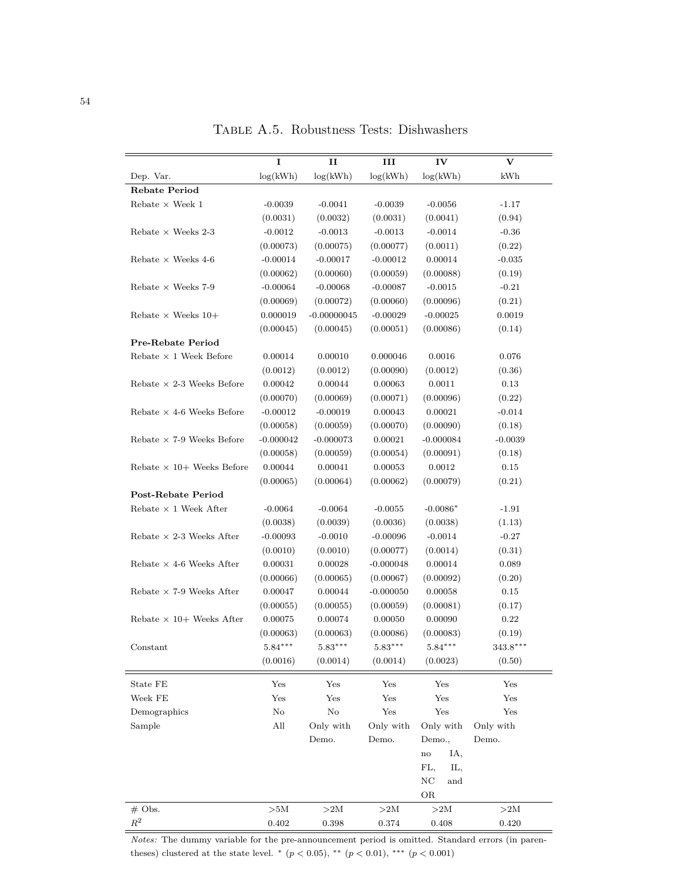TABLE A.5. Robustness Tests: Dishwashers

| | I | II | III | IV | V |
|---|---|---|---|---|---|
| Dep. Var. | log(kWh) | log(kWh) | log(kWh) | log(kWh) | kWh |
| **Rebate Period** | | | | | |
| Rebate × Week 1 | -0.0039 | -0.0041 | -0.0039 | -0.0056 | -1.17 |
| | (0.0031) | (0.0032) | (0.0031) | (0.0041) | (0.94) |
| Rebate × Weeks 2-3 | -0.0012 | -0.0013 | -0.0013 | -0.0014 | -0.36 |
| | (0.00073) | (0.00075) | (0.00077) | (0.0011) | (0.22) |
| Rebate × Weeks 4-6 | -0.00014 | -0.00017 | -0.00012 | 0.00014 | -0.035 |
| | (0.00062) | (0.00060) | (0.00059) | (0.00088) | (0.19) |
| Rebate × Weeks 7-9 | -0.00064 | -0.00068 | -0.00087 | -0.0015 | -0.21 |
| | (0.00069) | (0.00072) | (0.00060) | (0.00096) | (0.21) |
| Rebate × Weeks 10+ | 0.000019 | -0.00000045 | -0.00029 | -0.00025 | 0.0019 |
| | (0.00045) | (0.00045) | (0.00051) | (0.00086) | (0.14) |
| **Pre-Rebate Period** | | | | | |
| Rebate × 1 Week Before | 0.00014 | 0.00010 | 0.000046 | 0.0016 | 0.076 |
| | (0.0012) | (0.0012) | (0.00090) | (0.0012) | (0.36) |
| Rebate × 2-3 Weeks Before | 0.00042 | 0.00044 | 0.00063 | 0.0011 | 0.13 |
| | (0.00070) | (0.00069) | (0.00071) | (0.00096) | (0.22) |
| Rebate × 4-6 Weeks Before | -0.00012 | -0.00019 | 0.00043 | 0.00021 | -0.014 |
| | (0.00058) | (0.00059) | (0.00070) | (0.00090) | (0.18) |
| Rebate × 7-9 Weeks Before | -0.000042 | -0.000073 | 0.00021 | -0.000084 | -0.0039 |
| | (0.00058) | (0.00059) | (0.00054) | (0.00091) | (0.18) |
| Rebate × 10+ Weeks Before | 0.00044 | 0.00041 | 0.00053 | 0.0012 | 0.15 |
| | (0.00065) | (0.00064) | (0.00062) | (0.00079) | (0.21) |
| **Post-Rebate Period** | | | | | |
| Rebate × 1 Week After | -0.0064 | -0.0064 | -0.0055 | -0.0086$^{*}$ | -1.91 |
| | (0.0038) | (0.0039) | (0.0036) | (0.0038) | (1.13) |
| Rebate × 2-3 Weeks After | -0.00093 | -0.0010 | -0.00096 | -0.0014 | -0.27 |
| | (0.0010) | (0.0010) | (0.00077) | (0.0014) | (0.31) |
| Rebate × 4-6 Weeks After | 0.00031 | 0.00028 | -0.000048 | 0.00014 | 0.089 |
| | (0.00066) | (0.00065) | (0.00067) | (0.00092) | (0.20) |
| Rebate × 7-9 Weeks After | 0.00047 | 0.00044 | -0.000050 | 0.00058 | 0.15 |
| | (0.00055) | (0.00055) | (0.00059) | (0.00081) | (0.17) |
| Rebate × 10+ Weeks After | 0.00075 | 0.00074 | 0.00050 | 0.00090 | 0.22 |
| | (0.00063) | (0.00063) | (0.00086) | (0.00083) | (0.19) |
| Constant | 5.84$^{***}$ | 5.83$^{***}$ | 5.83$^{***}$ | 5.84$^{***}$ | 343.8$^{***}$ |
| | (0.0016) | (0.0014) | (0.0014) | (0.0023) | (0.50) |
| State FE | Yes | Yes | Yes | Yes | Yes |
| Week FE | Yes | Yes | Yes | Yes | Yes |
| Demographics | No | No | Yes | Yes | Yes |
| Sample | All | Only with Demo. | Only with Demo. | Only with Demo., no IA, FL, IL, NC and OR | Only with Demo. |
| # Obs. | >5M | >2M | >2M | >2M | >2M |
| $R^2$ | 0.402 | 0.398 | 0.374 | 0.408 | 0.420 |

*Notes:* The dummy variable for the pre-announcement period is omitted. Standard errors (in parentheses) clustered at the state level. $^{*}$ ($p < 0.05$), $^{**}$ ($p < 0.01$), $^{***}$ ($p < 0.001$)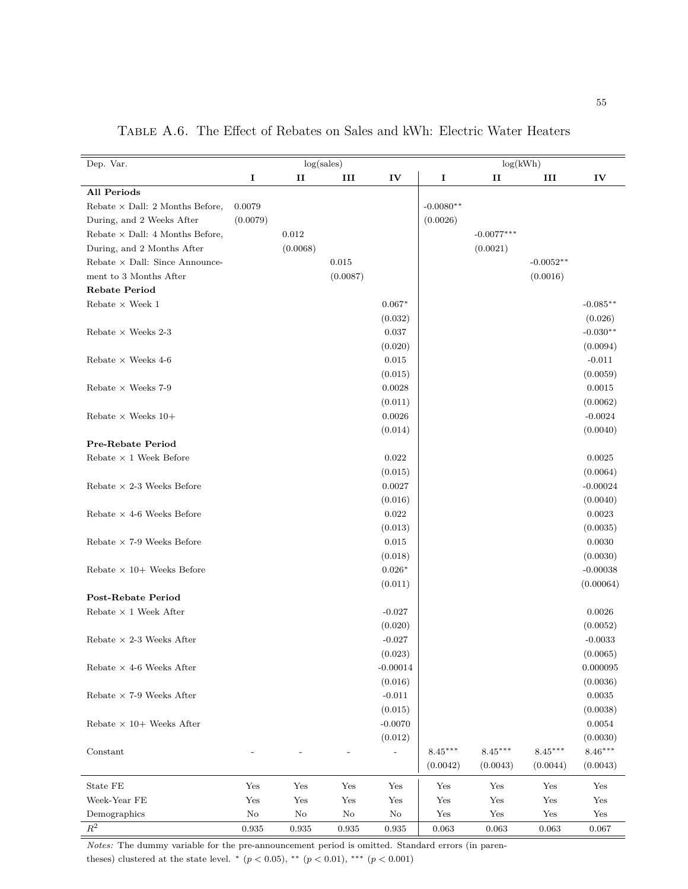Table A.6. The Effect of Rebates on Sales and kWh: Electric Water Heaters

| Dep. Var. | log(sales) | | | | log(kWh) | | | |
|---|---|---|---|---|---|---|---|---|
| | I | II | III | IV | I | II | III | IV |
| **All Periods** | | | | | | | | |
| Rebate × Dall: 2 Months Before, | 0.0079 | | | | -0.0080** | | | |
| During, and 2 Weeks After | (0.0079) | | | | (0.0026) | | | |
| Rebate × Dall: 4 Months Before, | | 0.012 | | | | -0.0077*** | | |
| During, and 2 Months After | | (0.0068) | | | | (0.0021) | | |
| Rebate × Dall: Since Announce- | | | 0.015 | | | | -0.0052** | |
| ment to 3 Months After | | | (0.0087) | | | | (0.0016) | |
| **Rebate Period** | | | | | | | | |
| Rebate × Week 1 | | | | 0.067* | | | | -0.085** |
| | | | | (0.032) | | | | (0.026) |
| Rebate × Weeks 2-3 | | | | 0.037 | | | | -0.030** |
| | | | | (0.020) | | | | (0.0094) |
| Rebate × Weeks 4-6 | | | | 0.015 | | | | -0.011 |
| | | | | (0.015) | | | | (0.0059) |
| Rebate × Weeks 7-9 | | | | 0.0028 | | | | 0.0015 |
| | | | | (0.011) | | | | (0.0062) |
| Rebate × Weeks 10+ | | | | 0.0026 | | | | -0.0024 |
| | | | | (0.014) | | | | (0.0040) |
| **Pre-Rebate Period** | | | | | | | | |
| Rebate × 1 Week Before | | | | 0.022 | | | | 0.0025 |
| | | | | (0.015) | | | | (0.0064) |
| Rebate × 2-3 Weeks Before | | | | 0.0027 | | | | -0.00024 |
| | | | | (0.016) | | | | (0.0040) |
| Rebate × 4-6 Weeks Before | | | | 0.022 | | | | 0.0023 |
| | | | | (0.013) | | | | (0.0035) |
| Rebate × 7-9 Weeks Before | | | | 0.015 | | | | 0.0030 |
| | | | | (0.018) | | | | (0.0030) |
| Rebate × 10+ Weeks Before | | | | 0.026* | | | | -0.00038 |
| | | | | (0.011) | | | | (0.00064) |
| **Post-Rebate Period** | | | | | | | | |
| Rebate × 1 Week After | | | | -0.027 | | | | 0.0026 |
| | | | | (0.020) | | | | (0.0052) |
| Rebate × 2-3 Weeks After | | | | -0.027 | | | | -0.0033 |
| | | | | (0.023) | | | | (0.0065) |
| Rebate × 4-6 Weeks After | | | | -0.00014 | | | | 0.000095 |
| | | | | (0.016) | | | | (0.0036) |
| Rebate × 7-9 Weeks After | | | | -0.011 | | | | 0.0035 |
| | | | | (0.015) | | | | (0.0038) |
| Rebate × 10+ Weeks After | | | | -0.0070 | | | | 0.0054 |
| | | | | (0.012) | | | | (0.0030) |
| Constant | - | - | - | - | 8.45*** | 8.45*** | 8.45*** | 8.46*** |
| | | | | | (0.0042) | (0.0043) | (0.0044) | (0.0043) |
| State FE | Yes | Yes | Yes | Yes | Yes | Yes | Yes | Yes |
| Week-Year FE | Yes | Yes | Yes | Yes | Yes | Yes | Yes | Yes |
| Demographics | No | No | No | No | Yes | Yes | Yes | Yes |
| $R^2$ | 0.935 | 0.935 | 0.935 | 0.935 | 0.063 | 0.063 | 0.063 | 0.067 |

*Notes:* The dummy variable for the pre-announcement period is omitted. Standard errors (in parentheses) clustered at the state level. * ($p < 0.05$), ** ($p < 0.01$), *** ($p < 0.001$)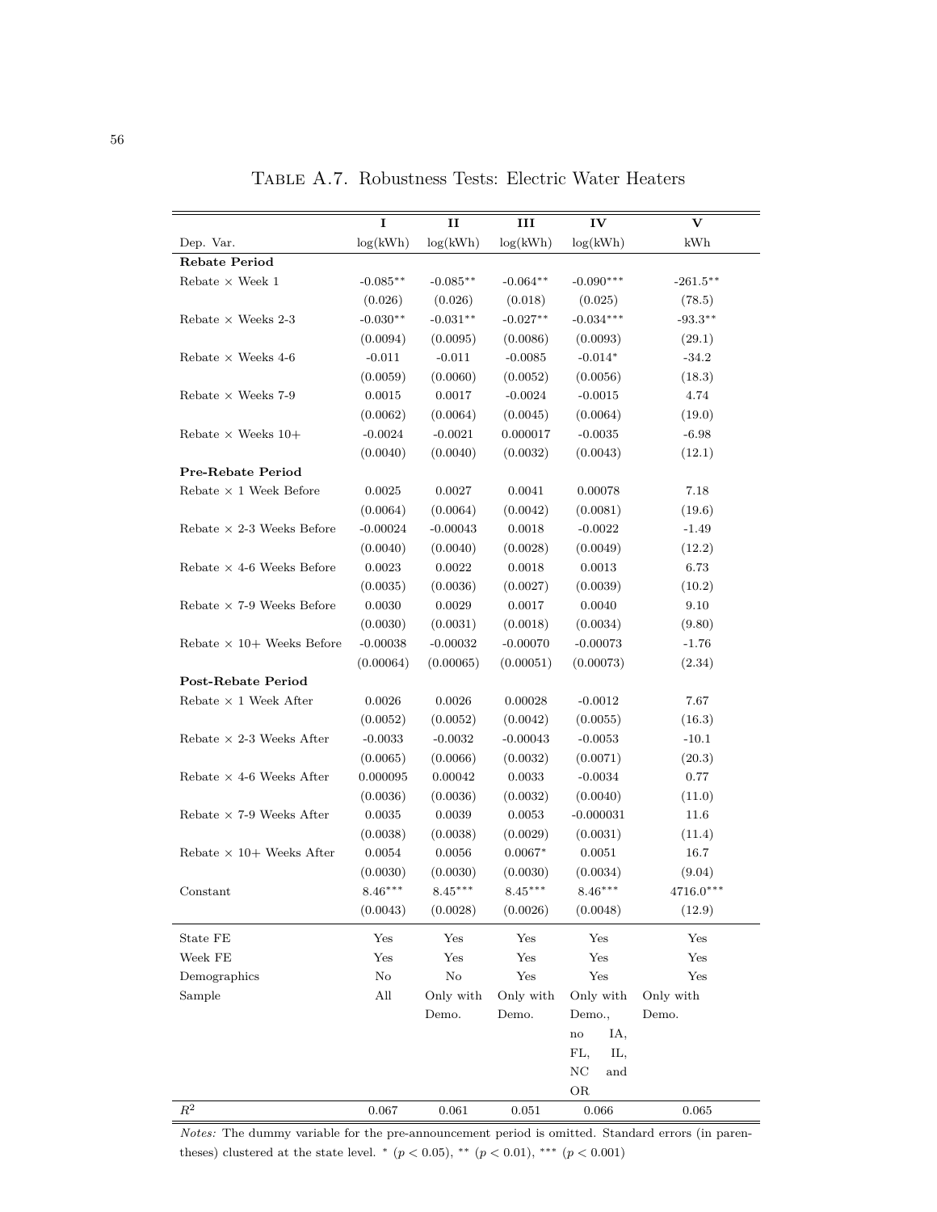# Table A.7. Robustness Tests: Electric Water Heaters

| | I | II | III | IV | V |
|---|---|---|---|---|---|
| Dep. Var. | log(kWh) | log(kWh) | log(kWh) | log(kWh) | kWh |
| **Rebate Period** | | | | | |
| Rebate × Week 1 | -0.085** | -0.085** | -0.064** | -0.090*** | -261.5** |
| | (0.026) | (0.026) | (0.018) | (0.025) | (78.5) |
| Rebate × Weeks 2-3 | -0.030** | -0.031** | -0.027** | -0.034*** | -93.3** |
| | (0.0094) | (0.0095) | (0.0086) | (0.0093) | (29.1) |
| Rebate × Weeks 4-6 | -0.011 | -0.011 | -0.0085 | -0.014* | -34.2 |
| | (0.0059) | (0.0060) | (0.0052) | (0.0056) | (18.3) |
| Rebate × Weeks 7-9 | 0.0015 | 0.0017 | -0.0024 | -0.0015 | 4.74 |
| | (0.0062) | (0.0064) | (0.0045) | (0.0064) | (19.0) |
| Rebate × Weeks 10+ | -0.0024 | -0.0021 | 0.000017 | -0.0035 | -6.98 |
| | (0.0040) | (0.0040) | (0.0032) | (0.0043) | (12.1) |
| **Pre-Rebate Period** | | | | | |
| Rebate × 1 Week Before | 0.0025 | 0.0027 | 0.0041 | 0.00078 | 7.18 |
| | (0.0064) | (0.0064) | (0.0042) | (0.0081) | (19.6) |
| Rebate × 2-3 Weeks Before | -0.00024 | -0.00043 | 0.0018 | -0.0022 | -1.49 |
| | (0.0040) | (0.0040) | (0.0028) | (0.0049) | (12.2) |
| Rebate × 4-6 Weeks Before | 0.0023 | 0.0022 | 0.0018 | 0.0013 | 6.73 |
| | (0.0035) | (0.0036) | (0.0027) | (0.0039) | (10.2) |
| Rebate × 7-9 Weeks Before | 0.0030 | 0.0029 | 0.0017 | 0.0040 | 9.10 |
| | (0.0030) | (0.0031) | (0.0018) | (0.0034) | (9.80) |
| Rebate × 10+ Weeks Before | -0.00038 | -0.00032 | -0.00070 | -0.00073 | -1.76 |
| | (0.00064) | (0.00065) | (0.00051) | (0.00073) | (2.34) |
| **Post-Rebate Period** | | | | | |
| Rebate × 1 Week After | 0.0026 | 0.0026 | 0.00028 | -0.0012 | 7.67 |
| | (0.0052) | (0.0052) | (0.0042) | (0.0055) | (16.3) |
| Rebate × 2-3 Weeks After | -0.0033 | -0.0032 | -0.00043 | -0.0053 | -10.1 |
| | (0.0065) | (0.0066) | (0.0032) | (0.0071) | (20.3) |
| Rebate × 4-6 Weeks After | 0.000095 | 0.00042 | 0.0033 | -0.0034 | 0.77 |
| | (0.0036) | (0.0036) | (0.0032) | (0.0040) | (11.0) |
| Rebate × 7-9 Weeks After | 0.0035 | 0.0039 | 0.0053 | -0.000031 | 11.6 |
| | (0.0038) | (0.0038) | (0.0029) | (0.0031) | (11.4) |
| Rebate × 10+ Weeks After | 0.0054 | 0.0056 | 0.0067* | 0.0051 | 16.7 |
| | (0.0030) | (0.0030) | (0.0030) | (0.0034) | (9.04) |
| Constant | 8.46*** | 8.45*** | 8.45*** | 8.46*** | 4716.0*** |
| | (0.0043) | (0.0028) | (0.0026) | (0.0048) | (12.9) |
| State FE | Yes | Yes | Yes | Yes | Yes |
| Week FE | Yes | Yes | Yes | Yes | Yes |
| Demographics | No | No | Yes | Yes | Yes |
| Sample | All | Only with Demo. | Only with Demo. | Only with Demo., no IA, FL, IL, NC and OR | Only with Demo. |
| $R^2$ | 0.067 | 0.061 | 0.051 | 0.066 | 0.065 |

*Notes:* The dummy variable for the pre-announcement period is omitted. Standard errors (in parentheses) clustered at the state level. * ($p < 0.05$), ** ($p < 0.01$), *** ($p < 0.001$)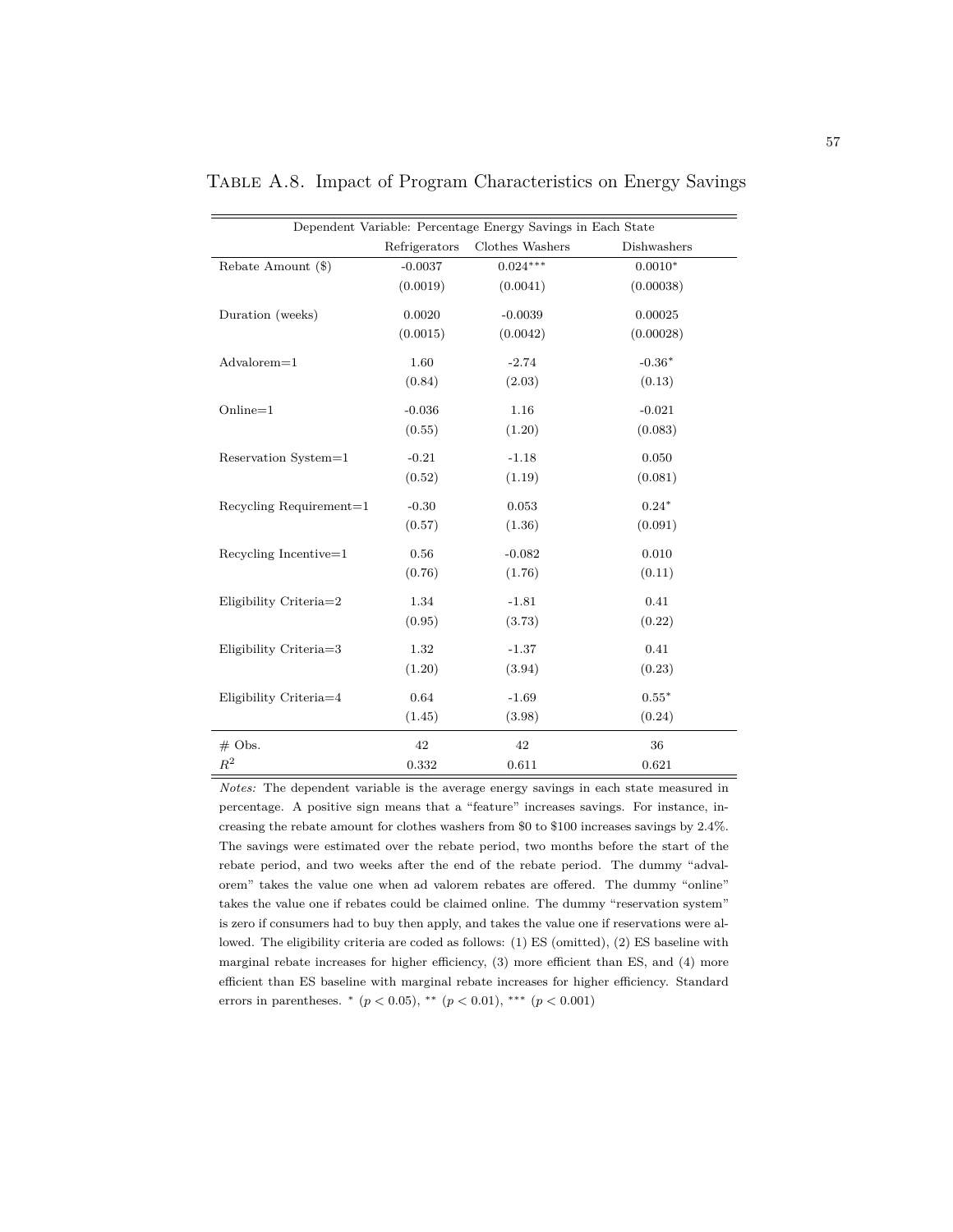Table A.8. Impact of Program Characteristics on Energy Savings

| Dependent Variable: Percentage Energy Savings in Each State | | | |
|---|---|---|---|
| | Refrigerators | Clothes Washers | Dishwashers |
| Rebate Amount ($) | -0.0037 | $0.024^{***}$ | $0.0010^{*}$ |
| | (0.0019) | (0.0041) | (0.00038) |
| Duration (weeks) | 0.0020 | -0.0039 | 0.00025 |
| | (0.0015) | (0.0042) | (0.00028) |
| Advalorem=1 | 1.60 | -2.74 | $-0.36^{*}$ |
| | (0.84) | (2.03) | (0.13) |
| Online=1 | -0.036 | 1.16 | -0.021 |
| | (0.55) | (1.20) | (0.083) |
| Reservation System=1 | -0.21 | -1.18 | 0.050 |
| | (0.52) | (1.19) | (0.081) |
| Recycling Requirement=1 | -0.30 | 0.053 | $0.24^{*}$ |
| | (0.57) | (1.36) | (0.091) |
| Recycling Incentive=1 | 0.56 | -0.082 | 0.010 |
| | (0.76) | (1.76) | (0.11) |
| Eligibility Criteria=2 | 1.34 | -1.81 | 0.41 |
| | (0.95) | (3.73) | (0.22) |
| Eligibility Criteria=3 | 1.32 | -1.37 | 0.41 |
| | (1.20) | (3.94) | (0.23) |
| Eligibility Criteria=4 | 0.64 | -1.69 | $0.55^{*}$ |
| | (1.45) | (3.98) | (0.24) |
| # Obs. | 42 | 42 | 36 |
| $R^2$ | 0.332 | 0.611 | 0.621 |

*Notes:* The dependent variable is the average savings in each state measured in percentage. A positive sign means that a "feature" increases savings. For instance, increasing the rebate amount for clothes washers from $0 to $100 increases savings by 2.4%. The savings were estimated over the rebate period, two months before the start of the rebate period, and two weeks after the end of the rebate period. The dummy "advalorem" takes the value one when ad valorem rebates are offered. The dummy "online" takes the value one if rebates could be claimed online. The dummy "reservation system" is zero if consumers had to buy then apply, and takes the value one if reservations were allowed. The eligibility criteria are coded as follows: (1) ES (omitted), (2) ES baseline with marginal rebate increases for higher efficiency, (3) more efficient than ES, and (4) more efficient than ES baseline with marginal rebate increases for higher efficiency. Standard errors in parentheses. $^{*}$ ($p < 0.05$), $^{**}$ ($p < 0.01$), $^{***}$ ($p < 0.001$)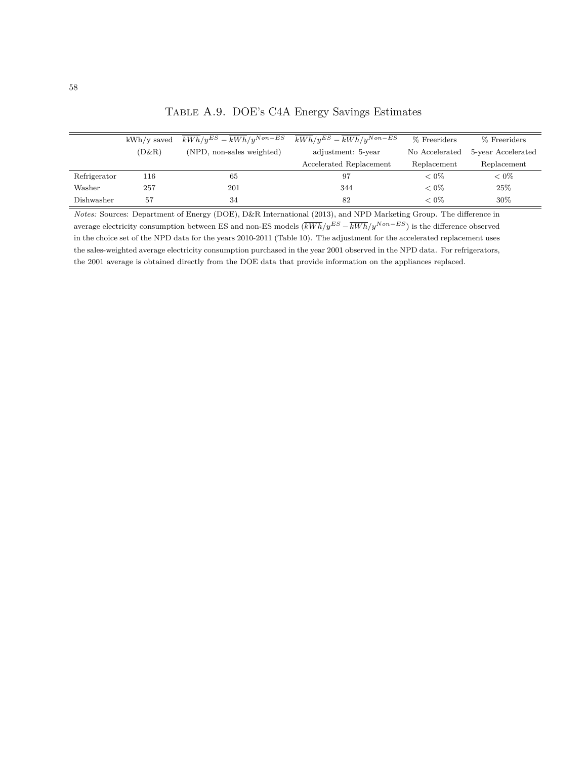Table A.9. DOE's C4A Energy Savings Estimates

| | kWh/y saved | $\overline{kWh}/y^{ES} - \overline{kWh}/y^{Non-ES}$ | $\overline{kWh}/y^{ES} - \overline{kWh}/y^{Non-ES}$ | % Freeriders | % Freeriders |
|---|---|---|---|---|---|
| | (D&R) | (NPD, non-sales weighted) | adjustment: 5-year | No Accelerated | 5-year Accelerated |
| | | | Accelerated Replacement | Replacement | Replacement |
| Refrigerator | 116 | 65 | 97 | < 0% | < 0% |
| Washer | 257 | 201 | 344 | < 0% | 25% |
| Dishwasher | 57 | 34 | 82 | < 0% | 30% |

*Notes:* Sources: Department of Energy (DOE), D&R International (2013), and NPD Marketing Group. The difference in average electricity consumption between ES and non-ES models ($\overline{kWh}/y^{ES} - \overline{kWh}/y^{Non-ES}$) is the difference observed in the choice set of the NPD data for the years 2010-2011 (Table 10). The adjustment for the accelerated replacement uses the sales-weighted average electricity consumption purchased in the year 2001 observed in the NPD data. For refrigerators, the 2001 average is obtained directly from the DOE data that provide information on the appliances replaced.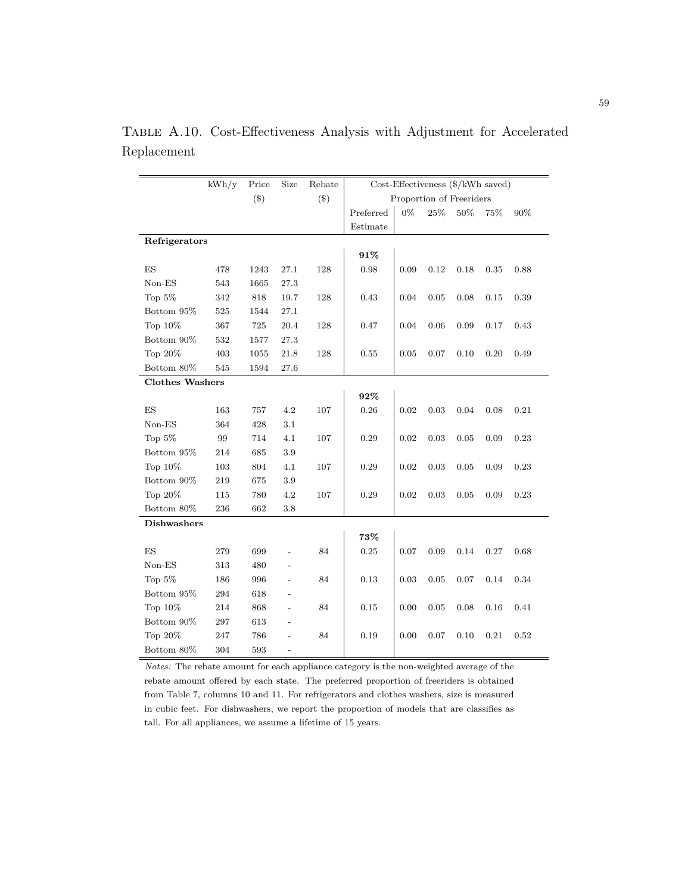Table A.10. Cost-Effectiveness Analysis with Adjustment for Accelerated Replacement

| | kWh/y | Price ($) | Size | Rebate ($) | Cost-Effectiveness ($/kWh saved) | | | | | |
|---|---|---|---|---|---|---|---|---|---|---|
| | | | | | Proportion of Freeriders | | | | | |
| | | | | | Preferred Estimate | 0% | 25% | 50% | 75% | 90% |
| **Refrigerators** | | | | | | | | | | |
| | | | | | **91%** | | | | | |
| ES | 478 | 1243 | 27.1 | 128 | 0.98 | 0.09 | 0.12 | 0.18 | 0.35 | 0.88 |
| Non-ES | 543 | 1665 | 27.3 | | | | | | | |
| Top 5% | 342 | 818 | 19.7 | 128 | 0.43 | 0.04 | 0.05 | 0.08 | 0.15 | 0.39 |
| Bottom 95% | 525 | 1544 | 27.1 | | | | | | | |
| Top 10% | 367 | 725 | 20.4 | 128 | 0.47 | 0.04 | 0.06 | 0.09 | 0.17 | 0.43 |
| Bottom 90% | 532 | 1577 | 27.3 | | | | | | | |
| Top 20% | 403 | 1055 | 21.8 | 128 | 0.55 | 0.05 | 0.07 | 0.10 | 0.20 | 0.49 |
| Bottom 80% | 545 | 1594 | 27.6 | | | | | | | |
| **Clothes Washers** | | | | | | | | | | |
| | | | | | **92%** | | | | | |
| ES | 163 | 757 | 4.2 | 107 | 0.26 | 0.02 | 0.03 | 0.04 | 0.08 | 0.21 |
| Non-ES | 364 | 428 | 3.1 | | | | | | | |
| Top 5% | 99 | 714 | 4.1 | 107 | 0.29 | 0.02 | 0.03 | 0.05 | 0.09 | 0.23 |
| Bottom 95% | 214 | 685 | 3.9 | | | | | | | |
| Top 10% | 103 | 804 | 4.1 | 107 | 0.29 | 0.02 | 0.03 | 0.05 | 0.09 | 0.23 |
| Bottom 90% | 219 | 675 | 3.9 | | | | | | | |
| Top 20% | 115 | 780 | 4.2 | 107 | 0.29 | 0.02 | 0.03 | 0.05 | 0.09 | 0.23 |
| Bottom 80% | 236 | 662 | 3.8 | | | | | | | |
| **Dishwashers** | | | | | | | | | | |
| | | | | | **73%** | | | | | |
| ES | 279 | 699 | - | 84 | 0.25 | 0.07 | 0.09 | 0.14 | 0.27 | 0.68 |
| Non-ES | 313 | 480 | - | | | | | | | |
| Top 5% | 186 | 996 | - | 84 | 0.13 | 0.03 | 0.05 | 0.07 | 0.14 | 0.34 |
| Bottom 95% | 294 | 618 | - | | | | | | | |
| Top 10% | 214 | 868 | - | 84 | 0.15 | 0.00 | 0.05 | 0.08 | 0.16 | 0.41 |
| Bottom 90% | 297 | 613 | - | | | | | | | |
| Top 20% | 247 | 786 | - | 84 | 0.19 | 0.00 | 0.07 | 0.10 | 0.21 | 0.52 |
| Bottom 80% | 304 | 593 | - | | | | | | | |

*Notes:* The rebate amount for each appliance category is the non-weighted average of the rebate amount offered by each state. The preferred proportion of freeriders is obtained from Table 7, columns 10 and 11. For refrigerators and clothes washers, size is measured in cubic feet. For dishwashers, we report the proportion of models that are classifies as tall. For all appliances, we assume a lifetime of 15 years.